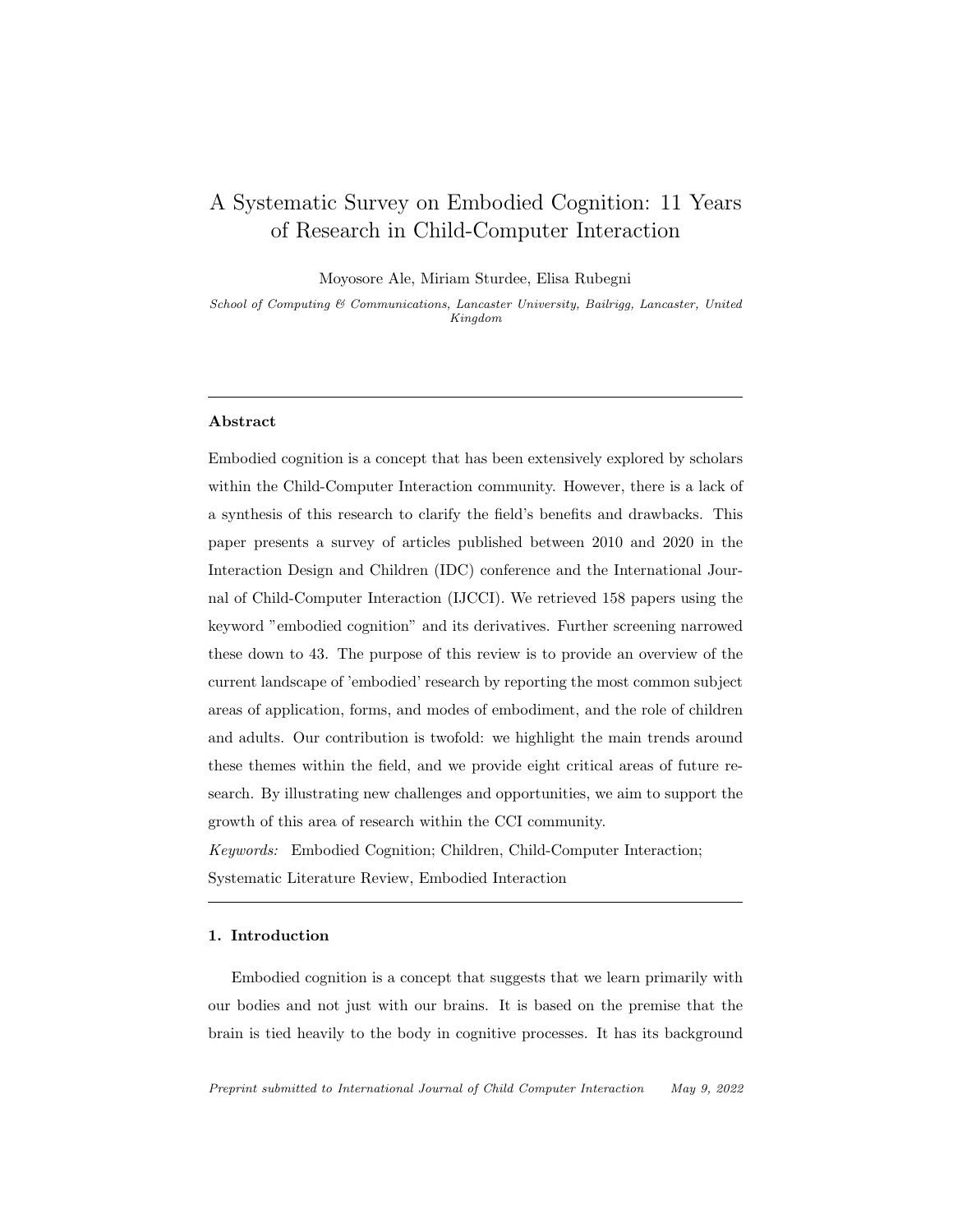# A Systematic Survey on Embodied Cognition: 11 Years of Research in Child-Computer Interaction

Moyosore Ale, Miriam Sturdee, Elisa Rubegni

*School of Computing & Communications, Lancaster University, Bailrigg, Lancaster, United Kingdom*

---

**Abstract**

Embodied cognition is a concept that has been extensively explored by scholars within the Child-Computer Interaction community. However, there is a lack of a synthesis of this research to clarify the field's benefits and drawbacks. This paper presents a survey of articles published between 2010 and 2020 in the Interaction Design and Children (IDC) conference and the International Journal of Child-Computer Interaction (IJCCI). We retrieved 158 papers using the keyword "embodied cognition" and its derivatives. Further screening narrowed these down to 43. The purpose of this review is to provide an overview of the current landscape of 'embodied' research by reporting the most common subject areas of application, forms, and modes of embodiment, and the role of children and adults. Our contribution is twofold: we highlight the main trends around these themes within the field, and we provide eight critical areas of future research. By illustrating new challenges and opportunities, we aim to support the growth of this area of research within the CCI community.

*Keywords:* Embodied Cognition; Children, Child-Computer Interaction; Systematic Literature Review, Embodied Interaction

---

## 1. Introduction

Embodied cognition is a concept that suggests that we learn primarily with our bodies and not just with our brains. It is based on the premise that the brain is tied heavily to the body in cognitive processes. It has its background

*Preprint submitted to International Journal of Child Computer Interaction May 9, 2022*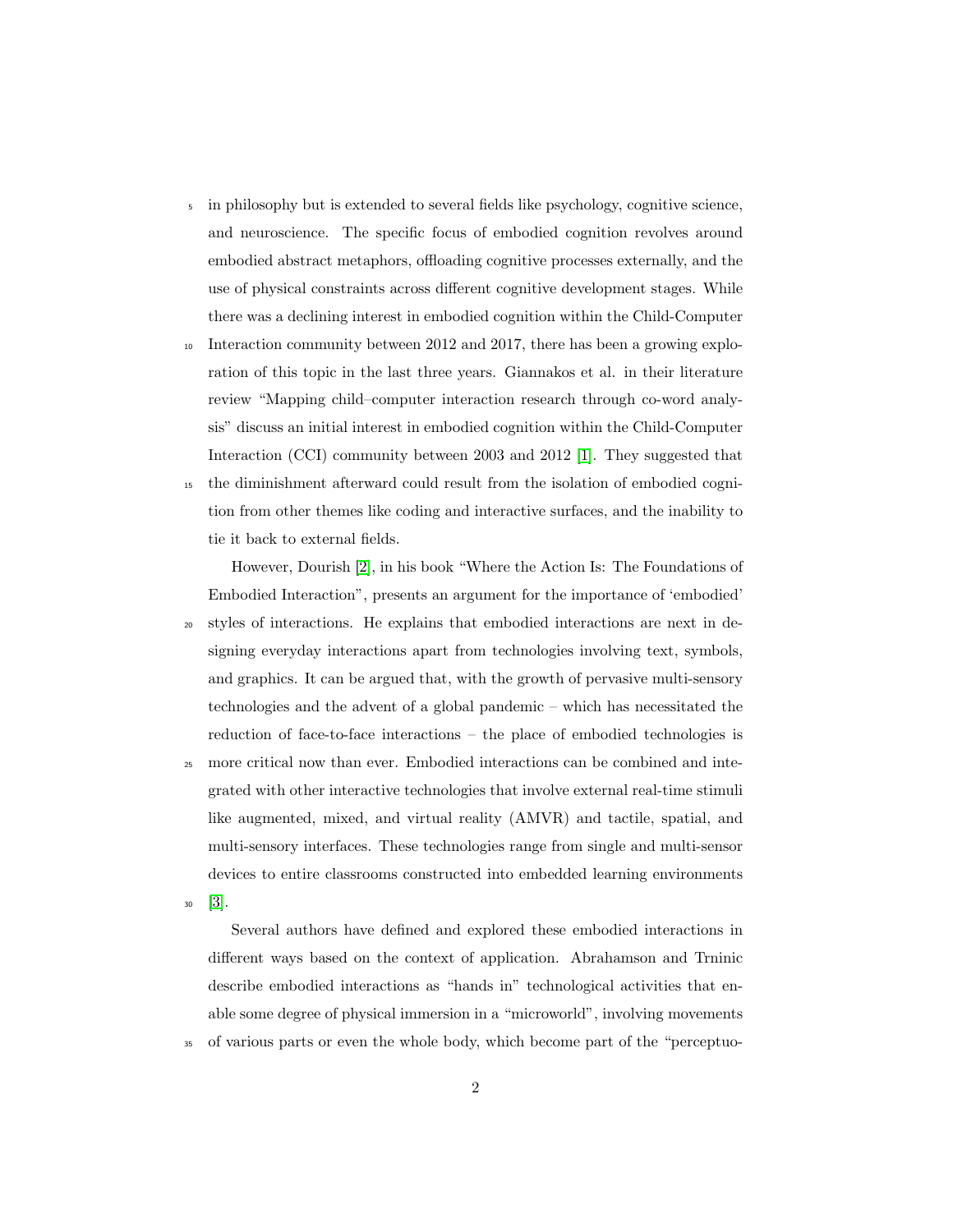in philosophy but is extended to several fields like psychology, cognitive science, and neuroscience. The specific focus of embodied cognition revolves around embodied abstract metaphors, offloading cognitive processes externally, and the use of physical constraints across different cognitive development stages. While there was a declining interest in embodied cognition within the Child-Computer Interaction community between 2012 and 2017, there has been a growing exploration of this topic in the last three years. Giannakos et al. in their literature review "Mapping child–computer interaction research through co-word analysis" discuss an initial interest in embodied cognition within the Child-Computer Interaction (CCI) community between 2003 and 2012 [1]. They suggested that the diminishment afterward could result from the isolation of embodied cognition from other themes like coding and interactive surfaces, and the inability to tie it back to external fields.

However, Dourish [2], in his book "Where the Action Is: The Foundations of Embodied Interaction", presents an argument for the importance of 'embodied' styles of interactions. He explains that embodied interactions are next in designing everyday interactions apart from technologies involving text, symbols, and graphics. It can be argued that, with the growth of pervasive multi-sensory technologies and the advent of a global pandemic – which has necessitated the reduction of face-to-face interactions – the place of embodied technologies is more critical now than ever. Embodied interactions can be combined and integrated with other interactive technologies that involve external real-time stimuli like augmented, mixed, and virtual reality (AMVR) and tactile, spatial, and multi-sensory interfaces. These technologies range from single and multi-sensor devices to entire classrooms constructed into embedded learning environments [3].

Several authors have defined and explored these embodied interactions in different ways based on the context of application. Abrahamson and Trninic describe embodied interactions as "hands in" technological activities that enable some degree of physical immersion in a "microworld", involving movements of various parts or even the whole body, which become part of the "perceptuo-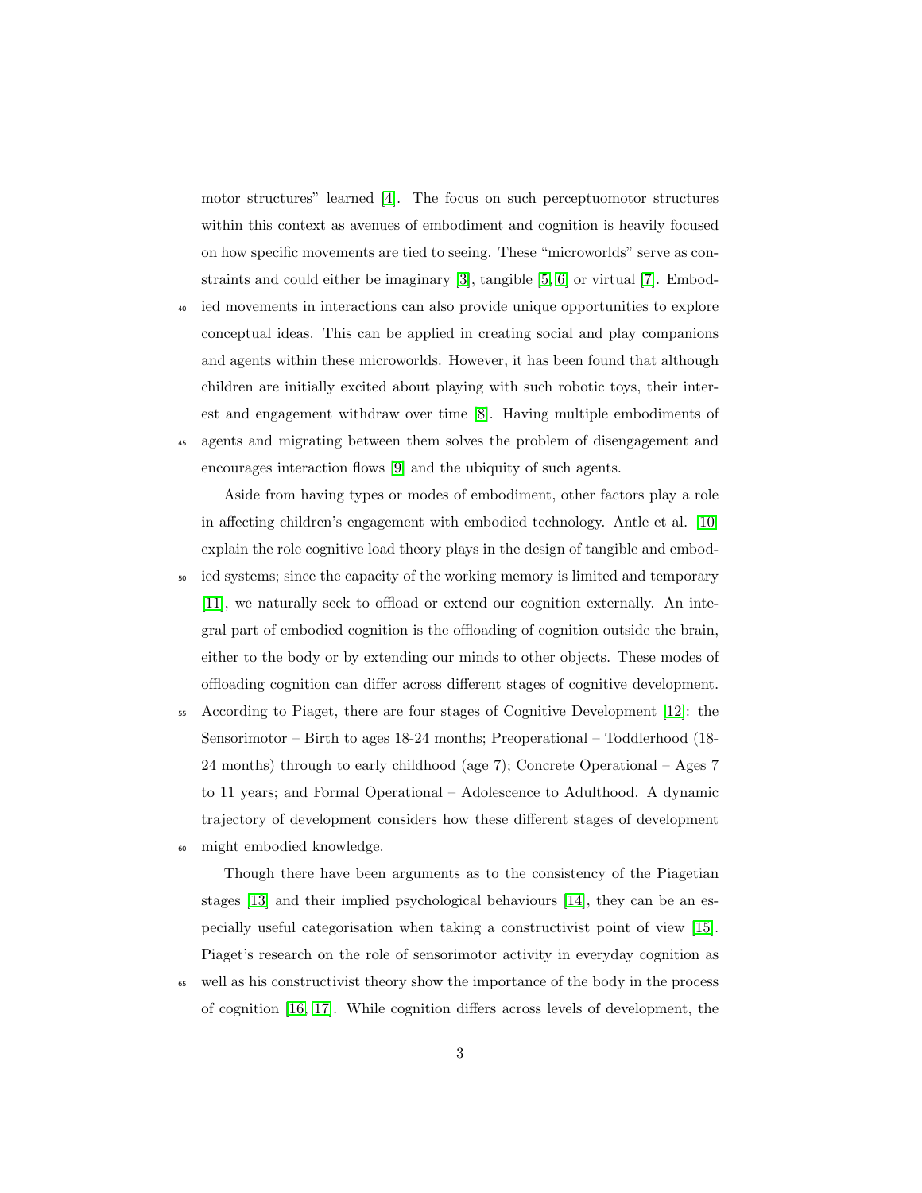motor structures" learned [4]. The focus on such perceptuomotor structures within this context as avenues of embodiment and cognition is heavily focused on how specific movements are tied to seeing. These "microworlds" serve as constraints and could either be imaginary [3], tangible [5, 6] or virtual [7]. Embodied movements in interactions can also provide unique opportunities to explore conceptual ideas. This can be applied in creating social and play companions and agents within these microworlds. However, it has been found that although children are initially excited about playing with such robotic toys, their interest and engagement withdraw over time [8]. Having multiple embodiments of agents and migrating between them solves the problem of disengagement and encourages interaction flows [9] and the ubiquity of such agents.

Aside from having types or modes of embodiment, other factors play a role in affecting children's engagement with embodied technology. Antle et al. [10] explain the role cognitive load theory plays in the design of tangible and embodied systems; since the capacity of the working memory is limited and temporary [11], we naturally seek to offload or extend our cognition externally. An integral part of embodied cognition is the offloading of cognition outside the brain, either to the body or by extending our minds to other objects. These modes of offloading cognition can differ across different stages of cognitive development. According to Piaget, there are four stages of Cognitive Development [12]: the Sensorimotor – Birth to ages 18-24 months; Preoperational – Toddlerhood (18-24 months) through to early childhood (age 7); Concrete Operational – Ages 7 to 11 years; and Formal Operational – Adolescence to Adulthood. A dynamic trajectory of development considers how these different stages of development might embodied knowledge.

Though there have been arguments as to the consistency of the Piagetian stages [13] and their implied psychological behaviours [14], they can be an especially useful categorisation when taking a constructivist point of view [15]. Piaget's research on the role of sensorimotor activity in everyday cognition as well as his constructivist theory show the importance of the body in the process of cognition [16, 17]. While cognition differs across levels of development, the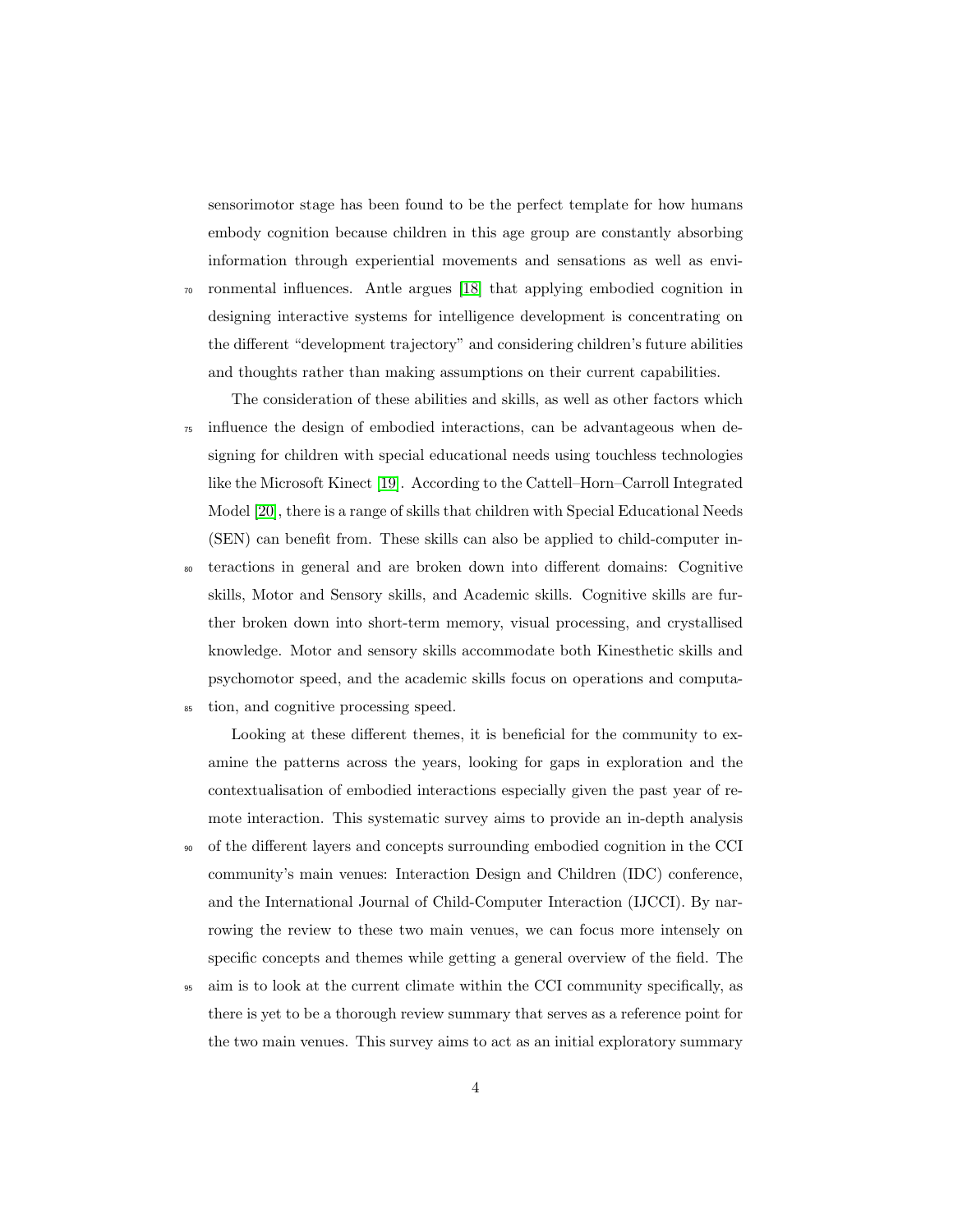sensorimotor stage has been found to be the perfect template for how humans embody cognition because children in this age group are constantly absorbing information through experiential movements and sensations as well as environmental influences. Antle argues [18] that applying embodied cognition in designing interactive systems for intelligence development is concentrating on the different "development trajectory" and considering children's future abilities and thoughts rather than making assumptions on their current capabilities.

The consideration of these abilities and skills, as well as other factors which influence the design of embodied interactions, can be advantageous when designing for children with special educational needs using touchless technologies like the Microsoft Kinect [19]. According to the Cattell–Horn–Carroll Integrated Model [20], there is a range of skills that children with Special Educational Needs (SEN) can benefit from. These skills can also be applied to child-computer interactions in general and are broken down into different domains: Cognitive skills, Motor and Sensory skills, and Academic skills. Cognitive skills are further broken down into short-term memory, visual processing, and crystallised knowledge. Motor and sensory skills accommodate both Kinesthetic skills and psychomotor speed, and the academic skills focus on operations and computation, and cognitive processing speed.

Looking at these different themes, it is beneficial for the community to examine the patterns across the years, looking for gaps in exploration and the contextualisation of embodied interactions especially given the past year of remote interaction. This systematic survey aims to provide an in-depth analysis of the different layers and concepts surrounding embodied cognition in the CCI community's main venues: Interaction Design and Children (IDC) conference, and the International Journal of Child-Computer Interaction (IJCCI). By narrowing the review to these two main venues, we can focus more intensely on specific concepts and themes while getting a general overview of the field. The aim is to look at the current climate within the CCI community specifically, as there is yet to be a thorough review summary that serves as a reference point for the two main venues. This survey aims to act as an initial exploratory summary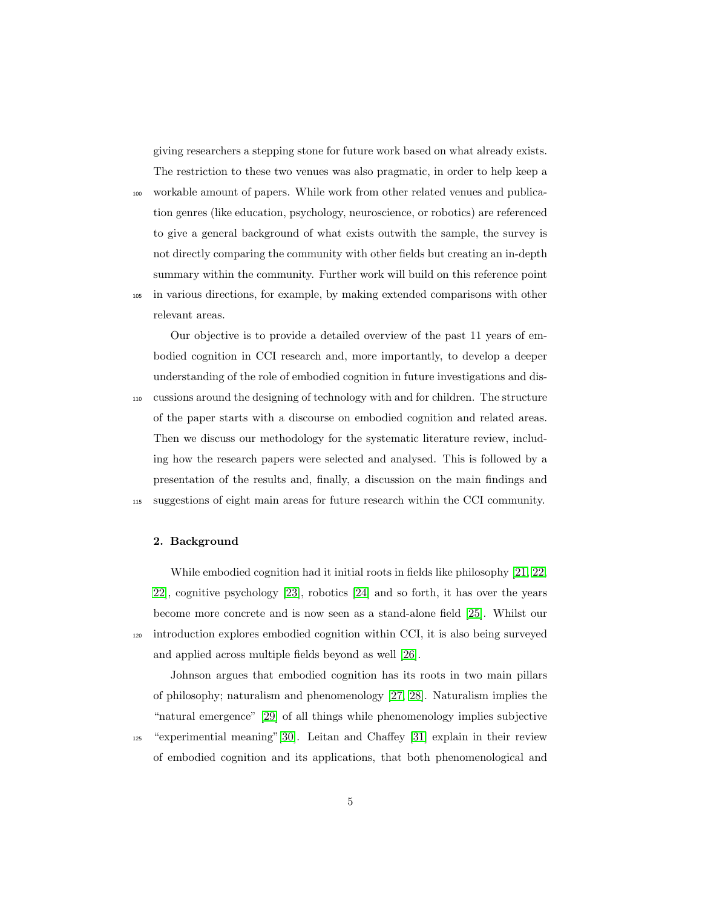giving researchers a stepping stone for future work based on what already exists. The restriction to these two venues was also pragmatic, in order to help keep a workable amount of papers. While work from other related venues and publication genres (like education, psychology, neuroscience, or robotics) are referenced to give a general background of what exists outwith the sample, the survey is not directly comparing the community with other fields but creating an in-depth summary within the community. Further work will build on this reference point in various directions, for example, by making extended comparisons with other relevant areas.

Our objective is to provide a detailed overview of the past 11 years of embodied cognition in CCI research and, more importantly, to develop a deeper understanding of the role of embodied cognition in future investigations and discussions around the designing of technology with and for children. The structure of the paper starts with a discourse on embodied cognition and related areas. Then we discuss our methodology for the systematic literature review, including how the research papers were selected and analysed. This is followed by a presentation of the results and, finally, a discussion on the main findings and suggestions of eight main areas for future research within the CCI community.

## 2. Background

While embodied cognition had it initial roots in fields like philosophy [21, 22, 22], cognitive psychology [23], robotics [24] and so forth, it has over the years become more concrete and is now seen as a stand-alone field [25]. Whilst our introduction explores embodied cognition within CCI, it is also being surveyed and applied across multiple fields beyond as well [26].

Johnson argues that embodied cognition has its roots in two main pillars of philosophy; naturalism and phenomenology [27, 28]. Naturalism implies the "natural emergence" [29] of all things while phenomenology implies subjective "experimential meaning"[30]. Leitan and Chaffey [31] explain in their review of embodied cognition and its applications, that both phenomenological and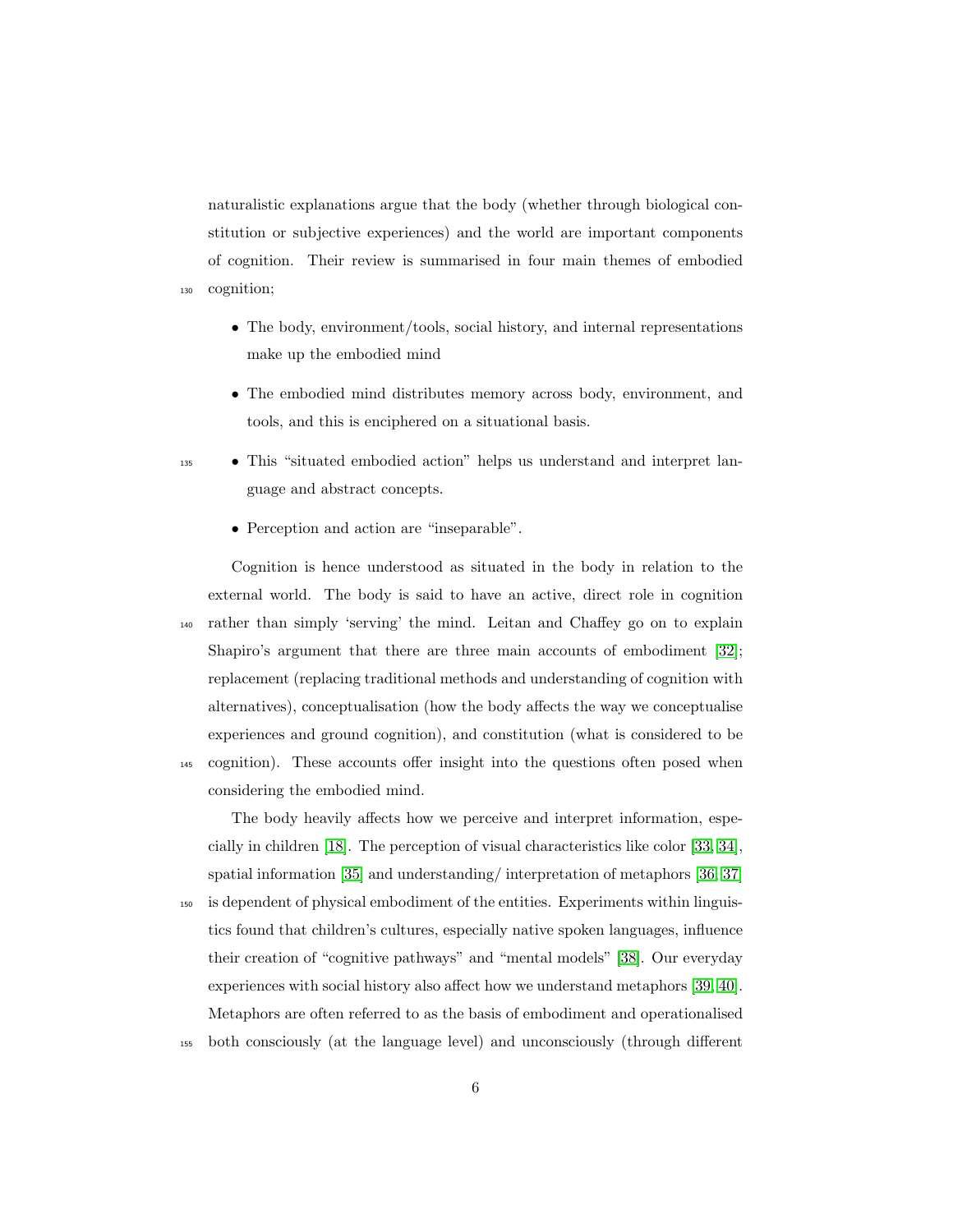naturalistic explanations argue that the body (whether through biological constitution or subjective experiences) and the world are important components of cognition. Their review is summarised in four main themes of embodied cognition;

- The body, environment/tools, social history, and internal representations make up the embodied mind
- The embodied mind distributes memory across body, environment, and tools, and this is enciphered on a situational basis.
- This "situated embodied action" helps us understand and interpret language and abstract concepts.
- Perception and action are "inseparable".

Cognition is hence understood as situated in the body in relation to the external world. The body is said to have an active, direct role in cognition rather than simply 'serving' the mind. Leitan and Chaffey go on to explain Shapiro's argument that there are three main accounts of embodiment [32]; replacement (replacing traditional methods and understanding of cognition with alternatives), conceptualisation (how the body affects the way we conceptualise experiences and ground cognition), and constitution (what is considered to be cognition). These accounts offer insight into the questions often posed when considering the embodied mind.

The body heavily affects how we perceive and interpret information, especially in children [18]. The perception of visual characteristics like color [33, 34], spatial information [35] and understanding/ interpretation of metaphors [36, 37] is dependent of physical embodiment of the entities. Experiments within linguistics found that children's cultures, especially native spoken languages, influence their creation of "cognitive pathways" and "mental models" [38]. Our everyday experiences with social history also affect how we understand metaphors [39, 40]. Metaphors are often referred to as the basis of embodiment and operationalised both consciously (at the language level) and unconsciously (through different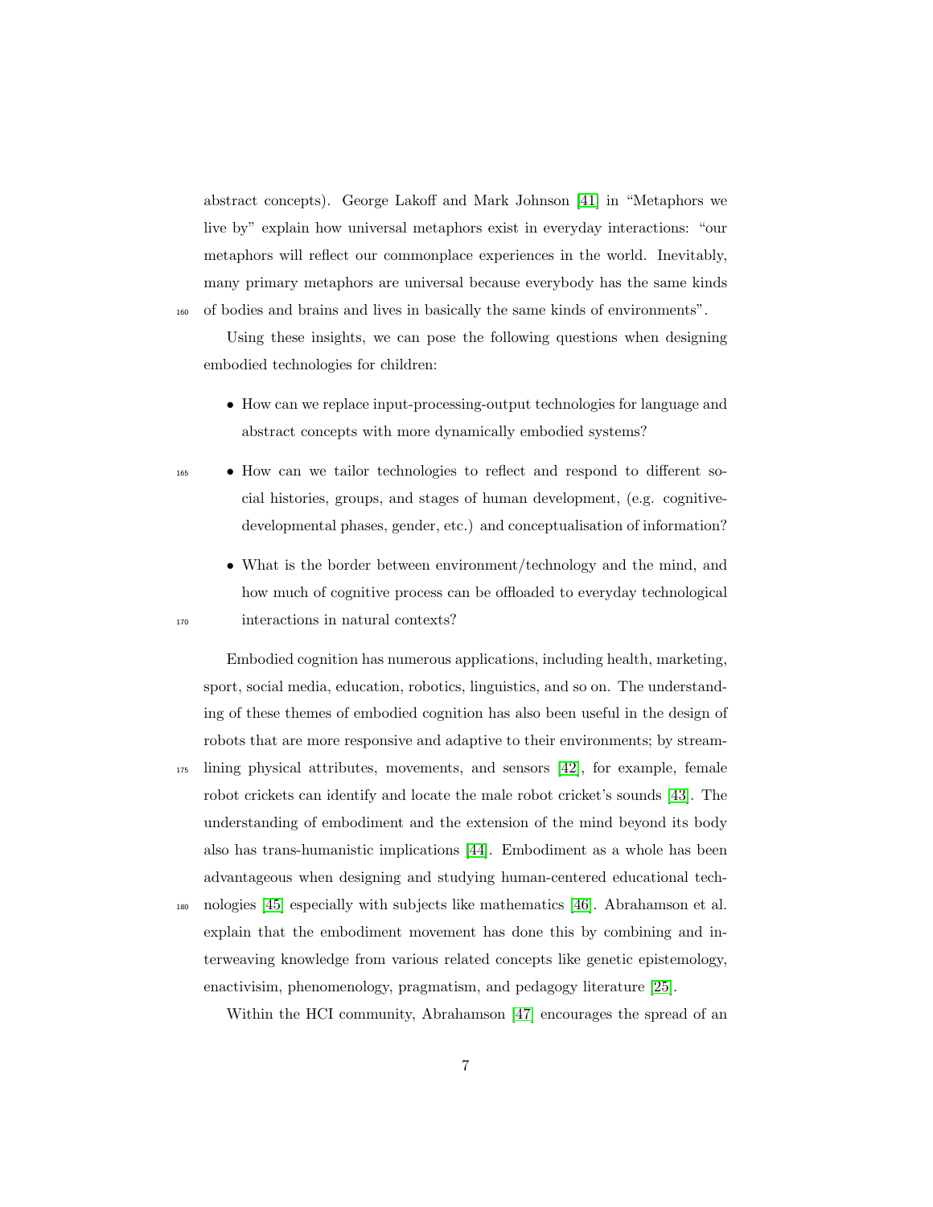abstract concepts). George Lakoff and Mark Johnson [41] in "Metaphors we live by" explain how universal metaphors exist in everyday interactions: "our metaphors will reflect our commonplace experiences in the world. Inevitably, many primary metaphors are universal because everybody has the same kinds of bodies and brains and lives in basically the same kinds of environments".

Using these insights, we can pose the following questions when designing embodied technologies for children:

- How can we replace input-processing-output technologies for language and abstract concepts with more dynamically embodied systems?
- How can we tailor technologies to reflect and respond to different social histories, groups, and stages of human development, (e.g. cognitive-developmental phases, gender, etc.) and conceptualisation of information?
- What is the border between environment/technology and the mind, and how much of cognitive process can be offloaded to everyday technological interactions in natural contexts?

Embodied cognition has numerous applications, including health, marketing, sport, social media, education, robotics, linguistics, and so on. The understanding of these themes of embodied cognition has also been useful in the design of robots that are more responsive and adaptive to their environments; by streamlining physical attributes, movements, and sensors [42], for example, female robot crickets can identify and locate the male robot cricket's sounds [43]. The understanding of embodiment and the extension of the mind beyond its body also has trans-humanistic implications [44]. Embodiment as a whole has been advantageous when designing and studying human-centered educational technologies [45] especially with subjects like mathematics [46]. Abrahamson et al. explain that the embodiment movement has done this by combining and interweaving knowledge from various related concepts like genetic epistemology, enactivisim, phenomenology, pragmatism, and pedagogy literature [25].

Within the HCI community, Abrahamson [47] encourages the spread of an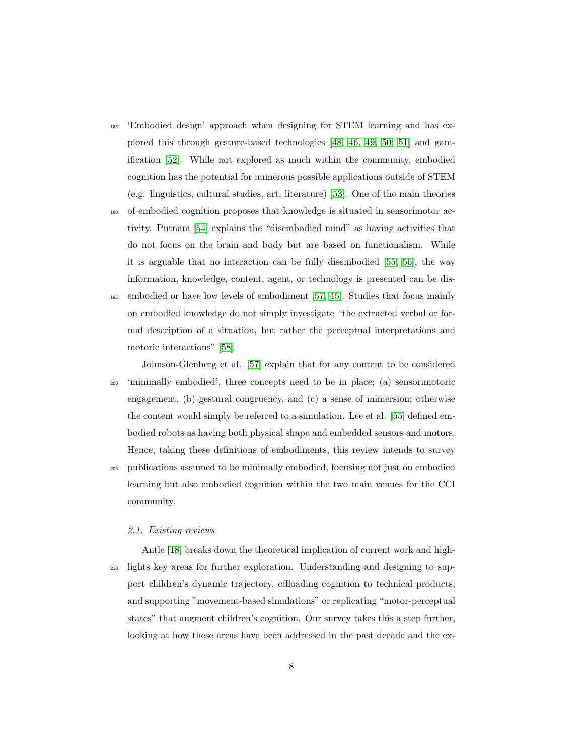'Embodied design' approach when designing for STEM learning and has explored this through gesture-based technologies [48, 46, 49, 50, 51] and gamification [52]. While not explored as much within the community, embodied cognition has the potential for numerous possible applications outside of STEM (e.g. linguistics, cultural studies, art, literature) [53]. One of the main theories of embodied cognition proposes that knowledge is situated in sensorimotor activity. Putnam [54] explains the "disembodied mind" as having activities that do not focus on the brain and body but are based on functionalism. While it is arguable that no interaction can be fully disembodied [55, 56], the way information, knowledge, content, agent, or technology is presented can be disembodied or have low levels of embodiment [57, 45]. Studies that focus mainly on embodied knowledge do not simply investigate "the extracted verbal or formal description of a situation, but rather the perceptual interpretations and motoric interactions" [58].

Johnson-Glenberg et al. [57] explain that for any content to be considered 'minimally embodied', three concepts need to be in place; (a) sensorimotoric engagement, (b) gestural congruency, and (c) a sense of immersion; otherwise the content would simply be referred to a simulation. Lee et al. [55] defined embodied robots as having both physical shape and embedded sensors and motors. Hence, taking these definitions of embodiments, this review intends to survey publications assumed to be minimally embodied, focusing not just on embodied learning but also embodied cognition within the two main venues for the CCI community.

### 2.1. Existing reviews

Antle [18] breaks down the theoretical implication of current work and highlights key areas for further exploration. Understanding and designing to support children's dynamic trajectory, offloading cognition to technical products, and supporting "movement-based simulations" or replicating "motor-perceptual states" that augment children's cognition. Our survey takes this a step further, looking at how these areas have been addressed in the past decade and the ex-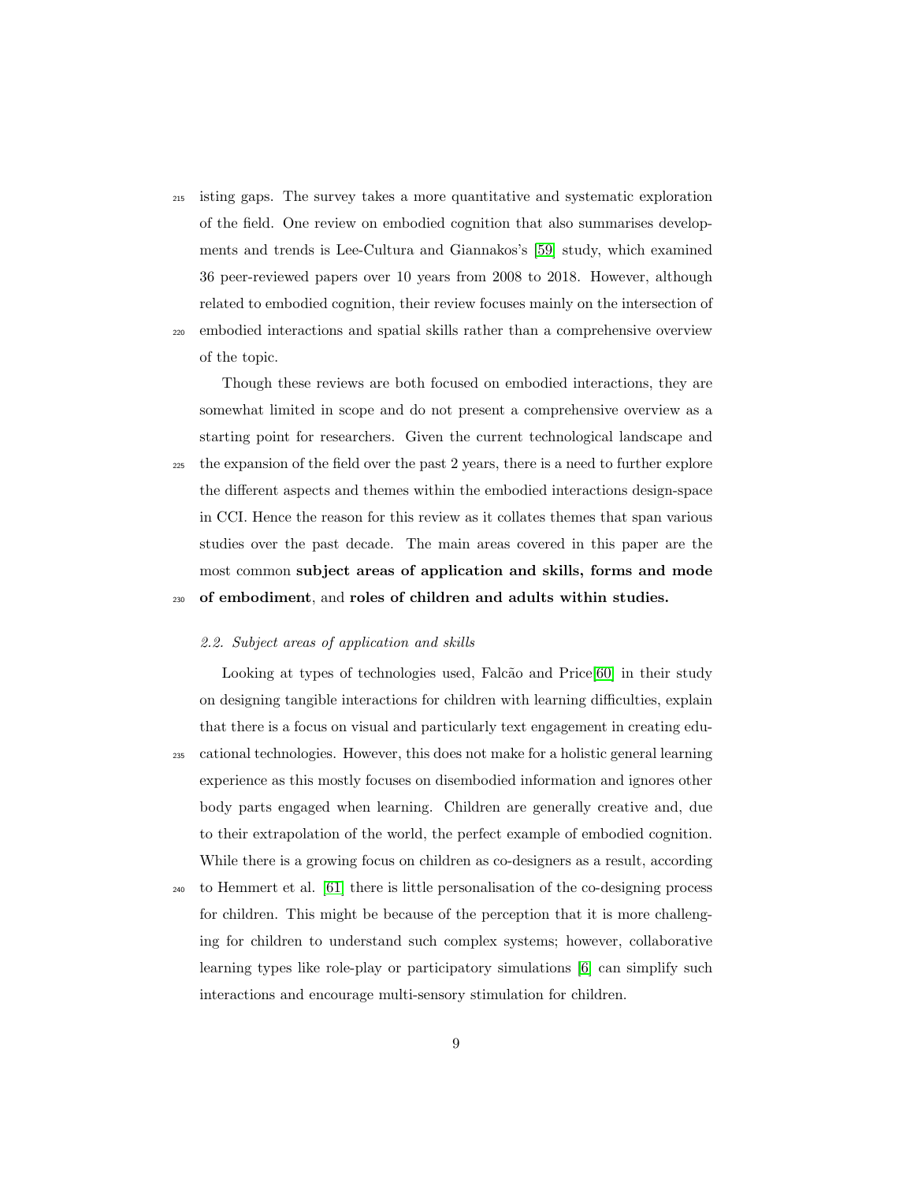isting gaps. The survey takes a more quantitative and systematic exploration of the field. One review on embodied cognition that also summarises developments and trends is Lee-Cultura and Giannakos's [59] study, which examined 36 peer-reviewed papers over 10 years from 2008 to 2018. However, although related to embodied cognition, their review focuses mainly on the intersection of embodied interactions and spatial skills rather than a comprehensive overview of the topic.

Though these reviews are both focused on embodied interactions, they are somewhat limited in scope and do not present a comprehensive overview as a starting point for researchers. Given the current technological landscape and the expansion of the field over the past 2 years, there is a need to further explore the different aspects and themes within the embodied interactions design-space in CCI. Hence the reason for this review as it collates themes that span various studies over the past decade. The main areas covered in this paper are the most common **subject areas of application and skills, forms and mode of embodiment**, and **roles of children and adults within studies.**

### *2.2. Subject areas of application and skills*

Looking at types of technologies used, Falcão and Price[60] in their study on designing tangible interactions for children with learning difficulties, explain that there is a focus on visual and particularly text engagement in creating educational technologies. However, this does not make for a holistic general learning experience as this mostly focuses on disembodied information and ignores other body parts engaged when learning. Children are generally creative and, due to their extrapolation of the world, the perfect example of embodied cognition. While there is a growing focus on children as co-designers as a result, according to Hemmert et al. [61] there is little personalisation of the co-designing process for children. This might be because of the perception that it is more challenging for children to understand such complex systems; however, collaborative learning types like role-play or participatory simulations [6] can simplify such interactions and encourage multi-sensory stimulation for children.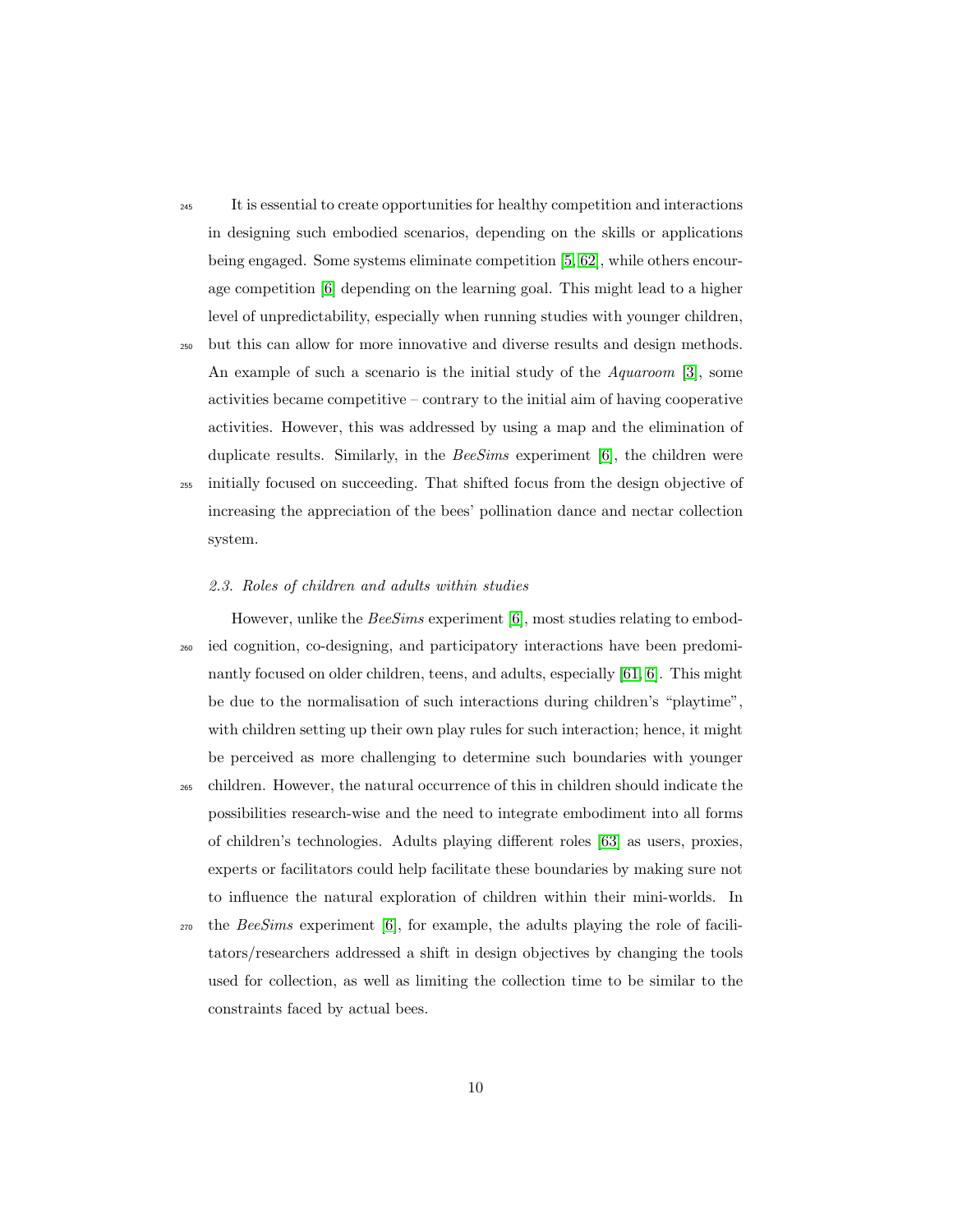It is essential to create opportunities for healthy competition and interactions in designing such embodied scenarios, depending on the skills or applications being engaged. Some systems eliminate competition [5, 62], while others encourage competition [6] depending on the learning goal. This might lead to a higher level of unpredictability, especially when running studies with younger children, but this can allow for more innovative and diverse results and design methods. An example of such a scenario is the initial study of the *Aquaroom* [3], some activities became competitive – contrary to the initial aim of having cooperative activities. However, this was addressed by using a map and the elimination of duplicate results. Similarly, in the *BeeSims* experiment [6], the children were initially focused on succeeding. That shifted focus from the design objective of increasing the appreciation of the bees' pollination dance and nectar collection system.

### 2.3. Roles of children and adults within studies

However, unlike the *BeeSims* experiment [6], most studies relating to embodied cognition, co-designing, and participatory interactions have been predominantly focused on older children, teens, and adults, especially [61, 6]. This might be due to the normalisation of such interactions during children's "playtime", with children setting up their own play rules for such interaction; hence, it might be perceived as more challenging to determine such boundaries with younger children. However, the natural occurrence of this in children should indicate the possibilities research-wise and the need to integrate embodiment into all forms of children's technologies. Adults playing different roles [63] as users, proxies, experts or facilitators could help facilitate these boundaries by making sure not to influence the natural exploration of children within their mini-worlds. In the *BeeSims* experiment [6], for example, the adults playing the role of facilitators/researchers addressed a shift in design objectives by changing the tools used for collection, as well as limiting the collection time to be similar to the constraints faced by actual bees.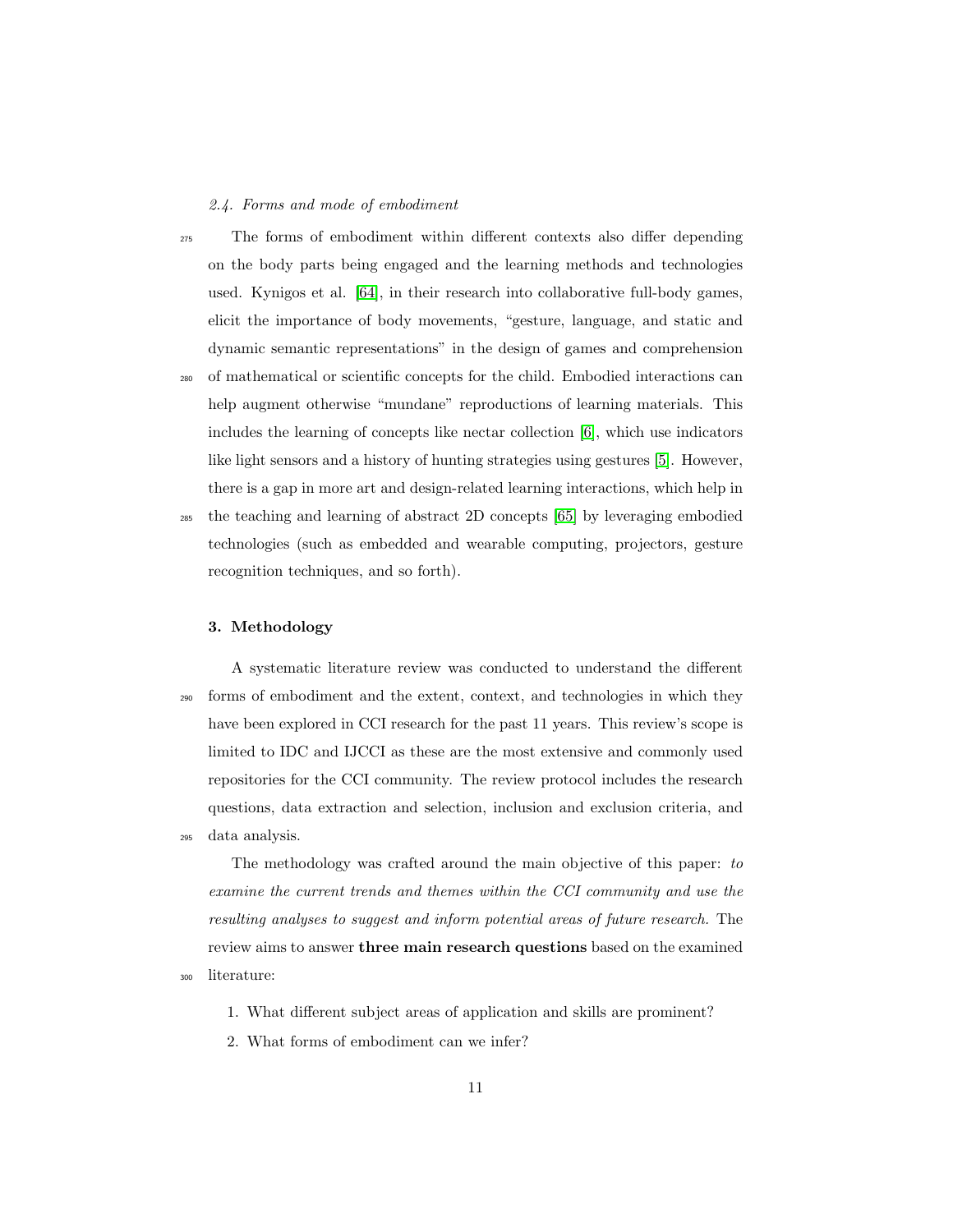### 2.4. Forms and mode of embodiment

The forms of embodiment within different contexts also differ depending on the body parts being engaged and the learning methods and technologies used. Kynigos et al. [64], in their research into collaborative full-body games, elicit the importance of body movements, "gesture, language, and static and dynamic semantic representations" in the design of games and comprehension of mathematical or scientific concepts for the child. Embodied interactions can help augment otherwise "mundane" reproductions of learning materials. This includes the learning of concepts like nectar collection [6], which use indicators like light sensors and a history of hunting strategies using gestures [5]. However, there is a gap in more art and design-related learning interactions, which help in the teaching and learning of abstract 2D concepts [65] by leveraging embodied technologies (such as embedded and wearable computing, projectors, gesture recognition techniques, and so forth).

## 3. Methodology

A systematic literature review was conducted to understand the different forms of embodiment and the extent, context, and technologies in which they have been explored in CCI research for the past 11 years. This review's scope is limited to IDC and IJCCI as these are the most extensive and commonly used repositories for the CCI community. The review protocol includes the research questions, data extraction and selection, inclusion and exclusion criteria, and data analysis.

The methodology was crafted around the main objective of this paper: *to examine the current trends and themes within the CCI community and use the resulting analyses to suggest and inform potential areas of future research.* The review aims to answer **three main research questions** based on the examined literature:

1. What different subject areas of application and skills are prominent?
2. What forms of embodiment can we infer?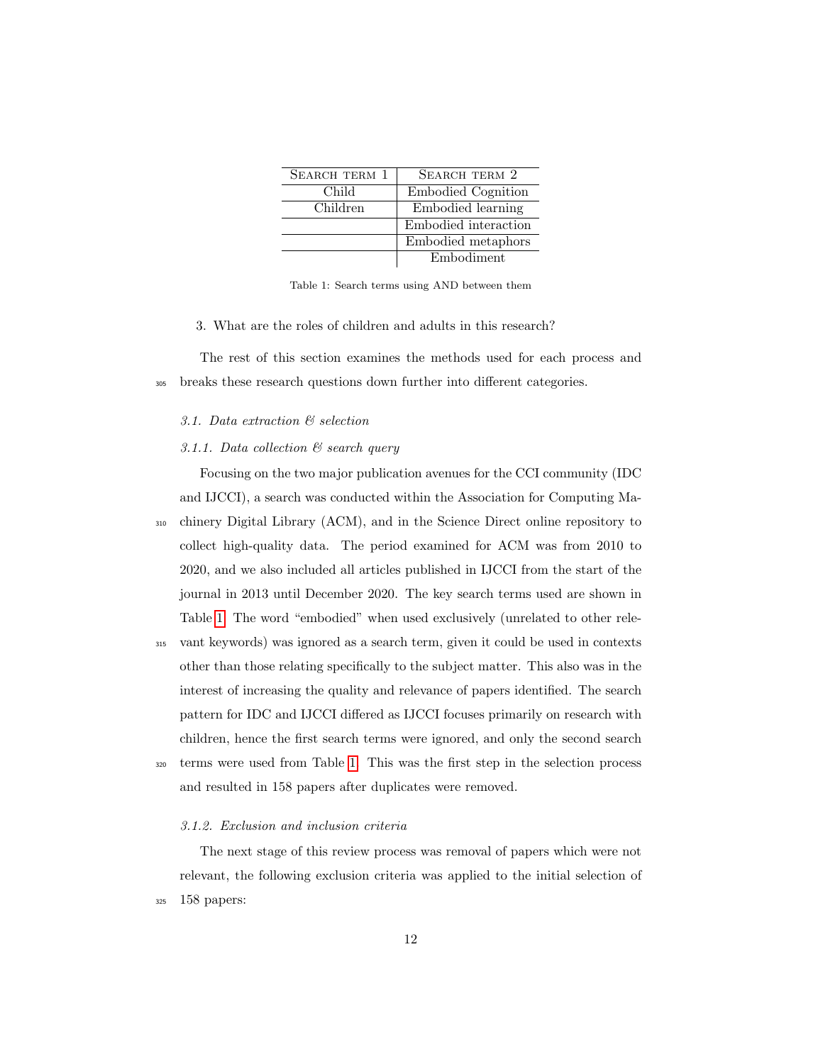| Search term 1 | Search term 2 |
|---|---|
| Child | Embodied Cognition |
| Children | Embodied learning |
| | Embodied interaction |
| | Embodied metaphors |
| | Embodiment |

Table 1: Search terms using AND between them

3. What are the roles of children and adults in this research?

The rest of this section examines the methods used for each process and breaks these research questions down further into different categories.

### *3.1. Data extraction & selection*

#### *3.1.1. Data collection & search query*

Focusing on the two major publication avenues for the CCI community (IDC and IJCCI), a search was conducted within the Association for Computing Machinery Digital Library (ACM), and in the Science Direct online repository to collect high-quality data. The period examined for ACM was from 2010 to 2020, and we also included all articles published in IJCCI from the start of the journal in 2013 until December 2020. The key search terms used are shown in Table 1. The word "embodied" when used exclusively (unrelated to other relevant keywords) was ignored as a search term, given it could be used in contexts other than those relating specifically to the subject matter. This also was in the interest of increasing the quality and relevance of papers identified. The search pattern for IDC and IJCCI differed as IJCCI focuses primarily on research with children, hence the first search terms were ignored, and only the second search terms were used from Table 1. This was the first step in the selection process and resulted in 158 papers after duplicates were removed.

#### *3.1.2. Exclusion and inclusion criteria*

The next stage of this review process was removal of papers which were not relevant, the following exclusion criteria was applied to the initial selection of 158 papers: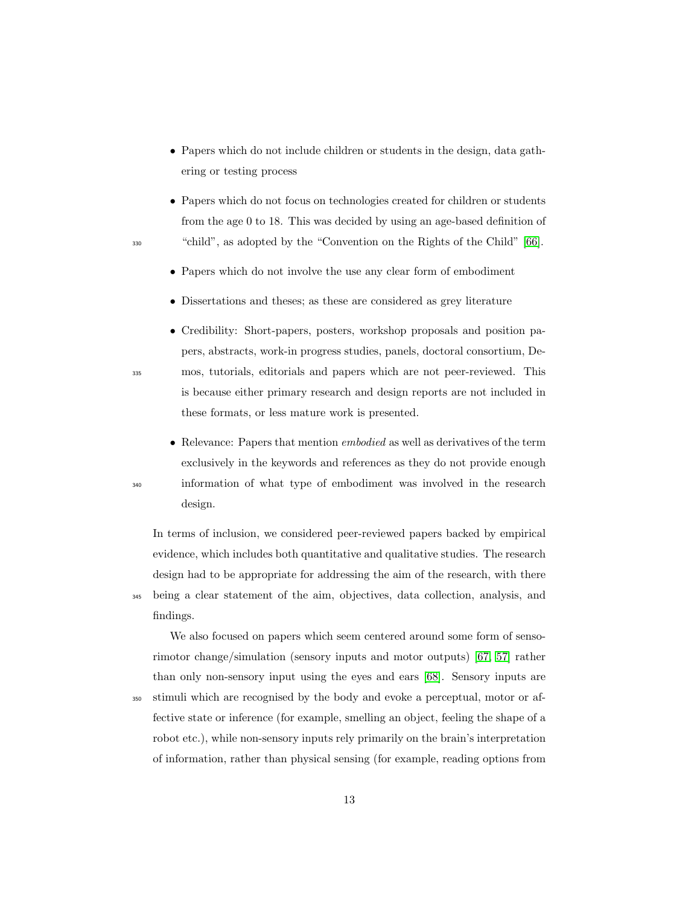- Papers which do not include children or students in the design, data gathering or testing process
- Papers which do not focus on technologies created for children or students from the age 0 to 18. This was decided by using an age-based definition of "child", as adopted by the "Convention on the Rights of the Child" [66].
- Papers which do not involve the use any clear form of embodiment
- Dissertations and theses; as these are considered as grey literature
- Credibility: Short-papers, posters, workshop proposals and position papers, abstracts, work-in progress studies, panels, doctoral consortium, Demos, tutorials, editorials and papers which are not peer-reviewed. This is because either primary research and design reports are not included in these formats, or less mature work is presented.
- Relevance: Papers that mention *embodied* as well as derivatives of the term exclusively in the keywords and references as they do not provide enough information of what type of embodiment was involved in the research design.

In terms of inclusion, we considered peer-reviewed papers backed by empirical evidence, which includes both quantitative and qualitative studies. The research design had to be appropriate for addressing the aim of the research, with there being a clear statement of the aim, objectives, data collection, analysis, and findings.

We also focused on papers which seem centered around some form of sensorimotor change/simulation (sensory inputs and motor outputs) [67, 57] rather than only non-sensory input using the eyes and ears [68]. Sensory inputs are stimuli which are recognised by the body and evoke a perceptual, motor or affective state or inference (for example, smelling an object, feeling the shape of a robot etc.), while non-sensory inputs rely primarily on the brain's interpretation of information, rather than physical sensing (for example, reading options from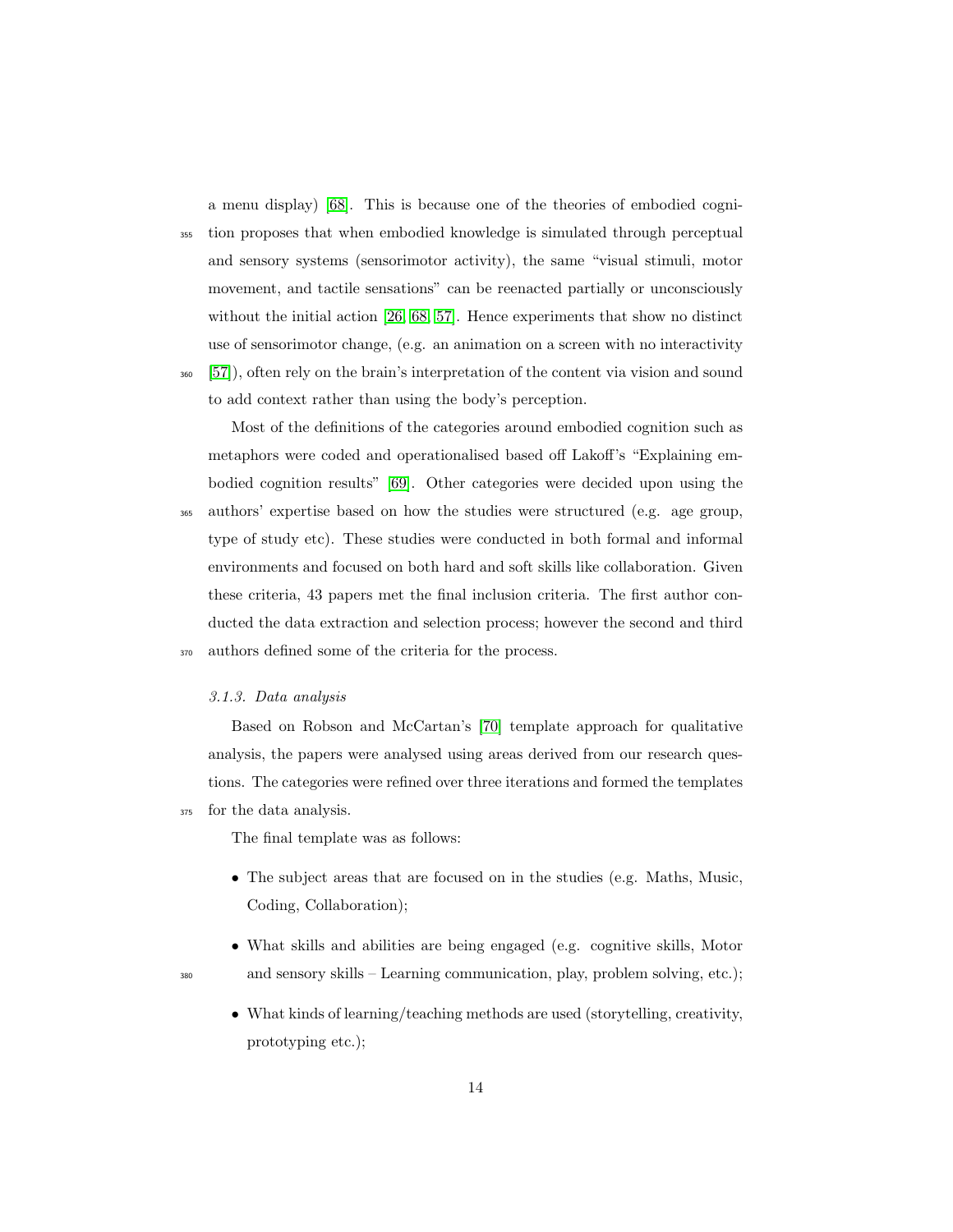a menu display) [68]. This is because one of the theories of embodied cognition proposes that when embodied knowledge is simulated through perceptual and sensory systems (sensorimotor activity), the same "visual stimuli, motor movement, and tactile sensations" can be reenacted partially or unconsciously without the initial action [26, 68, 57]. Hence experiments that show no distinct use of sensorimotor change, (e.g. an animation on a screen with no interactivity [57]), often rely on the brain's interpretation of the content via vision and sound to add context rather than using the body's perception.

Most of the definitions of the categories around embodied cognition such as metaphors were coded and operationalised based off Lakoff's "Explaining embodied cognition results" [69]. Other categories were decided upon using the authors' expertise based on how the studies were structured (e.g. age group, type of study etc). These studies were conducted in both formal and informal environments and focused on both hard and soft skills like collaboration. Given these criteria, 43 papers met the final inclusion criteria. The first author conducted the data extraction and selection process; however the second and third authors defined some of the criteria for the process.

#### *3.1.3. Data analysis*

Based on Robson and McCartan's [70] template approach for qualitative analysis, the papers were analysed using areas derived from our research questions. The categories were refined over three iterations and formed the templates for the data analysis.

The final template was as follows:

- The subject areas that are focused on in the studies (e.g. Maths, Music, Coding, Collaboration);
- What skills and abilities are being engaged (e.g. cognitive skills, Motor and sensory skills – Learning communication, play, problem solving, etc.);
- What kinds of learning/teaching methods are used (storytelling, creativity, prototyping etc.);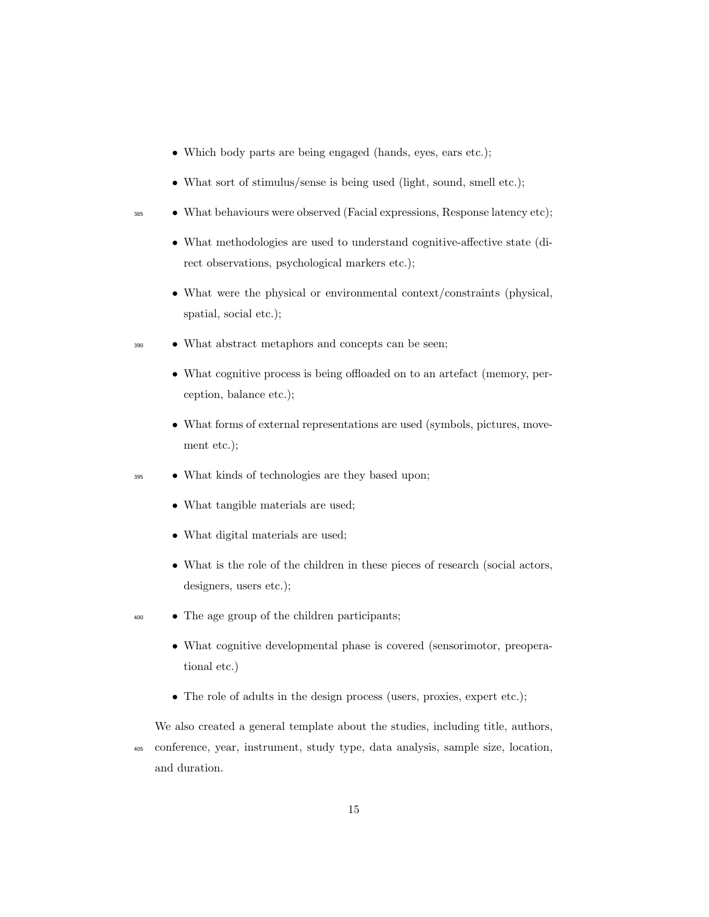- Which body parts are being engaged (hands, eyes, ears etc.);
- What sort of stimulus/sense is being used (light, sound, smell etc.);
- What behaviours were observed (Facial expressions, Response latency etc);
- What methodologies are used to understand cognitive-affective state (direct observations, psychological markers etc.);
- What were the physical or environmental context/constraints (physical, spatial, social etc.);
- What abstract metaphors and concepts can be seen;
- What cognitive process is being offloaded on to an artefact (memory, perception, balance etc.);
- What forms of external representations are used (symbols, pictures, movement etc.);
- What kinds of technologies are they based upon;
- What tangible materials are used;
- What digital materials are used;
- What is the role of the children in these pieces of research (social actors, designers, users etc.);
- The age group of the children participants;
- What cognitive developmental phase is covered (sensorimotor, preoperational etc.)
- The role of adults in the design process (users, proxies, expert etc.);

We also created a general template about the studies, including title, authors, conference, year, instrument, study type, data analysis, sample size, location, and duration.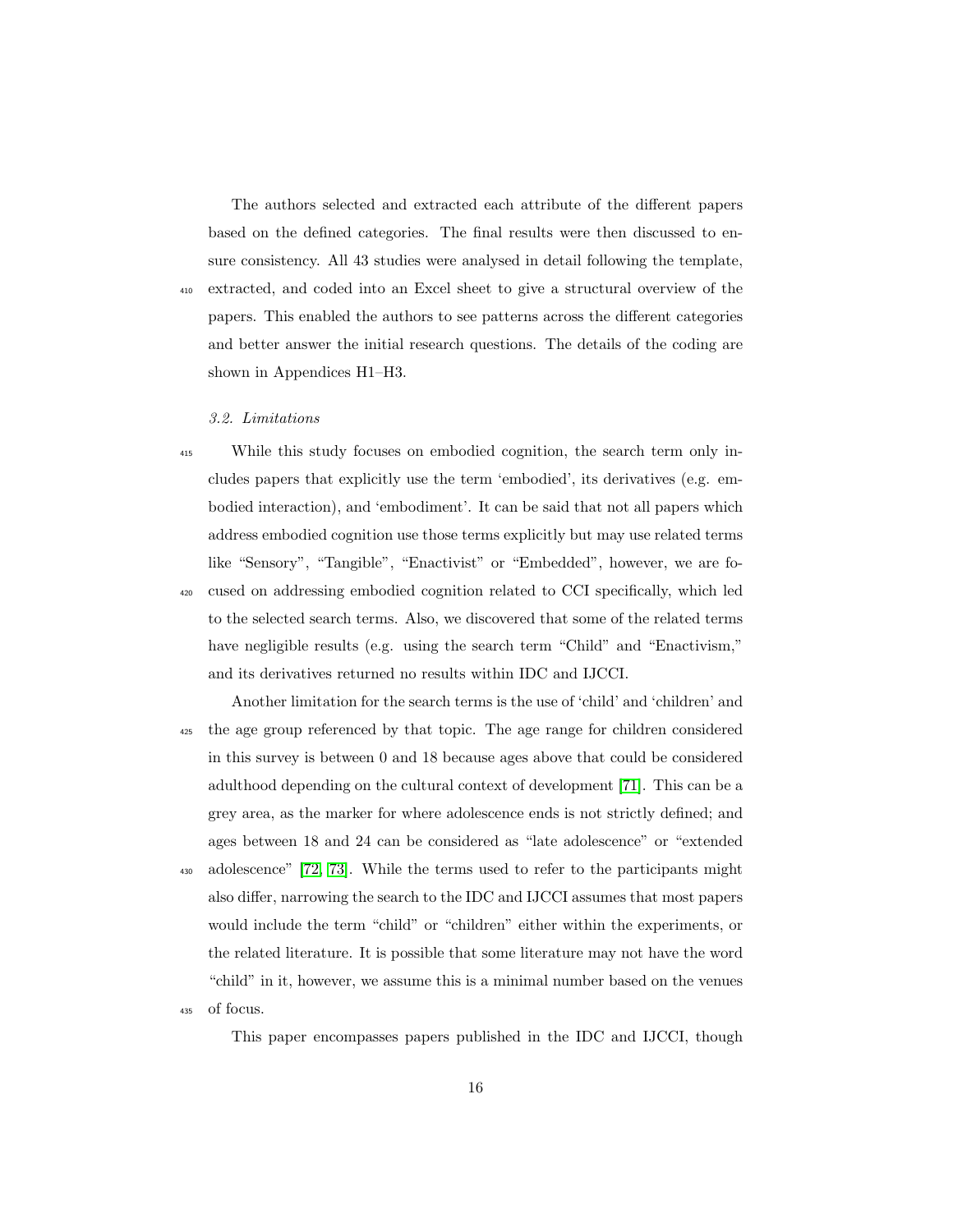The authors selected and extracted each attribute of the different papers based on the defined categories. The final results were then discussed to ensure consistency. All 43 studies were analysed in detail following the template, extracted, and coded into an Excel sheet to give a structural overview of the papers. This enabled the authors to see patterns across the different categories and better answer the initial research questions. The details of the coding are shown in Appendices H1–H3.

### *3.2. Limitations*

While this study focuses on embodied cognition, the search term only includes papers that explicitly use the term 'embodied', its derivatives (e.g. embodied interaction), and 'embodiment'. It can be said that not all papers which address embodied cognition use those terms explicitly but may use related terms like "Sensory", "Tangible", "Enactivist" or "Embedded", however, we are focused on addressing embodied cognition related to CCI specifically, which led to the selected search terms. Also, we discovered that some of the related terms have negligible results (e.g. using the search term "Child" and "Enactivism," and its derivatives returned no results within IDC and IJCCI.

Another limitation for the search terms is the use of 'child' and 'children' and the age group referenced by that topic. The age range for children considered in this survey is between 0 and 18 because ages above that could be considered adulthood depending on the cultural context of development [71]. This can be a grey area, as the marker for where adolescence ends is not strictly defined; and ages between 18 and 24 can be considered as "late adolescence" or "extended adolescence" [72, 73]. While the terms used to refer to the participants might also differ, narrowing the search to the IDC and IJCCI assumes that most papers would include the term "child" or "children" either within the experiments, or the related literature. It is possible that some literature may not have the word "child" in it, however, we assume this is a minimal number based on the venues of focus.

This paper encompasses papers published in the IDC and IJCCI, though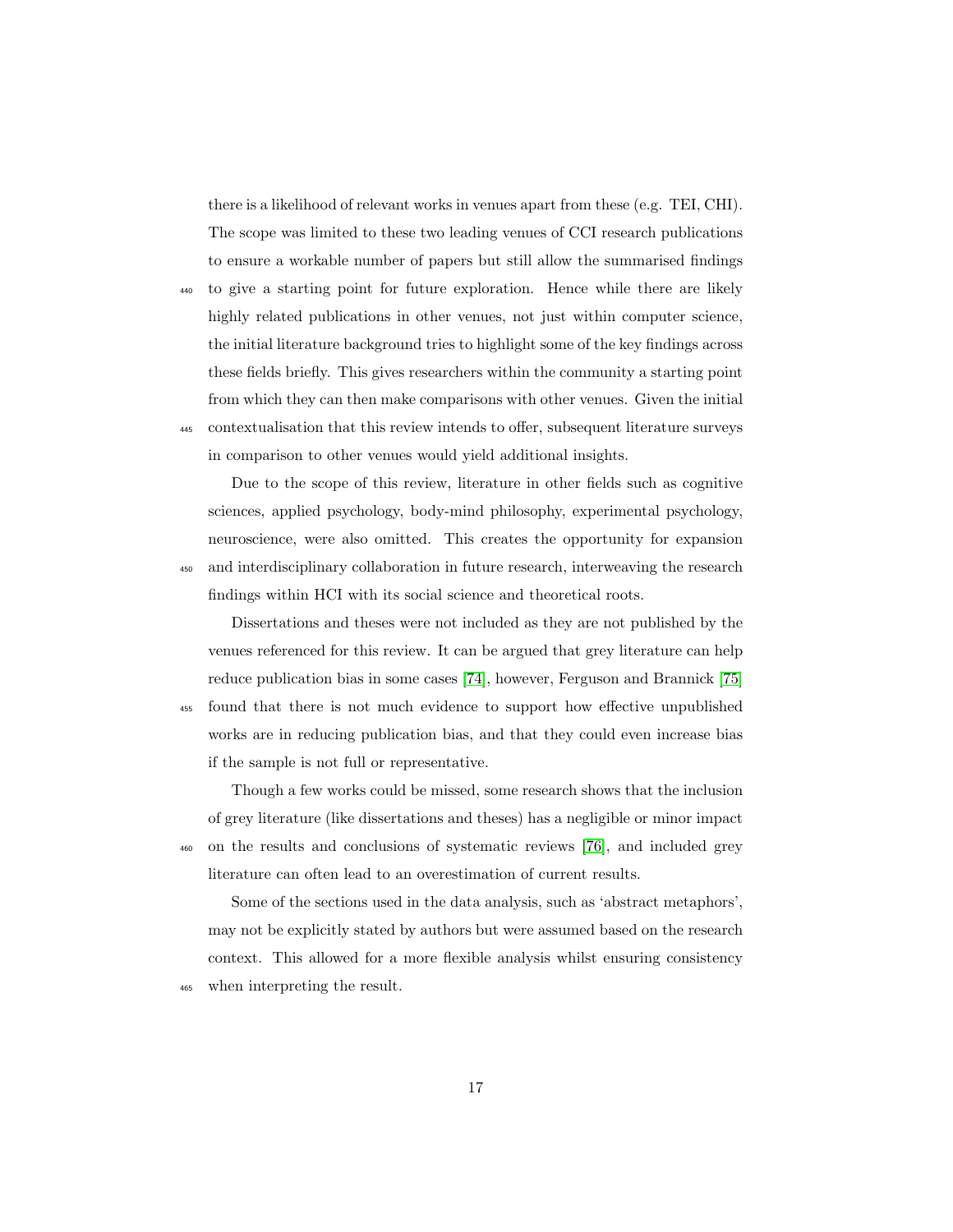there is a likelihood of relevant works in venues apart from these (e.g. TEI, CHI). The scope was limited to these two leading venues of CCI research publications to ensure a workable number of papers but still allow the summarised findings to give a starting point for future exploration. Hence while there are likely highly related publications in other venues, not just within computer science, the initial literature background tries to highlight some of the key findings across these fields briefly. This gives researchers within the community a starting point from which they can then make comparisons with other venues. Given the initial contextualisation that this review intends to offer, subsequent literature surveys in comparison to other venues would yield additional insights.

Due to the scope of this review, literature in other fields such as cognitive sciences, applied psychology, body-mind philosophy, experimental psychology, neuroscience, were also omitted. This creates the opportunity for expansion and interdisciplinary collaboration in future research, interweaving the research findings within HCI with its social science and theoretical roots.

Dissertations and theses were not included as they are not published by the venues referenced for this review. It can be argued that grey literature can help reduce publication bias in some cases [74], however, Ferguson and Brannick [75] found that there is not much evidence to support how effective unpublished works are in reducing publication bias, and that they could even increase bias if the sample is not full or representative.

Though a few works could be missed, some research shows that the inclusion of grey literature (like dissertations and theses) has a negligible or minor impact on the results and conclusions of systematic reviews [76], and included grey literature can often lead to an overestimation of current results.

Some of the sections used in the data analysis, such as 'abstract metaphors', may not be explicitly stated by authors but were assumed based on the research context. This allowed for a more flexible analysis whilst ensuring consistency when interpreting the result.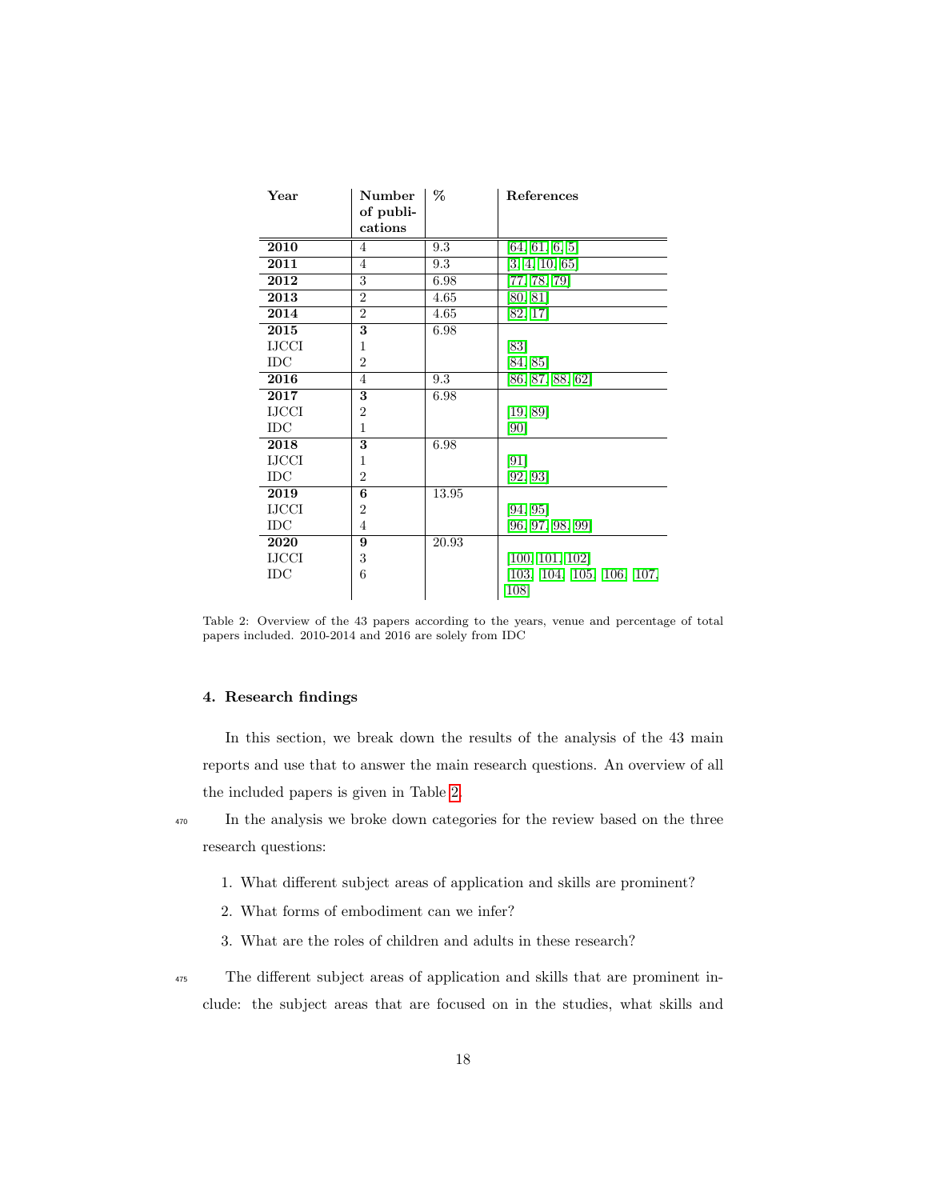| Year | Number of publications | % | References |
|---|---|---|---|
| **2010** | 4 | 9.3 | [64, 61, 6, 5] |
| **2011** | 4 | 9.3 | [3, 4, 10, 65] |
| **2012** | 3 | 6.98 | [77, 78, 79] |
| **2013** | 2 | 4.65 | [80, 81] |
| **2014** | 2 | 4.65 | [82, 17] |
| **2015** | **3** | 6.98 | |
| IJCCI | 1 | | [83] |
| IDC | 2 | | [84, 85] |
| **2016** | 4 | 9.3 | [86, 87, 88, 62] |
| **2017** | **3** | 6.98 | |
| IJCCI | 2 | | [19, 89] |
| IDC | 1 | | [90] |
| **2018** | **3** | 6.98 | |
| IJCCI | 1 | | [91] |
| IDC | 2 | | [92, 93] |
| **2019** | **6** | 13.95 | |
| IJCCI | 2 | | [94, 95] |
| IDC | 4 | | [96, 97, 98, 99] |
| **2020** | **9** | 20.93 | |
| IJCCI | 3 | | [100, 101, 102] |
| IDC | 6 | | [103, 104, 105, 106, 107, 108] |

Table 2: Overview of the 43 papers according to the years, venue and percentage of total papers included. 2010-2014 and 2016 are solely from IDC

### 4. Research findings

In this section, we break down the results of the analysis of the 43 main reports and use that to answer the main research questions. An overview of all the included papers is given in Table 2.

In the analysis we broke down categories for the review based on the three research questions:

1. What different subject areas of application and skills are prominent?
2. What forms of embodiment can we infer?
3. What are the roles of children and adults in these research?

The different subject areas of application and skills that are prominent include: the subject areas that are focused on in the studies, what skills and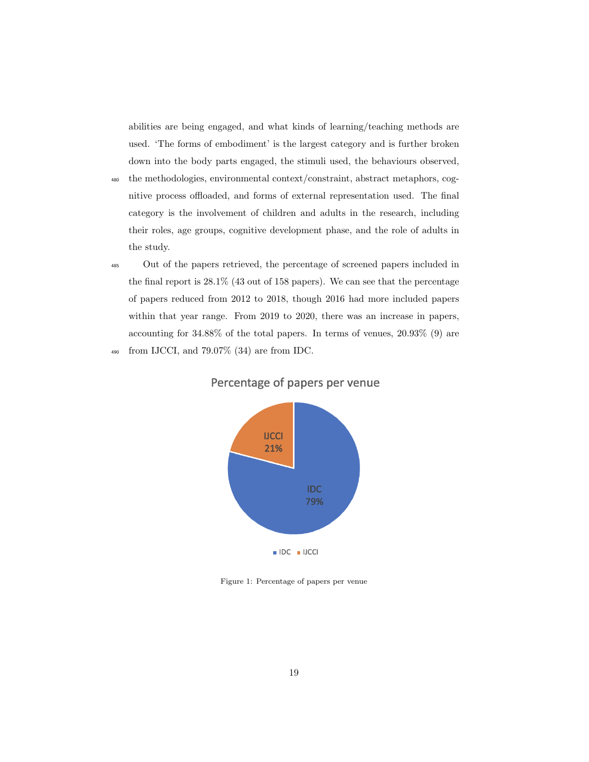abilities are being engaged, and what kinds of learning/teaching methods are used. 'The forms of embodiment' is the largest category and is further broken down into the body parts engaged, the stimuli used, the behaviours observed, the methodologies, environmental context/constraint, abstract metaphors, cognitive process offloaded, and forms of external representation used. The final category is the involvement of children and adults in the research, including their roles, age groups, cognitive development phase, and the role of adults in the study.

Out of the papers retrieved, the percentage of screened papers included in the final report is 28.1% (43 out of 158 papers). We can see that the percentage of papers reduced from 2012 to 2018, though 2016 had more included papers within that year range. From 2019 to 2020, there was an increase in papers, accounting for 34.88% of the total papers. In terms of venues, 20.93% (9) are from IJCCI, and 79.07% (34) are from IDC.

Percentage of papers per venue

| Venue | Percentage |
|---|---|
| IDC | 79% |
| IJCCI | 21% |

Figure 1: Percentage of papers per venue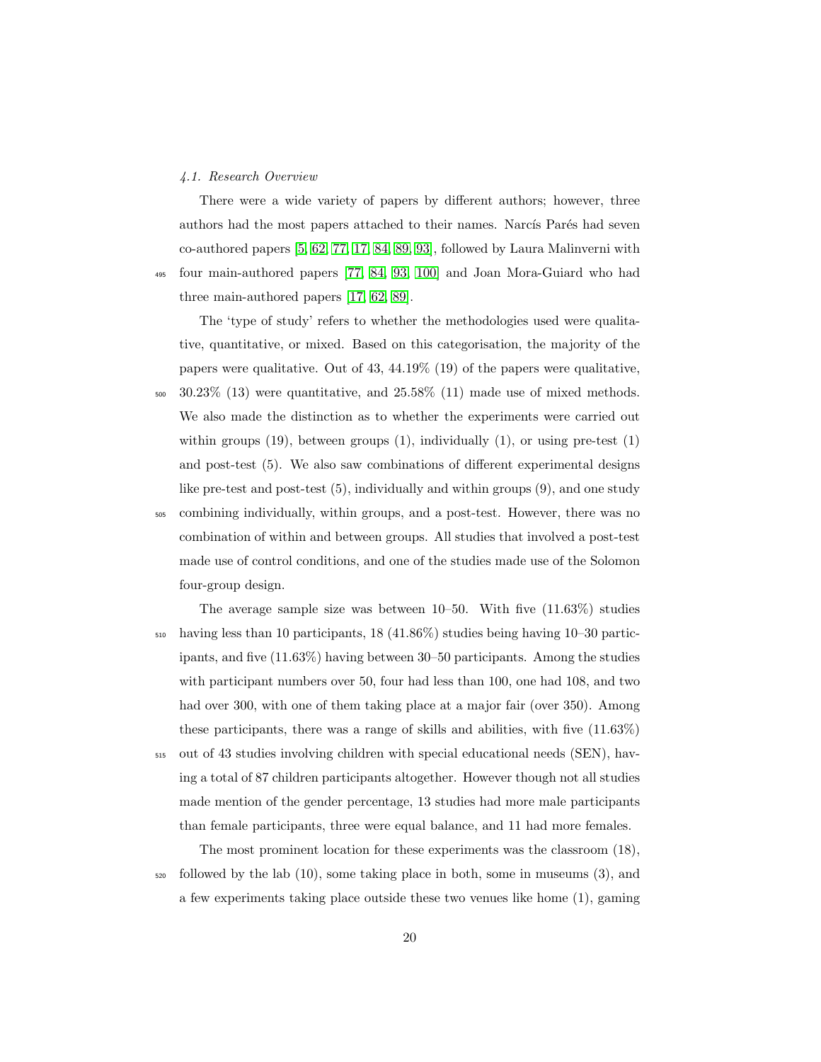### 4.1. Research Overview

There were a wide variety of papers by different authors; however, three authors had the most papers attached to their names. Narcís Parés had seven co-authored papers [5, 62, 77, 17, 84, 89, 93], followed by Laura Malinverni with four main-authored papers [77, 84, 93, 100] and Joan Mora-Guiard who had three main-authored papers [17, 62, 89].

The 'type of study' refers to whether the methodologies used were qualitative, quantitative, or mixed. Based on this categorisation, the majority of the papers were qualitative. Out of 43, 44.19% (19) of the papers were qualitative, 30.23% (13) were quantitative, and 25.58% (11) made use of mixed methods. We also made the distinction as to whether the experiments were carried out within groups (19), between groups (1), individually (1), or using pre-test (1) and post-test (5). We also saw combinations of different experimental designs like pre-test and post-test (5), individually and within groups (9), and one study combining individually, within groups, and a post-test. However, there was no combination of within and between groups. All studies that involved a post-test made use of control conditions, and one of the studies made use of the Solomon four-group design.

The average sample size was between 10–50. With five (11.63%) studies having less than 10 participants, 18 (41.86%) studies being having 10–30 participants, and five (11.63%) having between 30–50 participants. Among the studies with participant numbers over 50, four had less than 100, one had 108, and two had over 300, with one of them taking place at a major fair (over 350). Among these participants, there was a range of skills and abilities, with five (11.63%) out of 43 studies involving children with special educational needs (SEN), having a total of 87 children participants altogether. However though not all studies made mention of the gender percentage, 13 studies had more male participants than female participants, three were equal balance, and 11 had more females.

The most prominent location for these experiments was the classroom (18), followed by the lab (10), some taking place in both, some in museums (3), and a few experiments taking place outside these two venues like home (1), gaming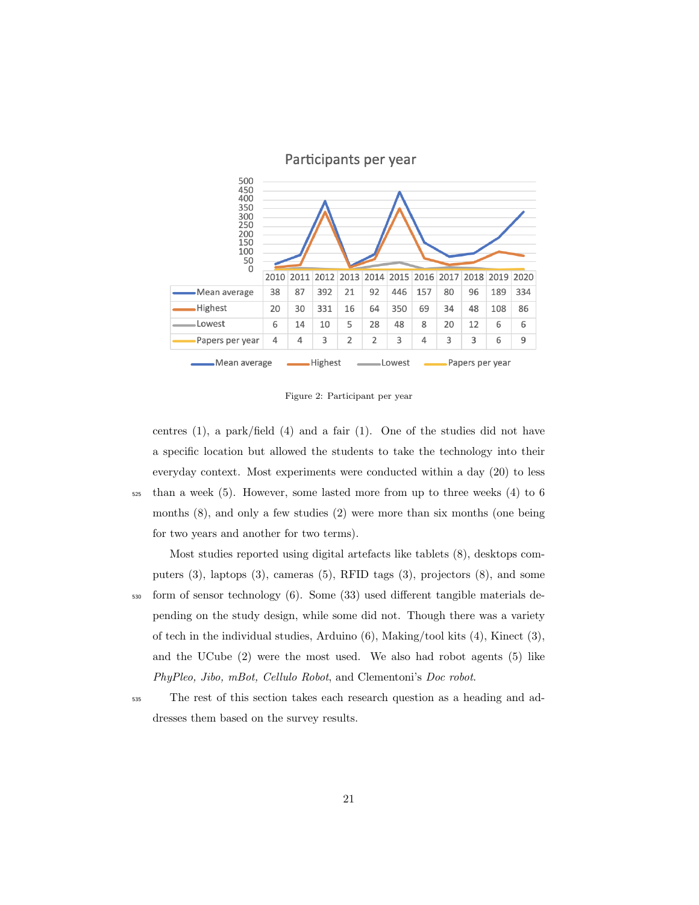Participants per year

| | 2010 | 2011 | 2012 | 2013 | 2014 | 2015 | 2016 | 2017 | 2018 | 2019 | 2020 |
|---|---|---|---|---|---|---|---|---|---|---|---|
| Mean average | 38 | 87 | 392 | 21 | 92 | 446 | 157 | 80 | 96 | 189 | 334 |
| Highest | 20 | 30 | 331 | 16 | 64 | 350 | 69 | 34 | 48 | 108 | 86 |
| Lowest | 6 | 14 | 10 | 5 | 28 | 48 | 8 | 20 | 12 | 6 | 6 |
| Papers per year | 4 | 4 | 3 | 2 | 2 | 3 | 4 | 3 | 3 | 6 | 9 |

Figure 2: Participant per year

centres (1), a park/field (4) and a fair (1). One of the studies did not have a specific location but allowed the students to take the technology into their everyday context. Most experiments were conducted within a day (20) to less than a week (5). However, some lasted more from up to three weeks (4) to 6 months (8), and only a few studies (2) were more than six months (one being for two years and another for two terms).

Most studies reported using digital artefacts like tablets (8), desktops computers (3), laptops (3), cameras (5), RFID tags (3), projectors (8), and some form of sensor technology (6). Some (33) used different tangible materials depending on the study design, while some did not. Though there was a variety of tech in the individual studies, Arduino (6), Making/tool kits (4), Kinect (3), and the UCube (2) were the most used. We also had robot agents (5) like *PhyPleo, Jibo, mBot, Cellulo Robot*, and Clementoni's *Doc robot*.

The rest of this section takes each research question as a heading and addresses them based on the survey results.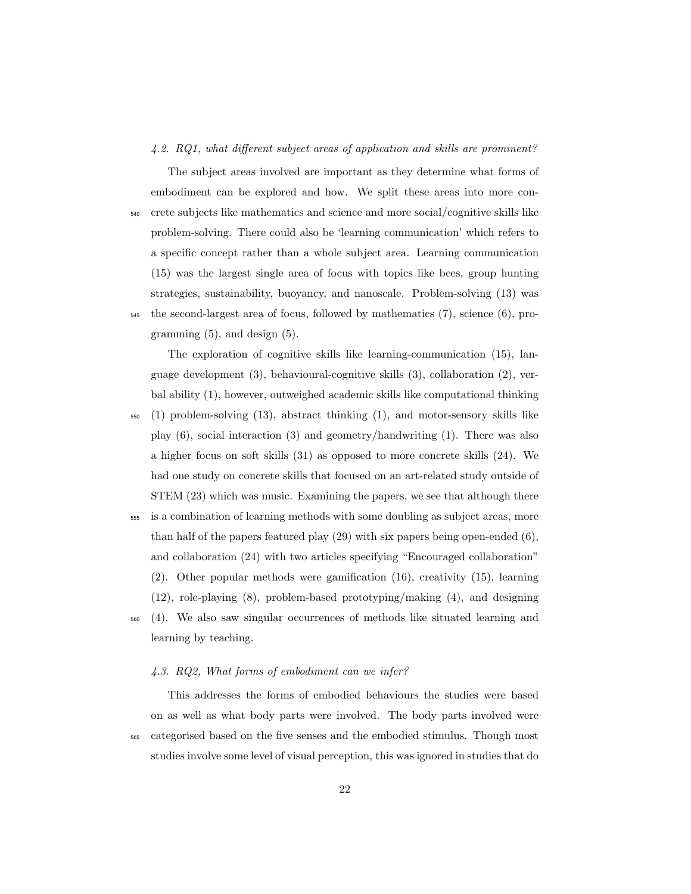### *4.2. RQ1, what different subject areas of application and skills are prominent?*

The subject areas involved are important as they determine what forms of embodiment can be explored and how. We split these areas into more concrete subjects like mathematics and science and more social/cognitive skills like problem-solving. There could also be 'learning communication' which refers to a specific concept rather than a whole subject area. Learning communication (15) was the largest single area of focus with topics like bees, group hunting strategies, sustainability, buoyancy, and nanoscale. Problem-solving (13) was the second-largest area of focus, followed by mathematics (7), science (6), programming (5), and design (5).

The exploration of cognitive skills like learning-communication (15), language development (3), behavioural-cognitive skills (3), collaboration (2), verbal ability (1), however, outweighed academic skills like computational thinking (1) problem-solving (13), abstract thinking (1), and motor-sensory skills like play (6), social interaction (3) and geometry/handwriting (1). There was also a higher focus on soft skills (31) as opposed to more concrete skills (24). We had one study on concrete skills that focused on an art-related study outside of STEM (23) which was music. Examining the papers, we see that although there is a combination of learning methods with some doubling as subject areas, more than half of the papers featured play (29) with six papers being open-ended (6), and collaboration (24) with two articles specifying "Encouraged collaboration" (2). Other popular methods were gamification (16), creativity (15), learning (12), role-playing (8), problem-based prototyping/making (4), and designing (4). We also saw singular occurrences of methods like situated learning and learning by teaching.

### *4.3. RQ2, What forms of embodiment can we infer?*

This addresses the forms of embodied behaviours the studies were based on as well as what body parts were involved. The body parts involved were categorised based on the five senses and the embodied stimulus. Though most studies involve some level of visual perception, this was ignored in studies that do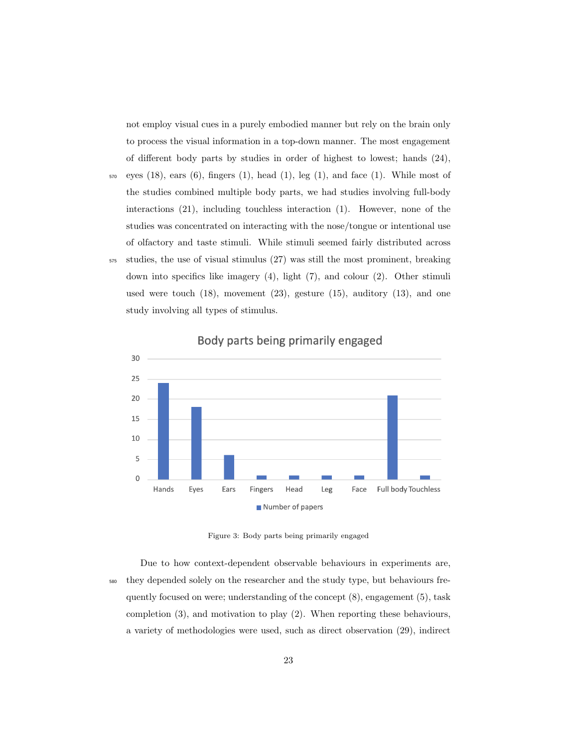not employ visual cues in a purely embodied manner but rely on the brain only to process the visual information in a top-down manner. The most engagement of different body parts by studies in order of highest to lowest; hands (24), eyes (18), ears (6), fingers (1), head (1), leg (1), and face (1). While most of the studies combined multiple body parts, we had studies involving full-body interactions (21), including touchless interaction (1). However, none of the studies was concentrated on interacting with the nose/tongue or intentional use of olfactory and taste stimuli. While stimuli seemed fairly distributed across studies, the use of visual stimulus (27) was still the most prominent, breaking down into specifics like imagery (4), light (7), and colour (2). Other stimuli used were touch (18), movement (23), gesture (15), auditory (13), and one study involving all types of stimulus.

Figure 3: Body parts being primarily engaged

Due to how context-dependent observable behaviours in experiments are, they depended solely on the researcher and the study type, but behaviours frequently focused on were; understanding of the concept (8), engagement (5), task completion (3), and motivation to play (2). When reporting these behaviours, a variety of methodologies were used, such as direct observation (29), indirect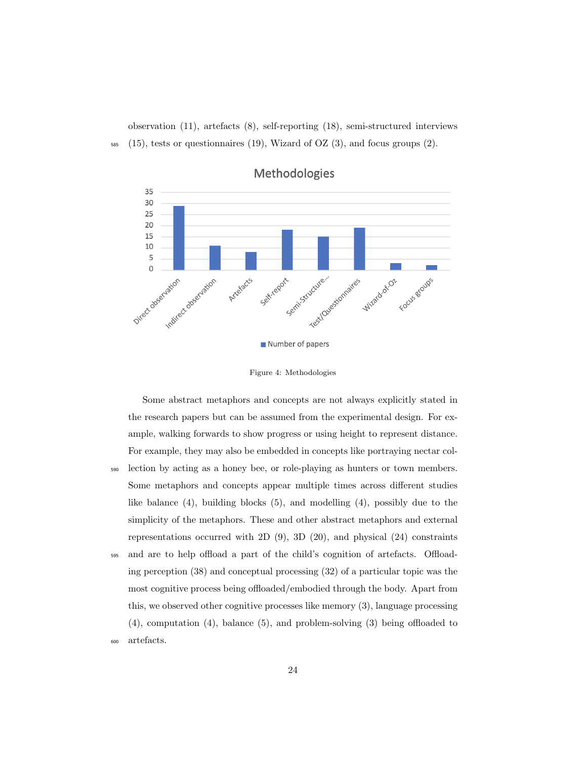observation (11), artefacts (8), self-reporting (18), semi-structured interviews (15), tests or questionnaires (19), Wizard of OZ (3), and focus groups (2).

Figure 4: Methodologies

Some abstract metaphors and concepts are not always explicitly stated in the research papers but can be assumed from the experimental design. For example, walking forwards to show progress or using height to represent distance. For example, they may also be embedded in concepts like portraying nectar collection by acting as a honey bee, or role-playing as hunters or town members. Some metaphors and concepts appear multiple times across different studies like balance (4), building blocks (5), and modelling (4), possibly due to the simplicity of the metaphors. These and other abstract metaphors and external representations occurred with 2D (9), 3D (20), and physical (24) constraints and are to help offload a part of the child's cognition of artefacts. Offloading perception (38) and conceptual processing (32) of a particular topic was the most cognitive process being offloaded/embodied through the body. Apart from this, we observed other cognitive processes like memory (3), language processing (4), computation (4), balance (5), and problem-solving (3) being offloaded to artefacts.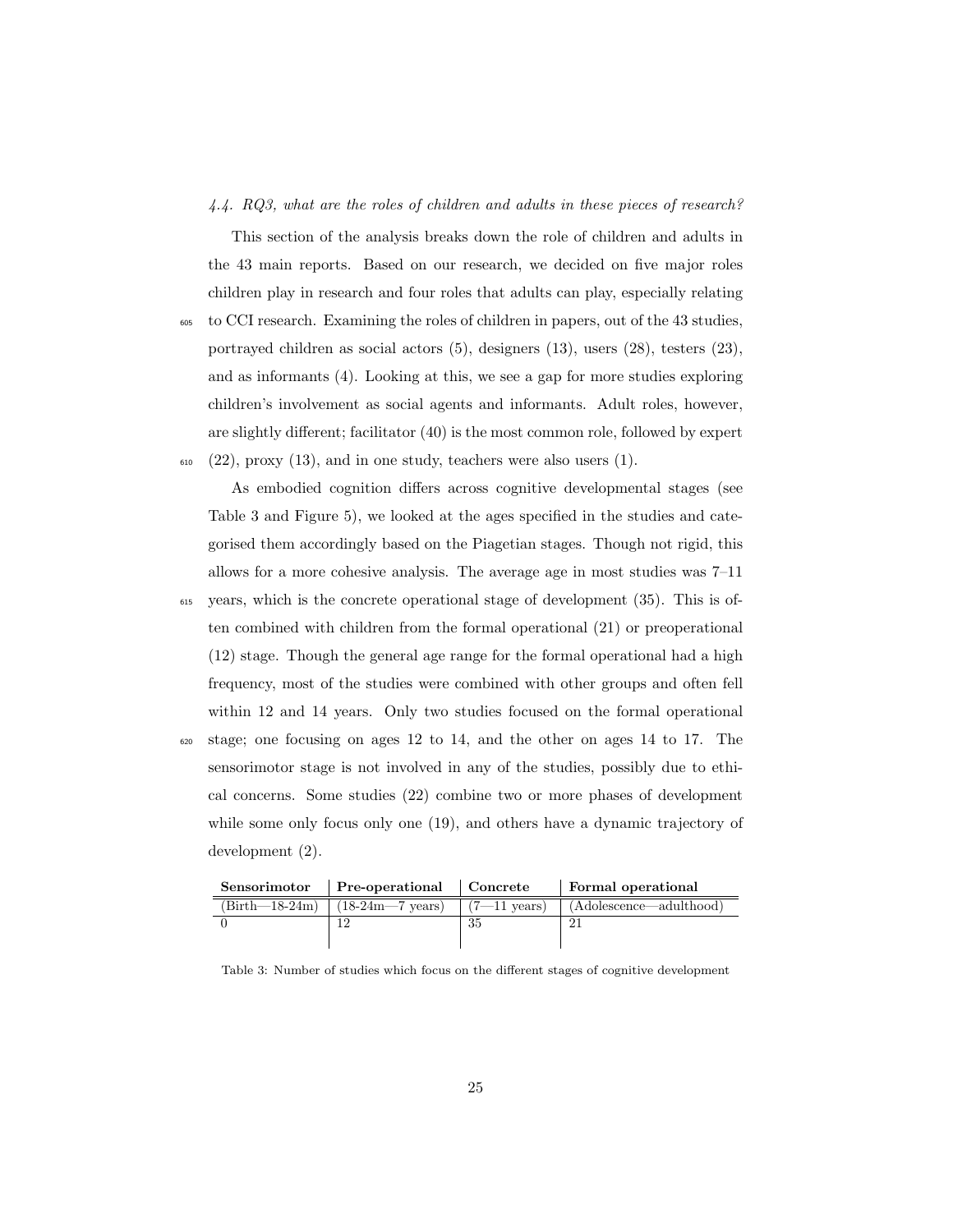### *4.4. RQ3, what are the roles of children and adults in these pieces of research?*

This section of the analysis breaks down the role of children and adults in the 43 main reports. Based on our research, we decided on five major roles children play in research and four roles that adults can play, especially relating to CCI research. Examining the roles of children in papers, out of the 43 studies, portrayed children as social actors (5), designers (13), users (28), testers (23), and as informants (4). Looking at this, we see a gap for more studies exploring children's involvement as social agents and informants. Adult roles, however, are slightly different; facilitator (40) is the most common role, followed by expert (22), proxy (13), and in one study, teachers were also users (1).

As embodied cognition differs across cognitive developmental stages (see Table 3 and Figure 5), we looked at the ages specified in the studies and categorised them accordingly based on the Piagetian stages. Though not rigid, this allows for a more cohesive analysis. The average age in most studies was 7–11 years, which is the concrete operational stage of development (35). This is often combined with children from the formal operational (21) or preoperational (12) stage. Though the general age range for the formal operational had a high frequency, most of the studies were combined with other groups and often fell within 12 and 14 years. Only two studies focused on the formal operational stage; one focusing on ages 12 to 14, and the other on ages 14 to 17. The sensorimotor stage is not involved in any of the studies, possibly due to ethical concerns. Some studies (22) combine two or more phases of development while some only focus only one (19), and others have a dynamic trajectory of development (2).

| **Sensorimotor** | **Pre-operational** | **Concrete** | **Formal operational** |
|---|---|---|---|
| (Birth—18-24m) | (18-24m—7 years) | (7—11 years) | (Adolescence—adulthood) |
| 0 | 12 | 35 | 21 |

Table 3: Number of studies which focus on the different stages of cognitive development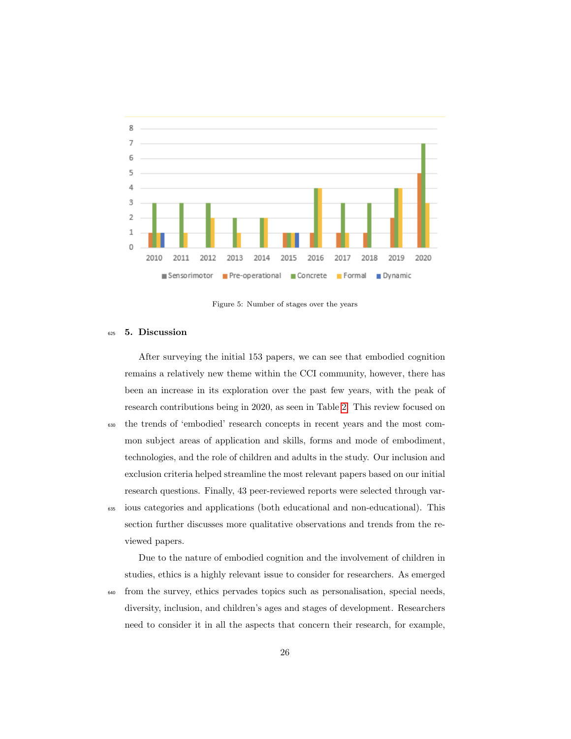Figure 5: Number of stages over the years

## 5. Discussion

After surveying the initial 153 papers, we can see that embodied cognition remains a relatively new theme within the CCI community, however, there has been an increase in its exploration over the past few years, with the peak of research contributions being in 2020, as seen in Table 2. This review focused on the trends of 'embodied' research concepts in recent years and the most common subject areas of application and skills, forms and mode of embodiment, technologies, and the role of children and adults in the study. Our inclusion and exclusion criteria helped streamline the most relevant papers based on our initial research questions. Finally, 43 peer-reviewed reports were selected through various categories and applications (both educational and non-educational). This section further discusses more qualitative observations and trends from the reviewed papers.

Due to the nature of embodied cognition and the involvement of children in studies, ethics is a highly relevant issue to consider for researchers. As emerged from the survey, ethics pervades topics such as personalisation, special needs, diversity, inclusion, and children's ages and stages of development. Researchers need to consider it in all the aspects that concern their research, for example,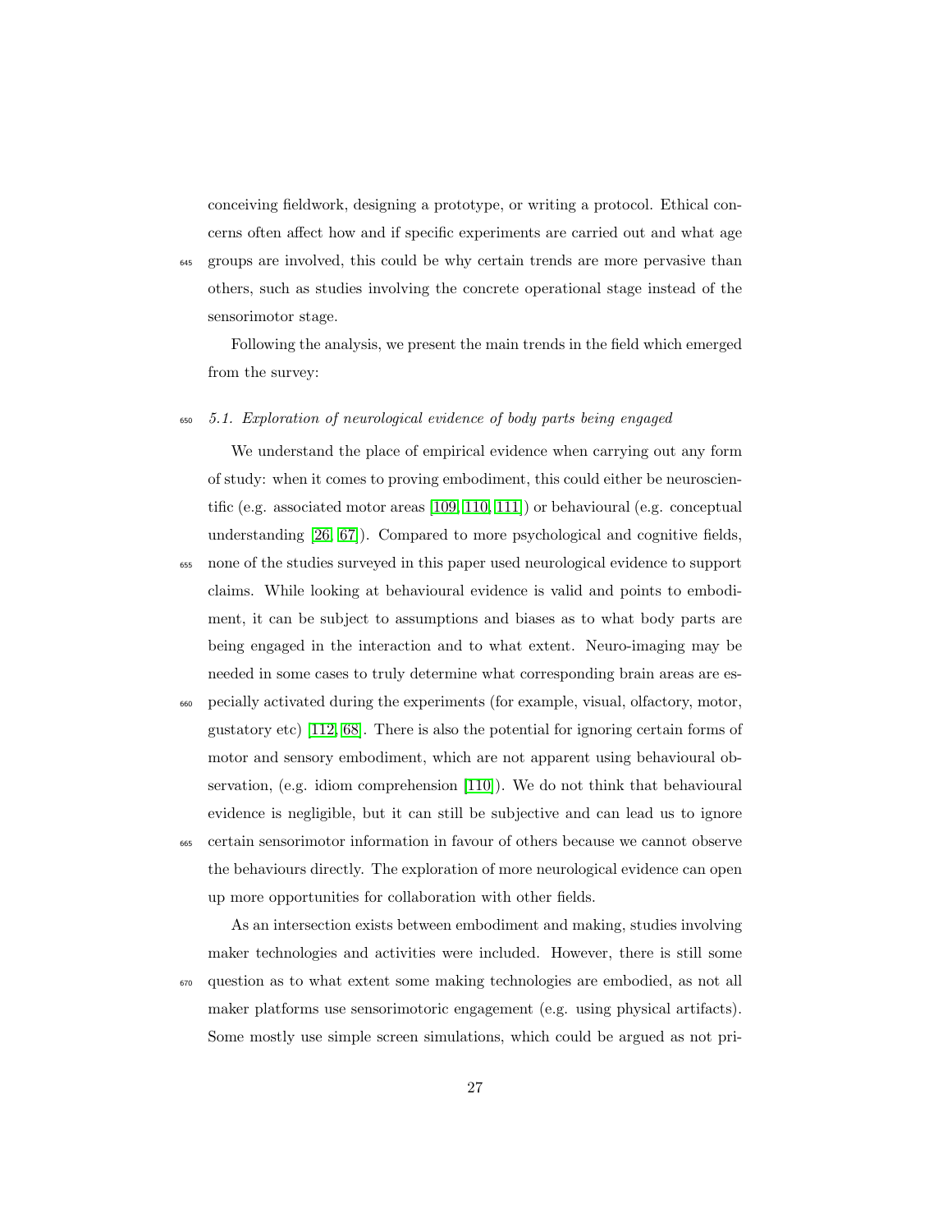conceiving fieldwork, designing a prototype, or writing a protocol. Ethical concerns often affect how and if specific experiments are carried out and what age groups are involved, this could be why certain trends are more pervasive than others, such as studies involving the concrete operational stage instead of the sensorimotor stage.

Following the analysis, we present the main trends in the field which emerged from the survey:

### *5.1. Exploration of neurological evidence of body parts being engaged*

We understand the place of empirical evidence when carrying out any form of study: when it comes to proving embodiment, this could either be neuroscientific (e.g. associated motor areas [109, 110, 111]) or behavioural (e.g. conceptual understanding [26, 67]). Compared to more psychological and cognitive fields, none of the studies surveyed in this paper used neurological evidence to support claims. While looking at behavioural evidence is valid and points to embodiment, it can be subject to assumptions and biases as to what body parts are being engaged in the interaction and to what extent. Neuro-imaging may be needed in some cases to truly determine what corresponding brain areas are especially activated during the experiments (for example, visual, olfactory, motor, gustatory etc) [112, 68]. There is also the potential for ignoring certain forms of motor and sensory embodiment, which are not apparent using behavioural observation, (e.g. idiom comprehension [110]). We do not think that behavioural evidence is negligible, but it can still be subjective and can lead us to ignore certain sensorimotor information in favour of others because we cannot observe the behaviours directly. The exploration of more neurological evidence can open up more opportunities for collaboration with other fields.

As an intersection exists between embodiment and making, studies involving maker technologies and activities were included. However, there is still some question as to what extent some making technologies are embodied, as not all maker platforms use sensorimotoric engagement (e.g. using physical artifacts). Some mostly use simple screen simulations, which could be argued as not pri-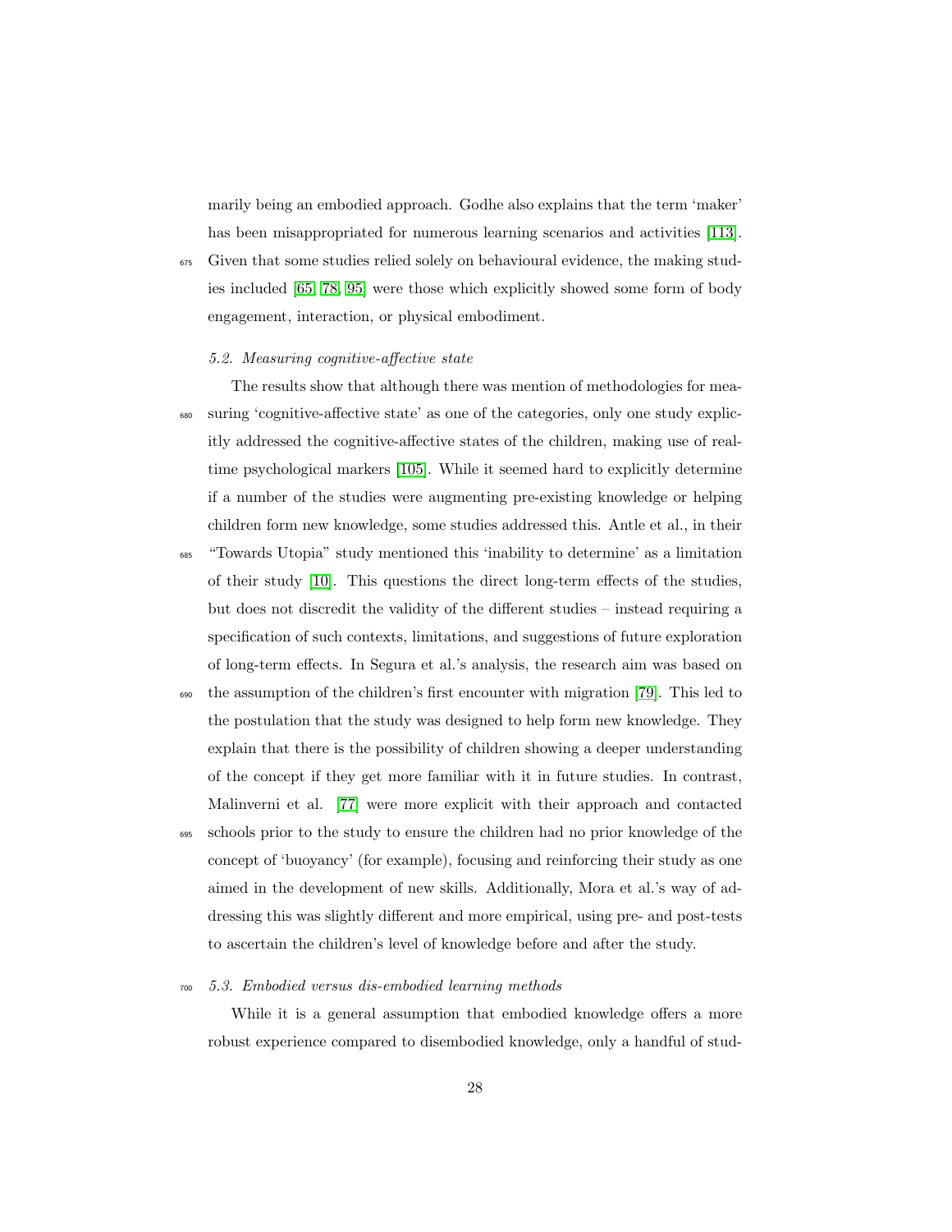marily being an embodied approach. Godhe also explains that the term 'maker' has been misappropriated for numerous learning scenarios and activities [113]. Given that some studies relied solely on behavioural evidence, the making studies included [65, 78, 95] were those which explicitly showed some form of body engagement, interaction, or physical embodiment.

### 5.2. Measuring cognitive-affective state

The results show that although there was mention of methodologies for measuring 'cognitive-affective state' as one of the categories, only one study explicitly addressed the cognitive-affective states of the children, making use of real-time psychological markers [105]. While it seemed hard to explicitly determine if a number of the studies were augmenting pre-existing knowledge or helping children form new knowledge, some studies addressed this. Antle et al., in their "Towards Utopia" study mentioned this 'inability to determine' as a limitation of their study [10]. This questions the direct long-term effects of the studies, but does not discredit the validity of the different studies – instead requiring a specification of such contexts, limitations, and suggestions of future exploration of long-term effects. In Segura et al.'s analysis, the research aim was based on the assumption of the children's first encounter with migration [79]. This led to the postulation that the study was designed to help form new knowledge. They explain that there is the possibility of children showing a deeper understanding of the concept if they get more familiar with it in future studies. In contrast, Malinverni et al. [77] were more explicit with their approach and contacted schools prior to the study to ensure the children had no prior knowledge of the concept of 'buoyancy' (for example), focusing and reinforcing their study as one aimed in the development of new skills. Additionally, Mora et al.'s way of addressing this was slightly different and more empirical, using pre- and post-tests to ascertain the children's level of knowledge before and after the study.

### 5.3. Embodied versus dis-embodied learning methods

While it is a general assumption that embodied knowledge offers a more robust experience compared to disembodied knowledge, only a handful of stud-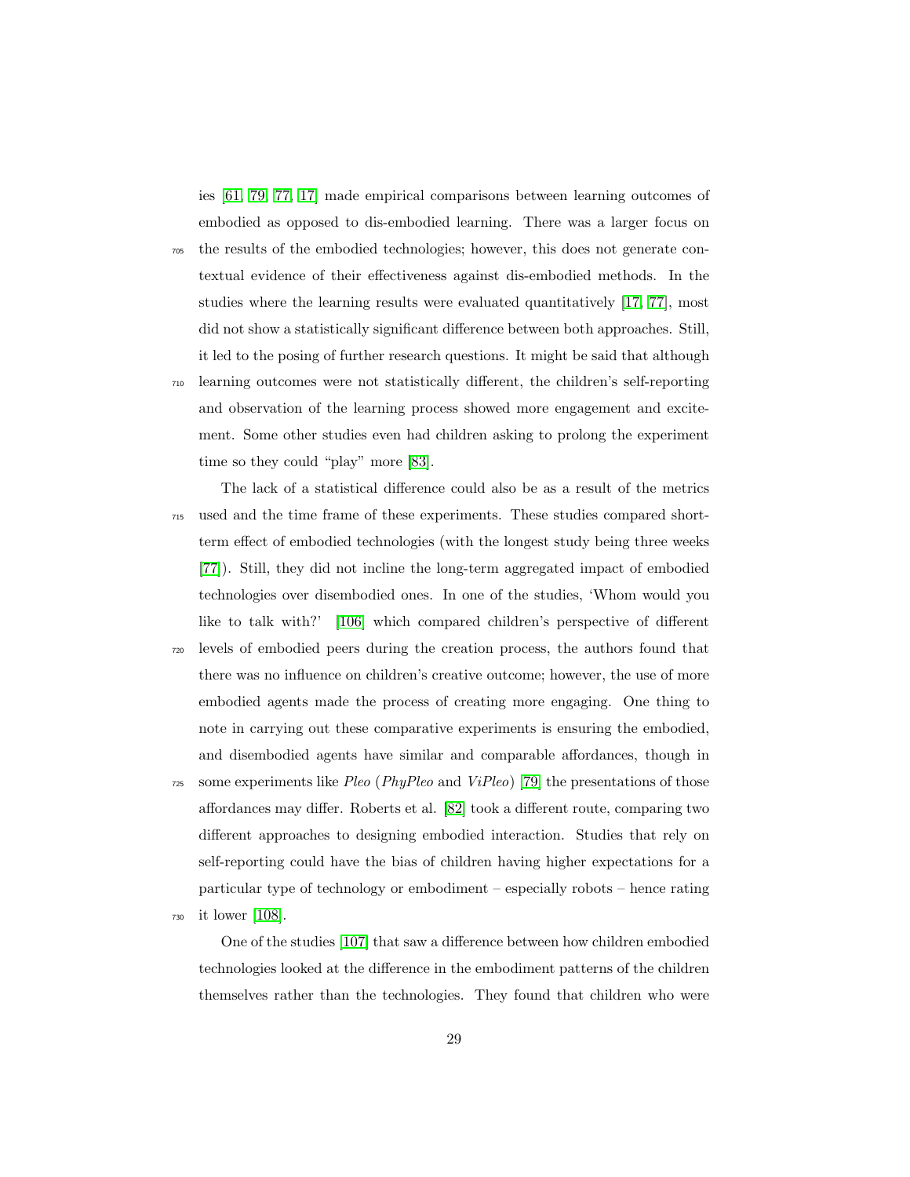ies [61, 79, 77, 17] made empirical comparisons between learning outcomes of embodied as opposed to dis-embodied learning. There was a larger focus on the results of the embodied technologies; however, this does not generate contextual evidence of their effectiveness against dis-embodied methods. In the studies where the learning results were evaluated quantitatively [17, 77], most did not show a statistically significant difference between both approaches. Still, it led to the posing of further research questions. It might be said that although learning outcomes were not statistically different, the children's self-reporting and observation of the learning process showed more engagement and excitement. Some other studies even had children asking to prolong the experiment time so they could "play" more [83].

The lack of a statistical difference could also be as a result of the metrics used and the time frame of these experiments. These studies compared short-term effect of embodied technologies (with the longest study being three weeks [77]). Still, they did not incline the long-term aggregated impact of embodied technologies over disembodied ones. In one of the studies, 'Whom would you like to talk with?' [106] which compared children's perspective of different levels of embodied peers during the creation process, the authors found that there was no influence on children's creative outcome; however, the use of more embodied agents made the process of creating more engaging. One thing to note in carrying out these comparative experiments is ensuring the embodied, and disembodied agents have similar and comparable affordances, though in some experiments like *Pleo* (*PhyPleo* and *ViPleo*) [79] the presentations of those affordances may differ. Roberts et al. [82] took a different route, comparing two different approaches to designing embodied interaction. Studies that rely on self-reporting could have the bias of children having higher expectations for a particular type of technology or embodiment – especially robots – hence rating it lower [108].

One of the studies [107] that saw a difference between how children embodied technologies looked at the difference in the embodiment patterns of the children themselves rather than the technologies. They found that children who were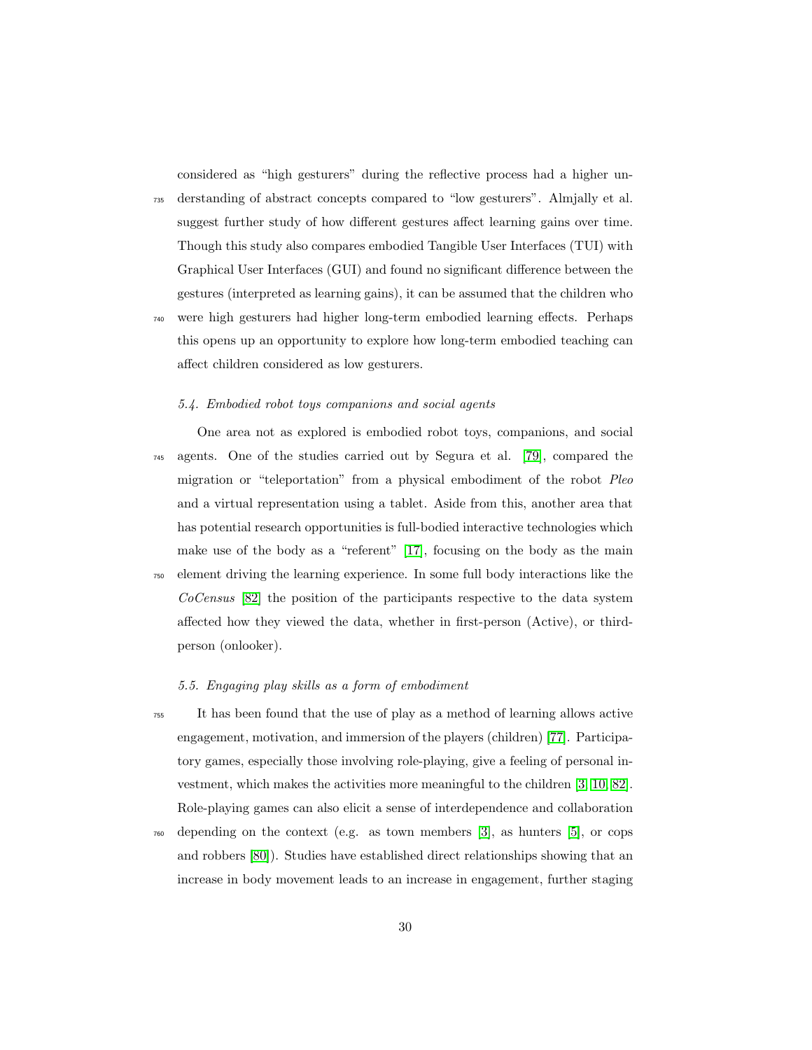considered as “high gesturers” during the reflective process had a higher understanding of abstract concepts compared to “low gesturers”. Almjally et al. suggest further study of how different gestures affect learning gains over time. Though this study also compares embodied Tangible User Interfaces (TUI) with Graphical User Interfaces (GUI) and found no significant difference between the gestures (interpreted as learning gains), it can be assumed that the children who were high gesturers had higher long-term embodied learning effects. Perhaps this opens up an opportunity to explore how long-term embodied teaching can affect children considered as low gesturers.

### *5.4. Embodied robot toys companions and social agents*

One area not as explored is embodied robot toys, companions, and social agents. One of the studies carried out by Segura et al. [79], compared the migration or “teleportation” from a physical embodiment of the robot *Pleo* and a virtual representation using a tablet. Aside from this, another area that has potential research opportunities is full-bodied interactive technologies which make use of the body as a “referent” [17], focusing on the body as the main element driving the learning experience. In some full body interactions like the *CoCensus* [82] the position of the participants respective to the data system affected how they viewed the data, whether in first-person (Active), or third-person (onlooker).

### *5.5. Engaging play skills as a form of embodiment*

It has been found that the use of play as a method of learning allows active engagement, motivation, and immersion of the players (children) [77]. Participatory games, especially those involving role-playing, give a feeling of personal investment, which makes the activities more meaningful to the children [3, 10, 82]. Role-playing games can also elicit a sense of interdependence and collaboration depending on the context (e.g. as town members [3], as hunters [5], or cops and robbers [80]). Studies have established direct relationships showing that an increase in body movement leads to an increase in engagement, further staging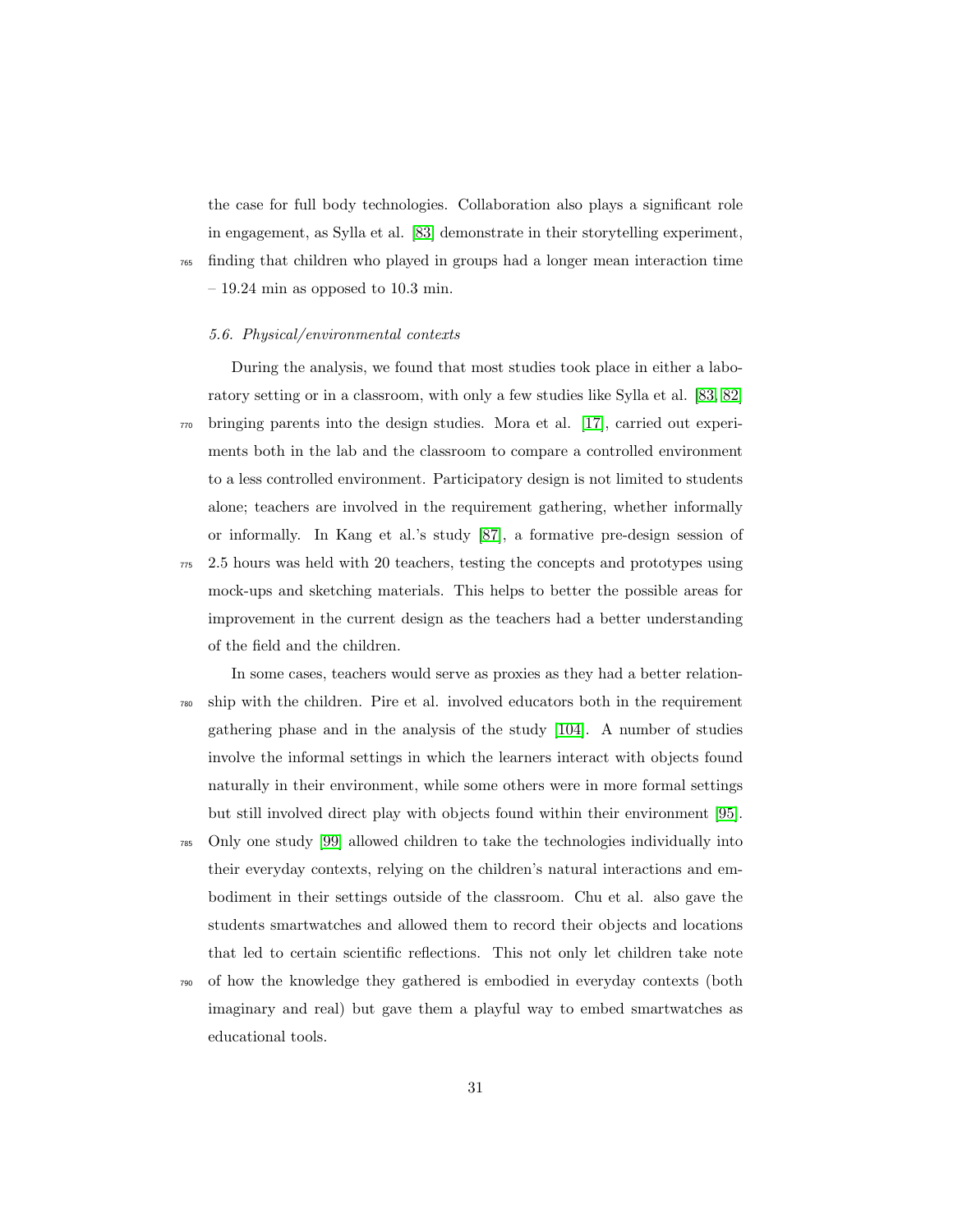the case for full body technologies. Collaboration also plays a significant role in engagement, as Sylla et al. [83] demonstrate in their storytelling experiment, finding that children who played in groups had a longer mean interaction time – 19.24 min as opposed to 10.3 min.

### 5.6. Physical/environmental contexts

During the analysis, we found that most studies took place in either a laboratory setting or in a classroom, with only a few studies like Sylla et al. [83, 82] bringing parents into the design studies. Mora et al. [17], carried out experiments both in the lab and the classroom to compare a controlled environment to a less controlled environment. Participatory design is not limited to students alone; teachers are involved in the requirement gathering, whether informally or informally. In Kang et al.'s study [87], a formative pre-design session of 2.5 hours was held with 20 teachers, testing the concepts and prototypes using mock-ups and sketching materials. This helps to better the possible areas for improvement in the current design as the teachers had a better understanding of the field and the children.

In some cases, teachers would serve as proxies as they had a better relationship with the children. Pire et al. involved educators both in the requirement gathering phase and in the analysis of the study [104]. A number of studies involve the informal settings in which the learners interact with objects found naturally in their environment, while some others were in more formal settings but still involved direct play with objects found within their environment [95]. Only one study [99] allowed children to take the technologies individually into their everyday contexts, relying on the children's natural interactions and embodiment in their settings outside of the classroom. Chu et al. also gave the students smartwatches and allowed them to record their objects and locations that led to certain scientific reflections. This not only let children take note of how the knowledge they gathered is embodied in everyday contexts (both imaginary and real) but gave them a playful way to embed smartwatches as educational tools.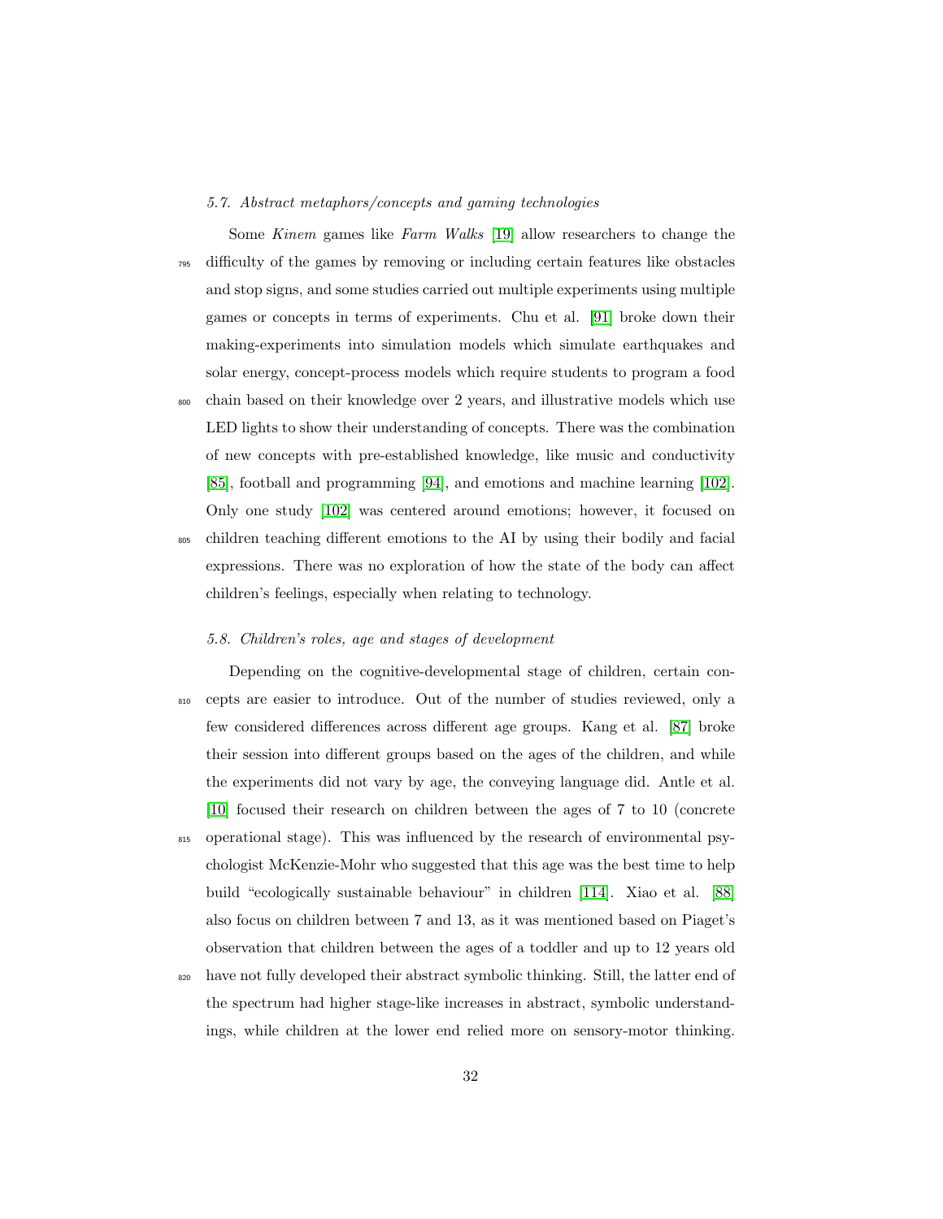### 5.7. Abstract metaphors/concepts and gaming technologies

Some *Kinem* games like *Farm Walks* [19] allow researchers to change the difficulty of the games by removing or including certain features like obstacles and stop signs, and some studies carried out multiple experiments using multiple games or concepts in terms of experiments. Chu et al. [91] broke down their making-experiments into simulation models which simulate earthquakes and solar energy, concept-process models which require students to program a food chain based on their knowledge over 2 years, and illustrative models which use LED lights to show their understanding of concepts. There was the combination of new concepts with pre-established knowledge, like music and conductivity [85], football and programming [94], and emotions and machine learning [102]. Only one study [102] was centered around emotions; however, it focused on children teaching different emotions to the AI by using their bodily and facial expressions. There was no exploration of how the state of the body can affect children's feelings, especially when relating to technology.

### 5.8. Children's roles, age and stages of development

Depending on the cognitive-developmental stage of children, certain concepts are easier to introduce. Out of the number of studies reviewed, only a few considered differences across different age groups. Kang et al. [87] broke their session into different groups based on the ages of the children, and while the experiments did not vary by age, the conveying language did. Antle et al. [10] focused their research on children between the ages of 7 to 10 (concrete operational stage). This was influenced by the research of environmental psychologist McKenzie-Mohr who suggested that this age was the best time to help build "ecologically sustainable behaviour" in children [114]. Xiao et al. [88] also focus on children between 7 and 13, as it was mentioned based on Piaget's observation that children between the ages of a toddler and up to 12 years old have not fully developed their abstract symbolic thinking. Still, the latter end of the spectrum had higher stage-like increases in abstract, symbolic understandings, while children at the lower end relied more on sensory-motor thinking.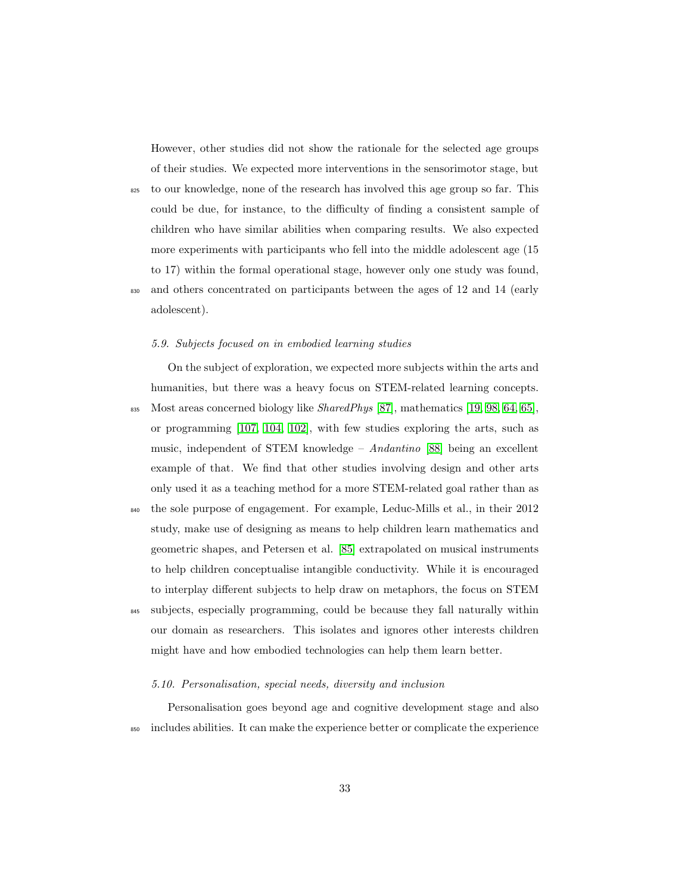However, other studies did not show the rationale for the selected age groups of their studies. We expected more interventions in the sensorimotor stage, but to our knowledge, none of the research has involved this age group so far. This could be due, for instance, to the difficulty of finding a consistent sample of children who have similar abilities when comparing results. We also expected more experiments with participants who fell into the middle adolescent age (15 to 17) within the formal operational stage, however only one study was found, and others concentrated on participants between the ages of 12 and 14 (early adolescent).

### 5.9. Subjects focused on in embodied learning studies

On the subject of exploration, we expected more subjects within the arts and humanities, but there was a heavy focus on STEM-related learning concepts. Most areas concerned biology like *SharedPhys* [87], mathematics [19, 98, 64, 65], or programming [107, 104, 102], with few studies exploring the arts, such as music, independent of STEM knowledge – *Andantino* [88] being an excellent example of that. We find that other studies involving design and other arts only used it as a teaching method for a more STEM-related goal rather than as the sole purpose of engagement. For example, Leduc-Mills et al., in their 2012 study, make use of designing as means to help children learn mathematics and geometric shapes, and Petersen et al. [85] extrapolated on musical instruments to help children conceptualise intangible conductivity. While it is encouraged to interplay different subjects to help draw on metaphors, the focus on STEM subjects, especially programming, could be because they fall naturally within our domain as researchers. This isolates and ignores other interests children might have and how embodied technologies can help them learn better.

### 5.10. Personalisation, special needs, diversity and inclusion

Personalisation goes beyond age and cognitive development stage and also includes abilities. It can make the experience better or complicate the experience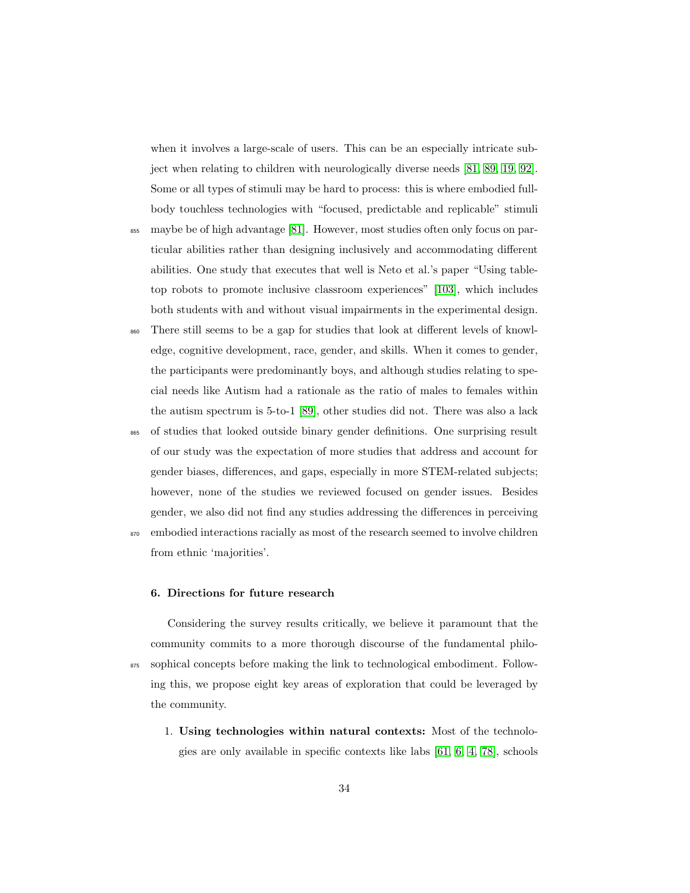when it involves a large-scale of users. This can be an especially intricate subject when relating to children with neurologically diverse needs [81, 89, 19, 92]. Some or all types of stimuli may be hard to process: this is where embodied full-body touchless technologies with "focused, predictable and replicable" stimuli maybe be of high advantage [81]. However, most studies often only focus on particular abilities rather than designing inclusively and accommodating different abilities. One study that executes that well is Neto et al.'s paper "Using table-top robots to promote inclusive classroom experiences" [103], which includes both students with and without visual impairments in the experimental design. There still seems to be a gap for studies that look at different levels of knowledge, cognitive development, race, gender, and skills. When it comes to gender, the participants were predominantly boys, and although studies relating to special needs like Autism had a rationale as the ratio of males to females within the autism spectrum is 5-to-1 [89], other studies did not. There was also a lack of studies that looked outside binary gender definitions. One surprising result of our study was the expectation of more studies that address and account for gender biases, differences, and gaps, especially in more STEM-related subjects; however, none of the studies we reviewed focused on gender issues. Besides gender, we also did not find any studies addressing the differences in perceiving embodied interactions racially as most of the research seemed to involve children from ethnic 'majorities'.

## 6. Directions for future research

Considering the survey results critically, we believe it paramount that the community commits to a more thorough discourse of the fundamental philosophical concepts before making the link to technological embodiment. Following this, we propose eight key areas of exploration that could be leveraged by the community.

1. **Using technologies within natural contexts:** Most of the technologies are only available in specific contexts like labs [61, 6, 4, 78], schools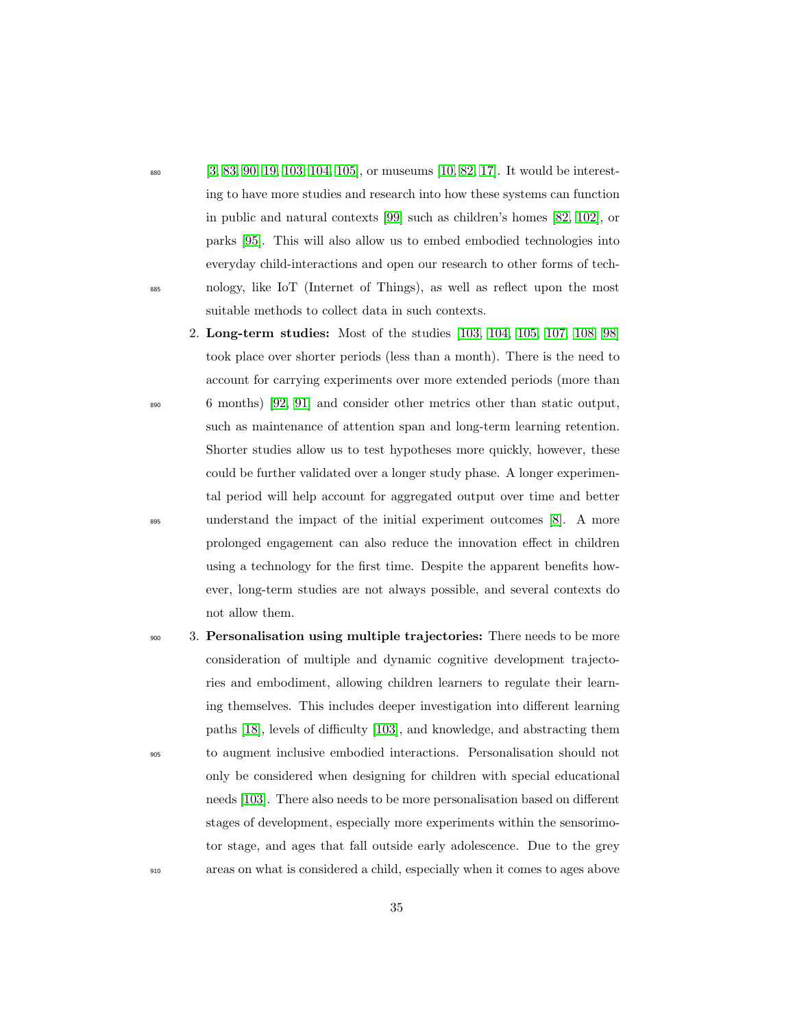[3, 83, 90, 19, 103, 104, 105], or museums [10, 82, 17]. It would be interesting to have more studies and research into how these systems can function in public and natural contexts [99] such as children's homes [82, 102], or parks [95]. This will also allow us to embed embodied technologies into everyday child-interactions and open our research to other forms of technology, like IoT (Internet of Things), as well as reflect upon the most suitable methods to collect data in such contexts.

2. **Long-term studies:** Most of the studies [103, 104, 105, 107, 108, 98] took place over shorter periods (less than a month). There is the need to account for carrying experiments over more extended periods (more than 6 months) [92, 91] and consider other metrics other than static output, such as maintenance of attention span and long-term learning retention. Shorter studies allow us to test hypotheses more quickly, however, these could be further validated over a longer study phase. A longer experimental period will help account for aggregated output over time and better understand the impact of the initial experiment outcomes [8]. A more prolonged engagement can also reduce the innovation effect in children using a technology for the first time. Despite the apparent benefits however, long-term studies are not always possible, and several contexts do not allow them.

3. **Personalisation using multiple trajectories:** There needs to be more consideration of multiple and dynamic cognitive development trajectories and embodiment, allowing children learners to regulate their learning themselves. This includes deeper investigation into different learning paths [18], levels of difficulty [103], and knowledge, and abstracting them to augment inclusive embodied interactions. Personalisation should not only be considered when designing for children with special educational needs [103]. There also needs to be more personalisation based on different stages of development, especially more experiments within the sensorimotor stage, and ages that fall outside early adolescence. Due to the grey areas on what is considered a child, especially when it comes to ages above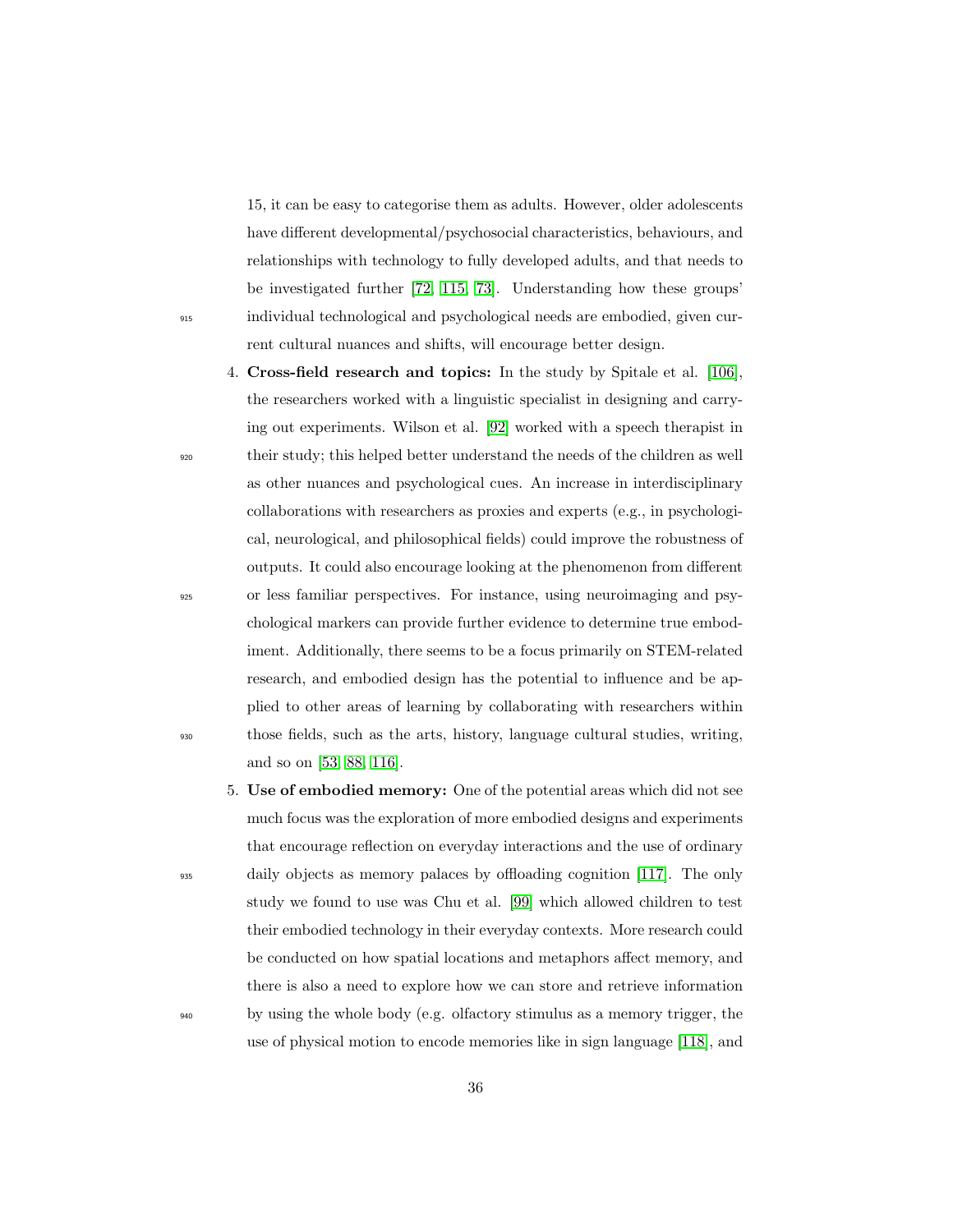15, it can be easy to categorise them as adults. However, older adolescents have different developmental/psychosocial characteristics, behaviours, and relationships with technology to fully developed adults, and that needs to be investigated further [72, 115, 73]. Understanding how these groups' individual technological and psychological needs are embodied, given current cultural nuances and shifts, will encourage better design.

4. **Cross-field research and topics:** In the study by Spitale et al. [106], the researchers worked with a linguistic specialist in designing and carrying out experiments. Wilson et al. [92] worked with a speech therapist in their study; this helped better understand the needs of the children as well as other nuances and psychological cues. An increase in interdisciplinary collaborations with researchers as proxies and experts (e.g., in psychological, neurological, and philosophical fields) could improve the robustness of outputs. It could also encourage looking at the phenomenon from different or less familiar perspectives. For instance, using neuroimaging and psychological markers can provide further evidence to determine true embodiment. Additionally, there seems to be a focus primarily on STEM-related research, and embodied design has the potential to influence and be applied to other areas of learning by collaborating with researchers within those fields, such as the arts, history, language cultural studies, writing, and so on [53, 88, 116].

5. **Use of embodied memory:** One of the potential areas which did not see much focus was the exploration of more embodied designs and experiments that encourage reflection on everyday interactions and the use of ordinary daily objects as memory palaces by offloading cognition [117]. The only study we found to use was Chu et al. [99] which allowed children to test their embodied technology in their everyday contexts. More research could be conducted on how spatial locations and metaphors affect memory, and there is also a need to explore how we can store and retrieve information by using the whole body (e.g. olfactory stimulus as a memory trigger, the use of physical motion to encode memories like in sign language [118], and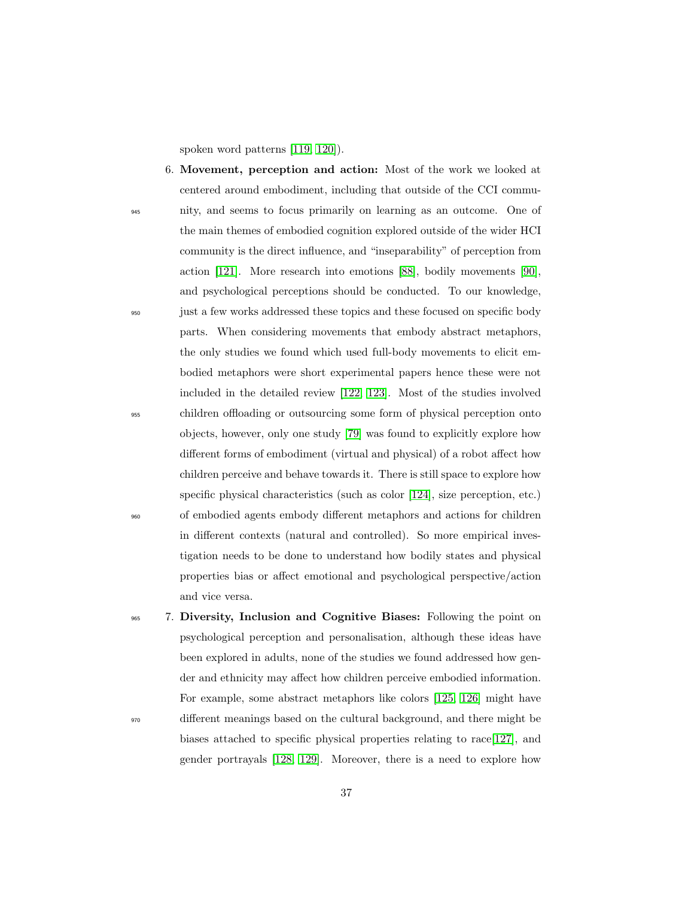spoken word patterns [119, 120]).

6. **Movement, perception and action:** Most of the work we looked at centered around embodiment, including that outside of the CCI community, and seems to focus primarily on learning as an outcome. One of the main themes of embodied cognition explored outside of the wider HCI community is the direct influence, and "inseparability" of perception from action [121]. More research into emotions [88], bodily movements [90], and psychological perceptions should be conducted. To our knowledge, just a few works addressed these topics and these focused on specific body parts. When considering movements that embody abstract metaphors, the only studies we found which used full-body movements to elicit embodied metaphors were short experimental papers hence these were not included in the detailed review [122, 123]. Most of the studies involved children offloading or outsourcing some form of physical perception onto objects, however, only one study [79] was found to explicitly explore how different forms of embodiment (virtual and physical) of a robot affect how children perceive and behave towards it. There is still space to explore how specific physical characteristics (such as color [124], size perception, etc.) of embodied agents embody different metaphors and actions for children in different contexts (natural and controlled). So more empirical investigation needs to be done to understand how bodily states and physical properties bias or affect emotional and psychological perspective/action and vice versa.

7. **Diversity, Inclusion and Cognitive Biases:** Following the point on psychological perception and personalisation, although these ideas have been explored in adults, none of the studies we found addressed how gender and ethnicity may affect how children perceive embodied information. For example, some abstract metaphors like colors [125, 126] might have different meanings based on the cultural background, and there might be biases attached to specific physical properties relating to race[127], and gender portrayals [128, 129]. Moreover, there is a need to explore how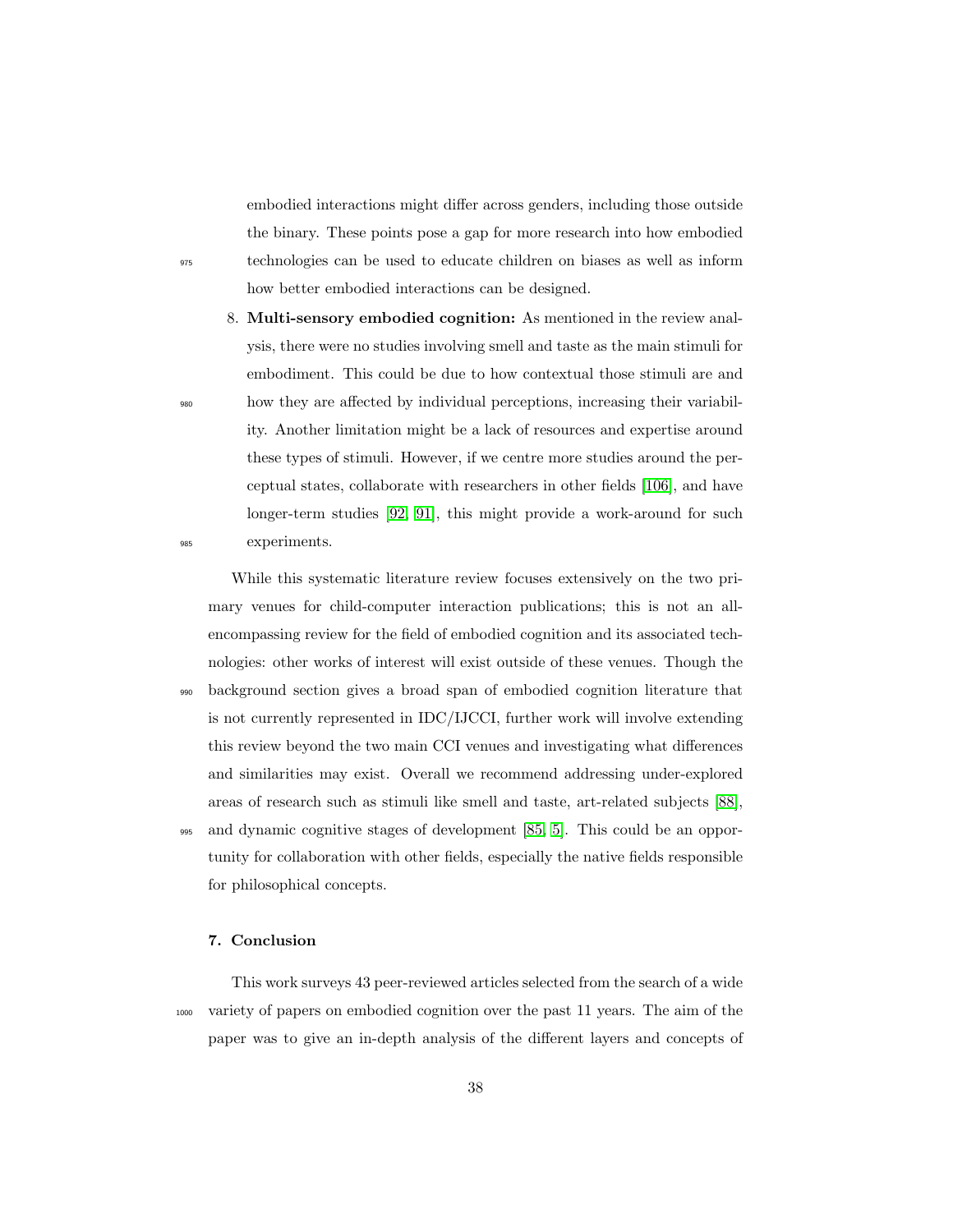embodied interactions might differ across genders, including those outside the binary. These points pose a gap for more research into how embodied technologies can be used to educate children on biases as well as inform how better embodied interactions can be designed.

8. **Multi-sensory embodied cognition:** As mentioned in the review analysis, there were no studies involving smell and taste as the main stimuli for embodiment. This could be due to how contextual those stimuli are and how they are affected by individual perceptions, increasing their variability. Another limitation might be a lack of resources and expertise around these types of stimuli. However, if we centre more studies around the perceptual states, collaborate with researchers in other fields [106], and have longer-term studies [92, 91], this might provide a work-around for such experiments.

While this systematic literature review focuses extensively on the two primary venues for child-computer interaction publications; this is not an all-encompassing review for the field of embodied cognition and its associated technologies: other works of interest will exist outside of these venues. Though the background section gives a broad span of embodied cognition literature that is not currently represented in IDC/IJCCI, further work will involve extending this review beyond the two main CCI venues and investigating what differences and similarities may exist. Overall we recommend addressing under-explored areas of research such as stimuli like smell and taste, art-related subjects [88], and dynamic cognitive stages of development [85, 5]. This could be an opportunity for collaboration with other fields, especially the native fields responsible for philosophical concepts.

## 7. Conclusion

This work surveys 43 peer-reviewed articles selected from the search of a wide variety of papers on embodied cognition over the past 11 years. The aim of the paper was to give an in-depth analysis of the different layers and concepts of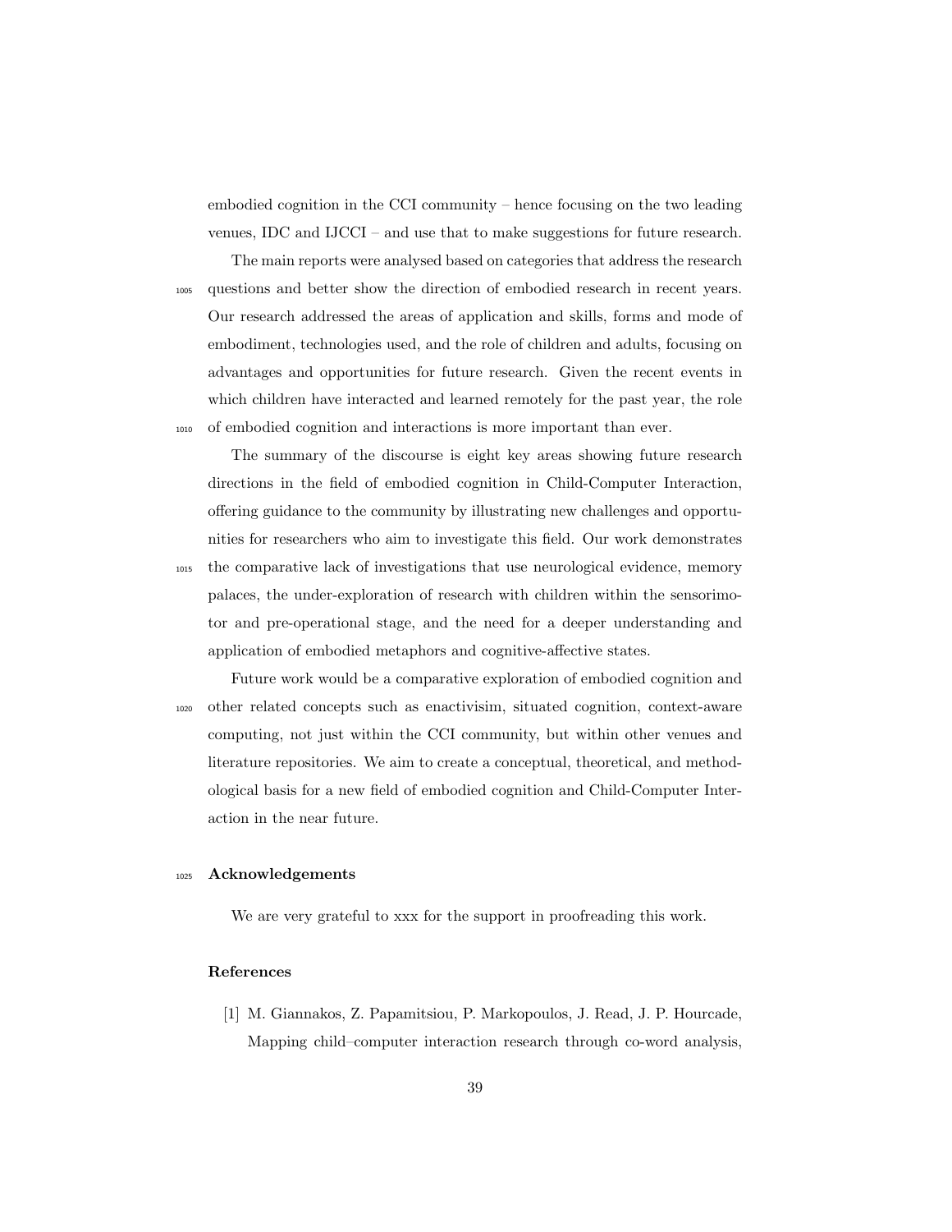embodied cognition in the CCI community – hence focusing on the two leading venues, IDC and IJCCI – and use that to make suggestions for future research.

The main reports were analysed based on categories that address the research questions and better show the direction of embodied research in recent years. Our research addressed the areas of application and skills, forms and mode of embodiment, technologies used, and the role of children and adults, focusing on advantages and opportunities for future research. Given the recent events in which children have interacted and learned remotely for the past year, the role of embodied cognition and interactions is more important than ever.

The summary of the discourse is eight key areas showing future research directions in the field of embodied cognition in Child-Computer Interaction, offering guidance to the community by illustrating new challenges and opportunities for researchers who aim to investigate this field. Our work demonstrates the comparative lack of investigations that use neurological evidence, memory palaces, the under-exploration of research with children within the sensorimotor and pre-operational stage, and the need for a deeper understanding and application of embodied metaphors and cognitive-affective states.

Future work would be a comparative exploration of embodied cognition and other related concepts such as enactivisim, situated cognition, context-aware computing, not just within the CCI community, but within other venues and literature repositories. We aim to create a conceptual, theoretical, and methodological basis for a new field of embodied cognition and Child-Computer Interaction in the near future.

## Acknowledgements

We are very grateful to xxx for the support in proofreading this work.

## References

[1] M. Giannakos, Z. Papamitsiou, P. Markopoulos, J. Read, J. P. Hourcade, Mapping child–computer interaction research through co-word analysis,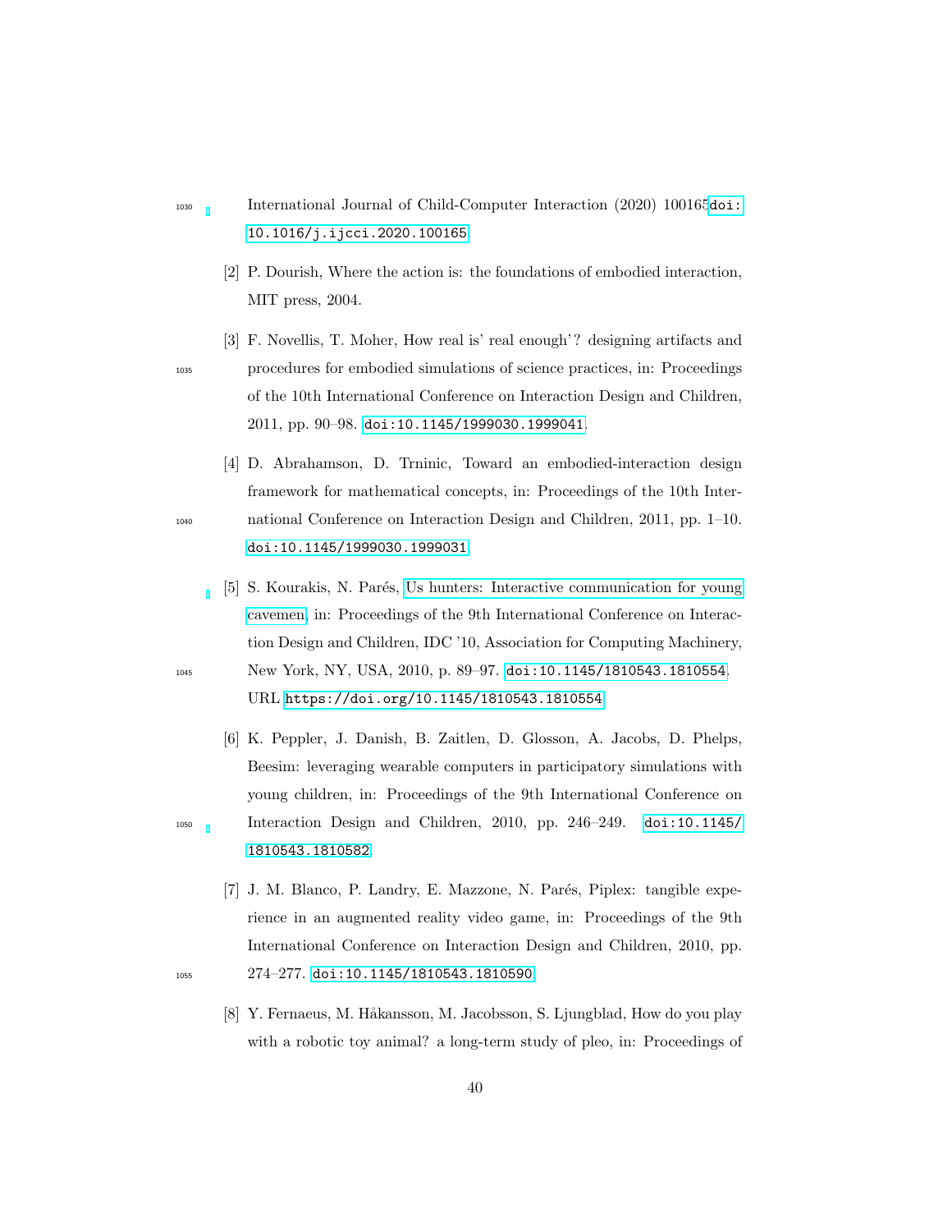International Journal of Child-Computer Interaction (2020) 100165doi:10.1016/j.ijcci.2020.100165.

[2] P. Dourish, Where the action is: the foundations of embodied interaction, MIT press, 2004.

[3] F. Novellis, T. Moher, How real is' real enough'? designing artifacts and procedures for embodied simulations of science practices, in: Proceedings of the 10th International Conference on Interaction Design and Children, 2011, pp. 90–98. doi:10.1145/1999030.1999041.

[4] D. Abrahamson, D. Trninic, Toward an embodied-interaction design framework for mathematical concepts, in: Proceedings of the 10th International Conference on Interaction Design and Children, 2011, pp. 1–10. doi:10.1145/1999030.1999031.

[5] S. Kourakis, N. Parés, Us hunters: Interactive communication for young cavemen, in: Proceedings of the 9th International Conference on Interaction Design and Children, IDC '10, Association for Computing Machinery, New York, NY, USA, 2010, p. 89–97. doi:10.1145/1810543.1810554. URL https://doi.org/10.1145/1810543.1810554

[6] K. Peppler, J. Danish, B. Zaitlen, D. Glosson, A. Jacobs, D. Phelps, Beesim: leveraging wearable computers in participatory simulations with young children, in: Proceedings of the 9th International Conference on Interaction Design and Children, 2010, pp. 246–249. doi:10.1145/1810543.1810582.

[7] J. M. Blanco, P. Landry, E. Mazzone, N. Parés, Piplex: tangible experience in an augmented reality video game, in: Proceedings of the 9th International Conference on Interaction Design and Children, 2010, pp. 274–277. doi:10.1145/1810543.1810590.

[8] Y. Fernaeus, M. Håkansson, M. Jacobsson, S. Ljungblad, How do you play with a robotic toy animal? a long-term study of pleo, in: Proceedings of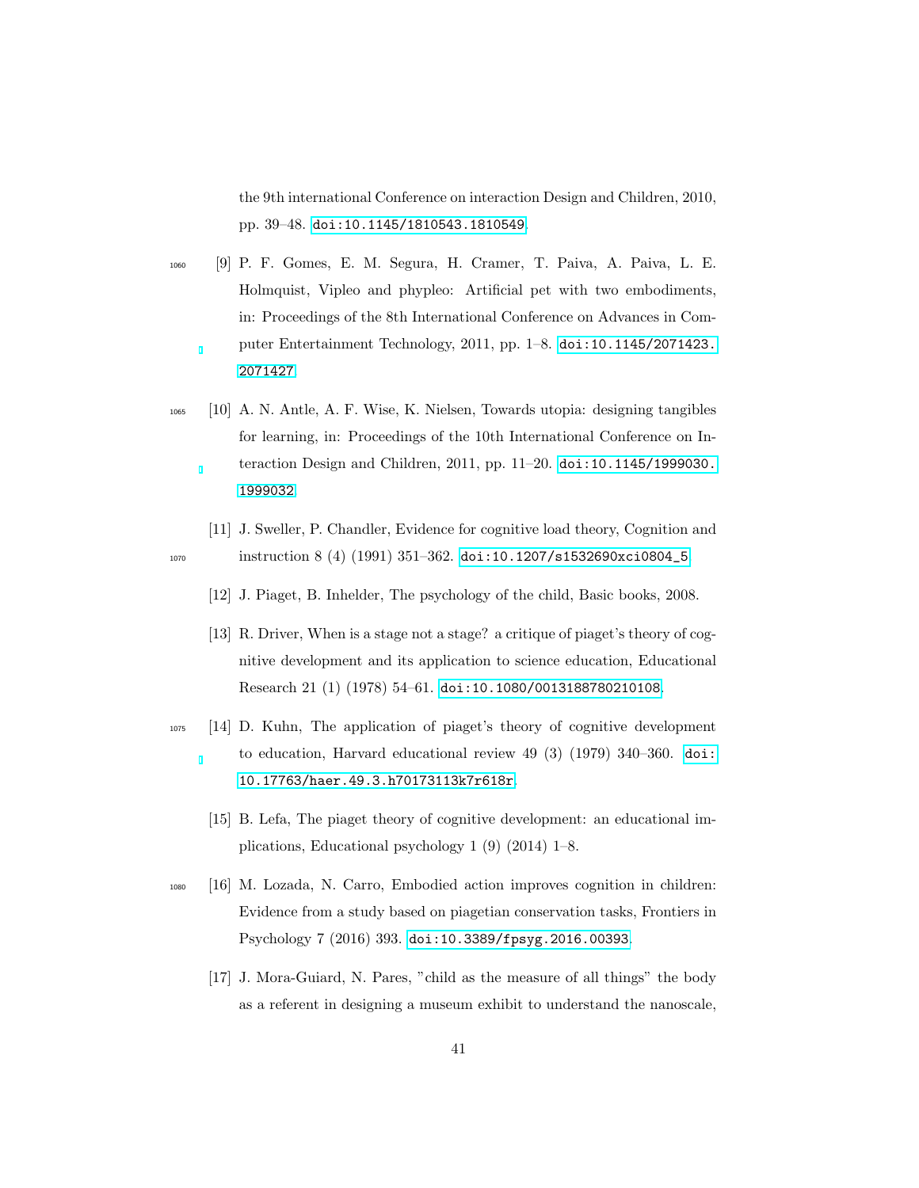the 9th international Conference on interaction Design and Children, 2010, pp. 39–48. doi:10.1145/1810543.1810549.

[9] P. F. Gomes, E. M. Segura, H. Cramer, T. Paiva, A. Paiva, L. E. Holmquist, Vipleo and phypleo: Artificial pet with two embodiments, in: Proceedings of the 8th International Conference on Advances in Computer Entertainment Technology, 2011, pp. 1–8. doi:10.1145/2071423.2071427.

[10] A. N. Antle, A. F. Wise, K. Nielsen, Towards utopia: designing tangibles for learning, in: Proceedings of the 10th International Conference on Interaction Design and Children, 2011, pp. 11–20. doi:10.1145/1999030.1999032.

[11] J. Sweller, P. Chandler, Evidence for cognitive load theory, Cognition and instruction 8 (4) (1991) 351–362. doi:10.1207/s1532690xci0804_5.

[12] J. Piaget, B. Inhelder, The psychology of the child, Basic books, 2008.

[13] R. Driver, When is a stage not a stage? a critique of piaget's theory of cognitive development and its application to science education, Educational Research 21 (1) (1978) 54–61. doi:10.1080/0013188780210108.

[14] D. Kuhn, The application of piaget's theory of cognitive development to education, Harvard educational review 49 (3) (1979) 340–360. doi:10.17763/haer.49.3.h70173113k7r618r.

[15] B. Lefa, The piaget theory of cognitive development: an educational implications, Educational psychology 1 (9) (2014) 1–8.

[16] M. Lozada, N. Carro, Embodied action improves cognition in children: Evidence from a study based on piagetian conservation tasks, Frontiers in Psychology 7 (2016) 393. doi:10.3389/fpsyg.2016.00393.

[17] J. Mora-Guiard, N. Pares, "child as the measure of all things" the body as a referent in designing a museum exhibit to understand the nanoscale,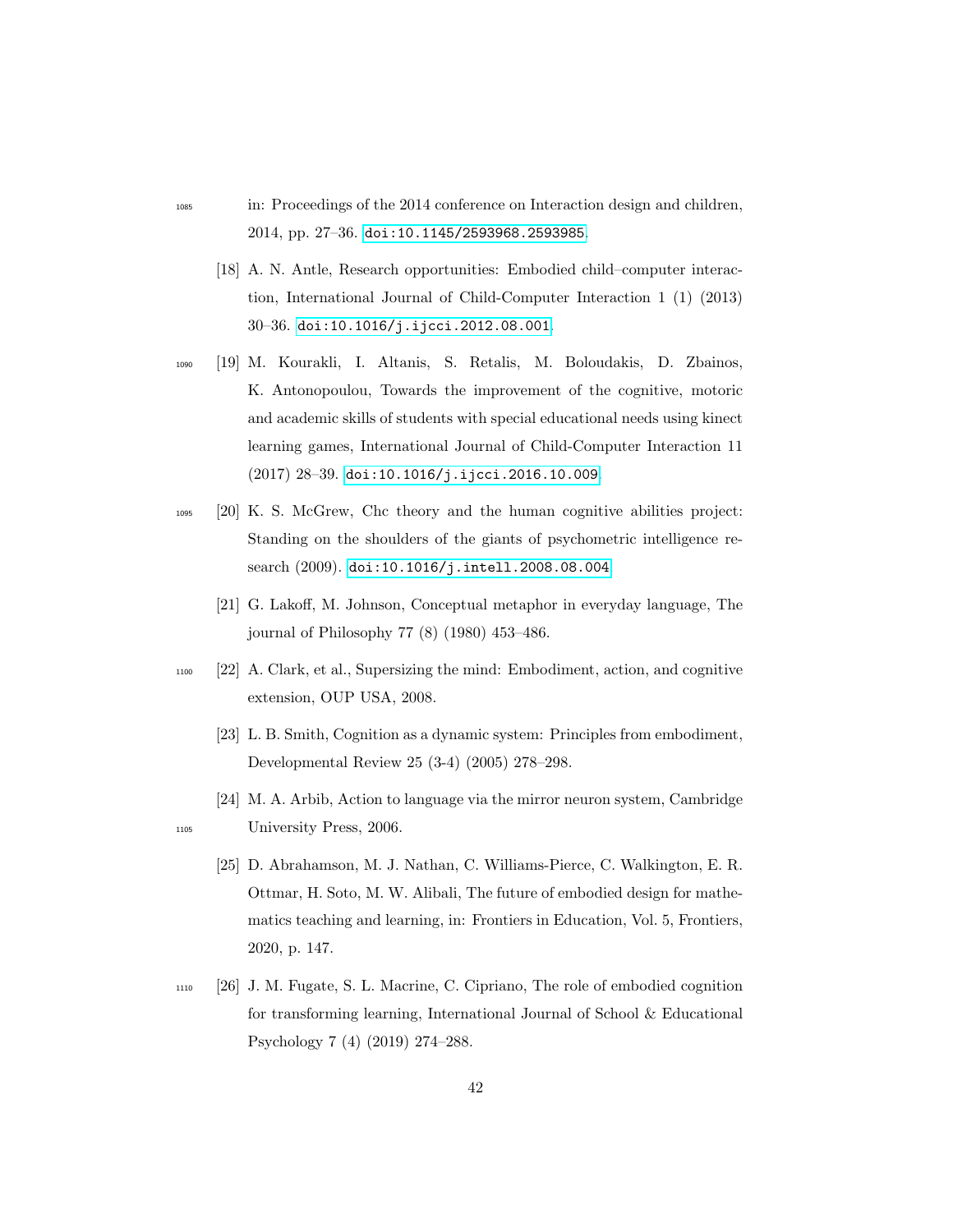in: Proceedings of the 2014 conference on Interaction design and children, 2014, pp. 27–36. doi:10.1145/2593968.2593985.

[18] A. N. Antle, Research opportunities: Embodied child–computer interaction, International Journal of Child-Computer Interaction 1 (1) (2013) 30–36. doi:10.1016/j.ijcci.2012.08.001.

[19] M. Kourakli, I. Altanis, S. Retalis, M. Boloudakis, D. Zbainos, K. Antonopoulou, Towards the improvement of the cognitive, motoric and academic skills of students with special educational needs using kinect learning games, International Journal of Child-Computer Interaction 11 (2017) 28–39. doi:10.1016/j.ijcci.2016.10.009.

[20] K. S. McGrew, Chc theory and the human cognitive abilities project: Standing on the shoulders of the giants of psychometric intelligence research (2009). doi:10.1016/j.intell.2008.08.004.

[21] G. Lakoff, M. Johnson, Conceptual metaphor in everyday language, The journal of Philosophy 77 (8) (1980) 453–486.

[22] A. Clark, et al., Supersizing the mind: Embodiment, action, and cognitive extension, OUP USA, 2008.

[23] L. B. Smith, Cognition as a dynamic system: Principles from embodiment, Developmental Review 25 (3-4) (2005) 278–298.

[24] M. A. Arbib, Action to language via the mirror neuron system, Cambridge University Press, 2006.

[25] D. Abrahamson, M. J. Nathan, C. Williams-Pierce, C. Walkington, E. R. Ottmar, H. Soto, M. W. Alibali, The future of embodied design for mathematics teaching and learning, in: Frontiers in Education, Vol. 5, Frontiers, 2020, p. 147.

[26] J. M. Fugate, S. L. Macrine, C. Cipriano, The role of embodied cognition for transforming learning, International Journal of School & Educational Psychology 7 (4) (2019) 274–288.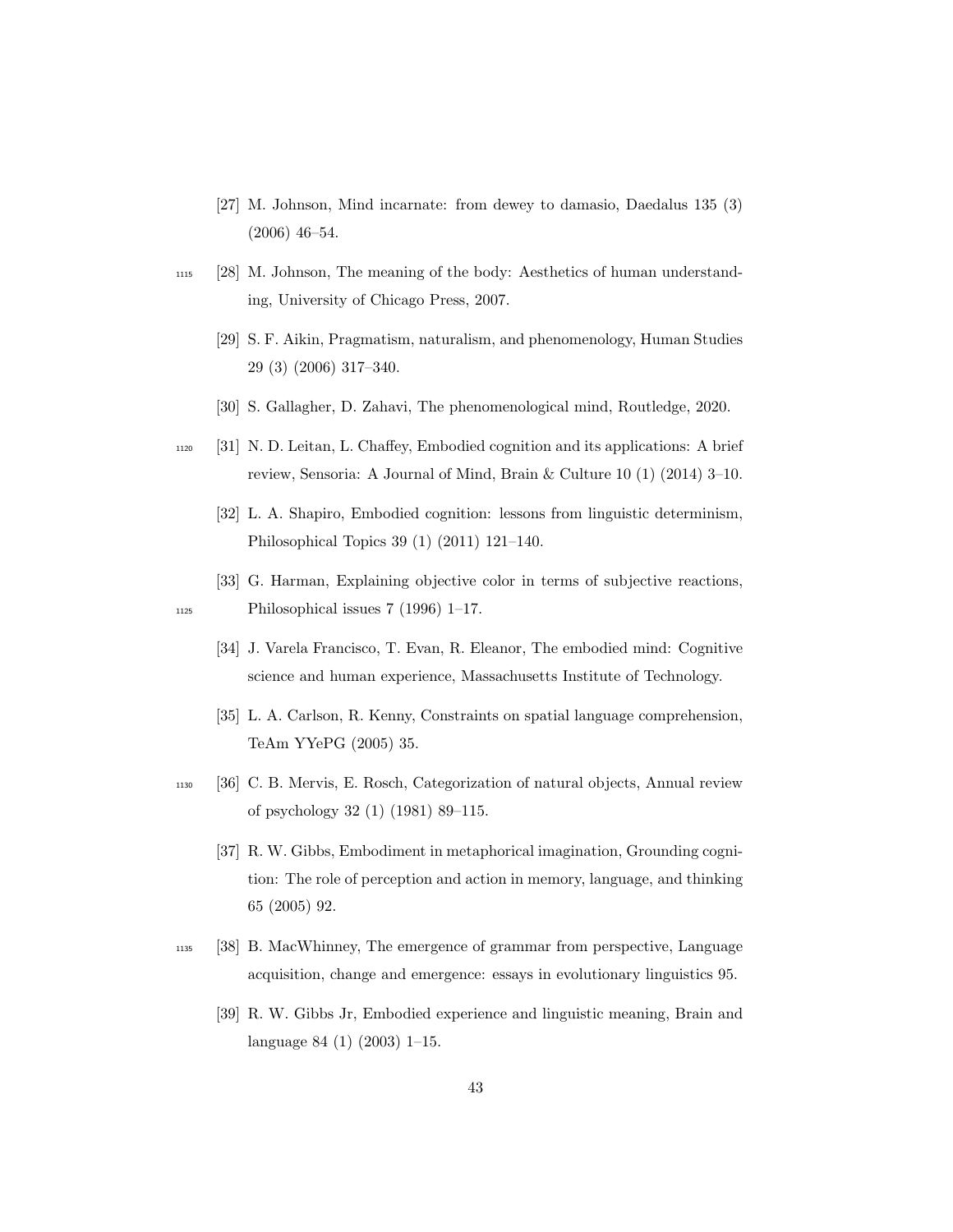[27] M. Johnson, Mind incarnate: from dewey to damasio, Daedalus 135 (3) (2006) 46–54.

[28] M. Johnson, The meaning of the body: Aesthetics of human understanding, University of Chicago Press, 2007.

[29] S. F. Aikin, Pragmatism, naturalism, and phenomenology, Human Studies 29 (3) (2006) 317–340.

[30] S. Gallagher, D. Zahavi, The phenomenological mind, Routledge, 2020.

[31] N. D. Leitan, L. Chaffey, Embodied cognition and its applications: A brief review, Sensoria: A Journal of Mind, Brain & Culture 10 (1) (2014) 3–10.

[32] L. A. Shapiro, Embodied cognition: lessons from linguistic determinism, Philosophical Topics 39 (1) (2011) 121–140.

[33] G. Harman, Explaining objective color in terms of subjective reactions, Philosophical issues 7 (1996) 1–17.

[34] J. Varela Francisco, T. Evan, R. Eleanor, The embodied mind: Cognitive science and human experience, Massachusetts Institute of Technology.

[35] L. A. Carlson, R. Kenny, Constraints on spatial language comprehension, TeAm YYePG (2005) 35.

[36] C. B. Mervis, E. Rosch, Categorization of natural objects, Annual review of psychology 32 (1) (1981) 89–115.

[37] R. W. Gibbs, Embodiment in metaphorical imagination, Grounding cognition: The role of perception and action in memory, language, and thinking 65 (2005) 92.

[38] B. MacWhinney, The emergence of grammar from perspective, Language acquisition, change and emergence: essays in evolutionary linguistics 95.

[39] R. W. Gibbs Jr, Embodied experience and linguistic meaning, Brain and language 84 (1) (2003) 1–15.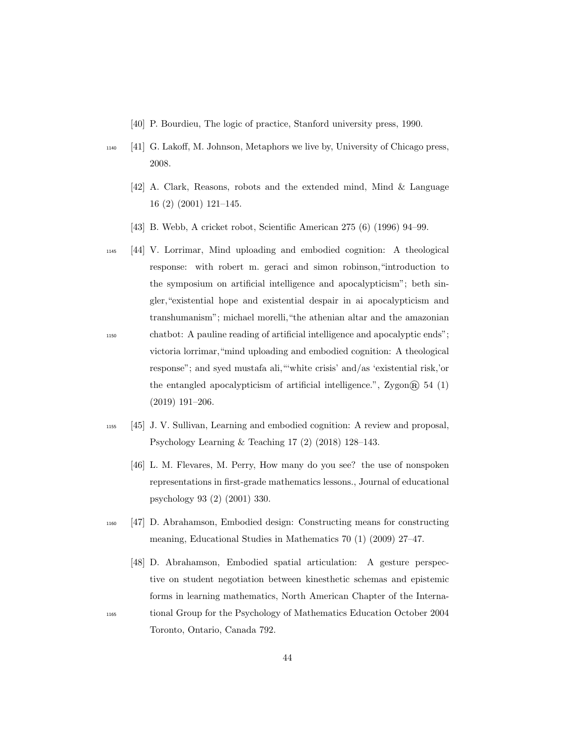[40] P. Bourdieu, The logic of practice, Stanford university press, 1990.

[41] G. Lakoff, M. Johnson, Metaphors we live by, University of Chicago press, 2008.

[42] A. Clark, Reasons, robots and the extended mind, Mind & Language 16 (2) (2001) 121–145.

[43] B. Webb, A cricket robot, Scientific American 275 (6) (1996) 94–99.

[44] V. Lorrimar, Mind uploading and embodied cognition: A theological response: with robert m. geraci and simon robinson,"introduction to the symposium on artificial intelligence and apocalypticism"; beth singler,"existential hope and existential despair in ai apocalypticism and transhumanism"; michael morelli,"the athenian altar and the amazonian chatbot: A pauline reading of artificial intelligence and apocalyptic ends"; victoria lorrimar,"mind uploading and embodied cognition: A theological response"; and syed mustafa ali,"'white crisis' and/as 'existential risk,'or the entangled apocalypticism of artificial intelligence.", Zygon® 54 (1) (2019) 191–206.

[45] J. V. Sullivan, Learning and embodied cognition: A review and proposal, Psychology Learning & Teaching 17 (2) (2018) 128–143.

[46] L. M. Flevares, M. Perry, How many do you see? the use of nonspoken representations in first-grade mathematics lessons., Journal of educational psychology 93 (2) (2001) 330.

[47] D. Abrahamson, Embodied design: Constructing means for constructing meaning, Educational Studies in Mathematics 70 (1) (2009) 27–47.

[48] D. Abrahamson, Embodied spatial articulation: A gesture perspective on student negotiation between kinesthetic schemas and epistemic forms in learning mathematics, North American Chapter of the International Group for the Psychology of Mathematics Education October 2004 Toronto, Ontario, Canada 792.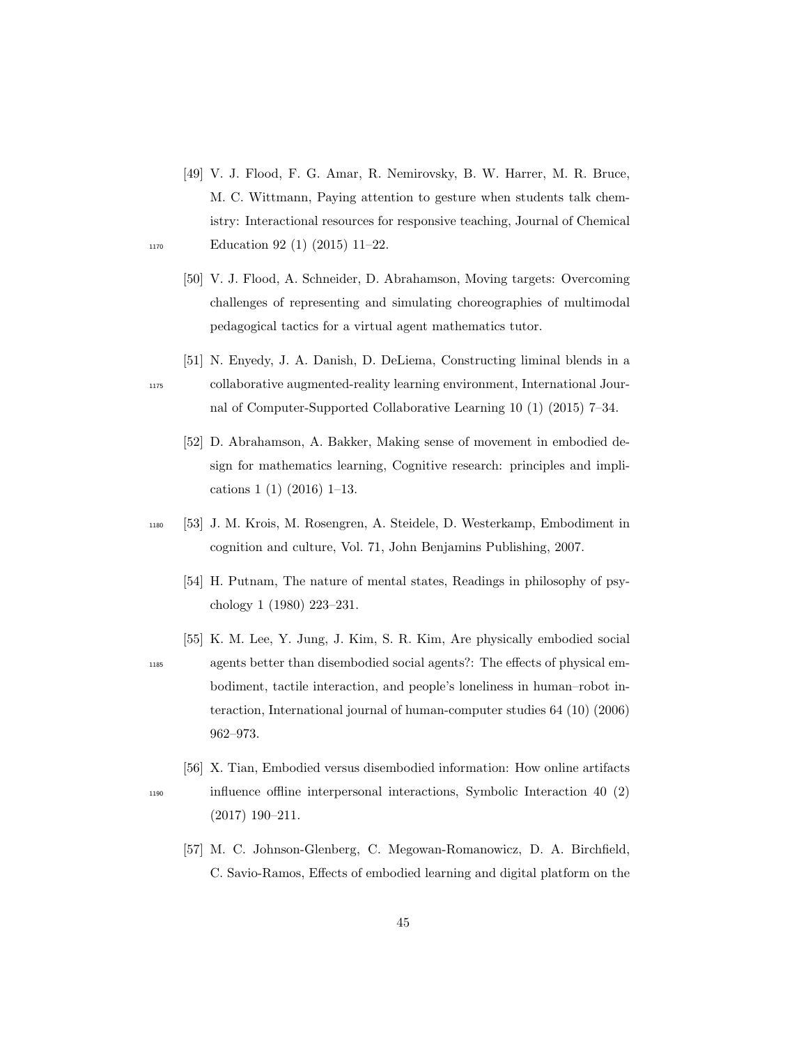[49] V. J. Flood, F. G. Amar, R. Nemirovsky, B. W. Harrer, M. R. Bruce, M. C. Wittmann, Paying attention to gesture when students talk chemistry: Interactional resources for responsive teaching, Journal of Chemical Education 92 (1) (2015) 11–22.

[50] V. J. Flood, A. Schneider, D. Abrahamson, Moving targets: Overcoming challenges of representing and simulating choreographies of multimodal pedagogical tactics for a virtual agent mathematics tutor.

[51] N. Enyedy, J. A. Danish, D. DeLiema, Constructing liminal blends in a collaborative augmented-reality learning environment, International Journal of Computer-Supported Collaborative Learning 10 (1) (2015) 7–34.

[52] D. Abrahamson, A. Bakker, Making sense of movement in embodied design for mathematics learning, Cognitive research: principles and implications 1 (1) (2016) 1–13.

[53] J. M. Krois, M. Rosengren, A. Steidele, D. Westerkamp, Embodiment in cognition and culture, Vol. 71, John Benjamins Publishing, 2007.

[54] H. Putnam, The nature of mental states, Readings in philosophy of psychology 1 (1980) 223–231.

[55] K. M. Lee, Y. Jung, J. Kim, S. R. Kim, Are physically embodied social agents better than disembodied social agents?: The effects of physical embodiment, tactile interaction, and people's loneliness in human–robot interaction, International journal of human-computer studies 64 (10) (2006) 962–973.

[56] X. Tian, Embodied versus disembodied information: How online artifacts influence offline interpersonal interactions, Symbolic Interaction 40 (2) (2017) 190–211.

[57] M. C. Johnson-Glenberg, C. Megowan-Romanowicz, D. A. Birchfield, C. Savio-Ramos, Effects of embodied learning and digital platform on the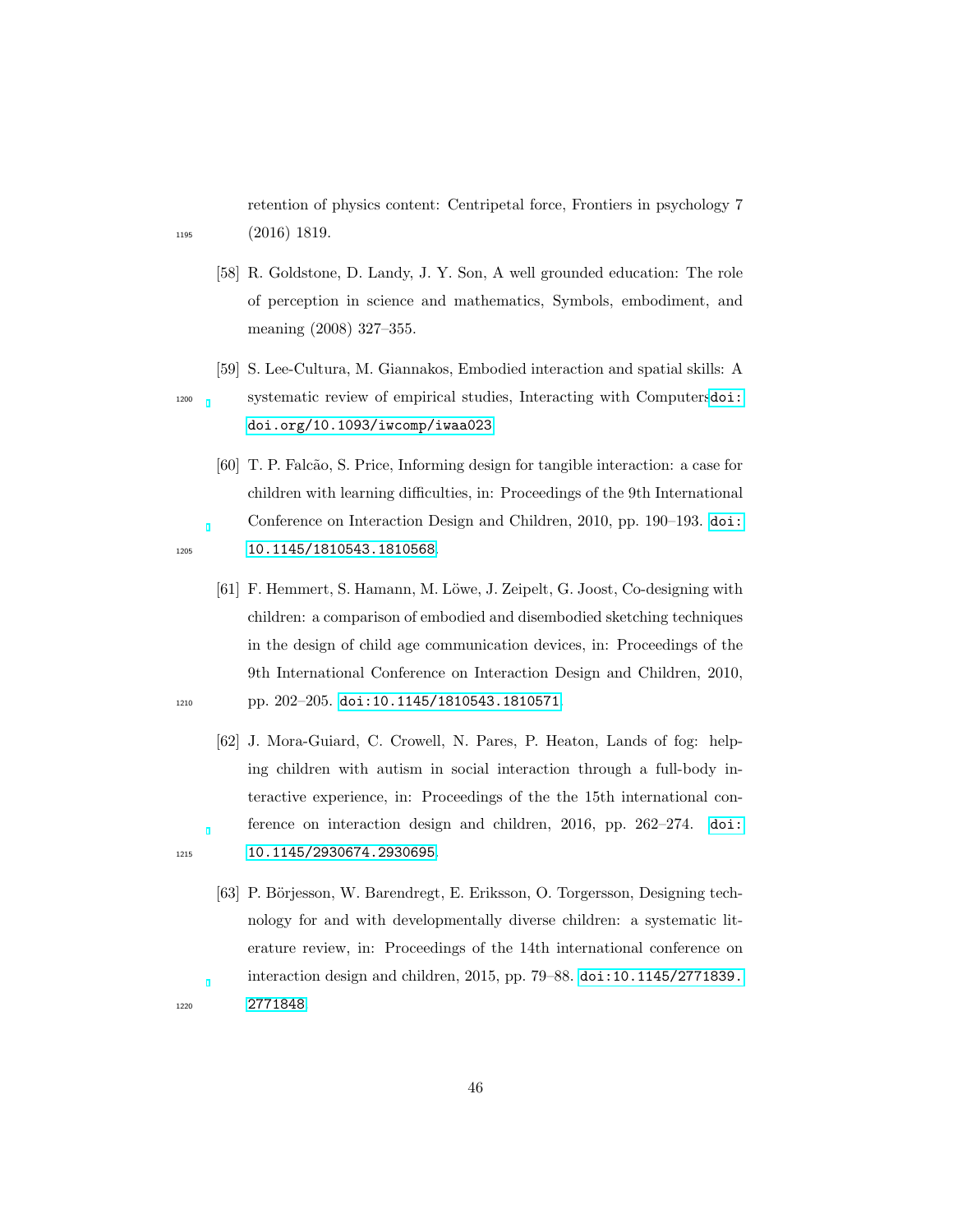retention of physics content: Centripetal force, Frontiers in psychology 7 (2016) 1819.

[58] R. Goldstone, D. Landy, J. Y. Son, A well grounded education: The role of perception in science and mathematics, Symbols, embodiment, and meaning (2008) 327–355.

[59] S. Lee-Cultura, M. Giannakos, Embodied interaction and spatial skills: A systematic review of empirical studies, Interacting with Computersdoi:doi.org/10.1093/iwcomp/iwaa023.

[60] T. P. Falcão, S. Price, Informing design for tangible interaction: a case for children with learning difficulties, in: Proceedings of the 9th International Conference on Interaction Design and Children, 2010, pp. 190–193. doi:10.1145/1810543.1810568.

[61] F. Hemmert, S. Hamann, M. Löwe, J. Zeipelt, G. Joost, Co-designing with children: a comparison of embodied and disembodied sketching techniques in the design of child age communication devices, in: Proceedings of the 9th International Conference on Interaction Design and Children, 2010, pp. 202–205. doi:10.1145/1810543.1810571.

[62] J. Mora-Guiard, C. Crowell, N. Pares, P. Heaton, Lands of fog: helping children with autism in social interaction through a full-body interactive experience, in: Proceedings of the the 15th international conference on interaction design and children, 2016, pp. 262–274. doi:10.1145/2930674.2930695.

[63] P. Börjesson, W. Barendregt, E. Eriksson, O. Torgersson, Designing technology for and with developmentally diverse children: a systematic literature review, in: Proceedings of the 14th international conference on interaction design and children, 2015, pp. 79–88. doi:10.1145/2771839.2771848.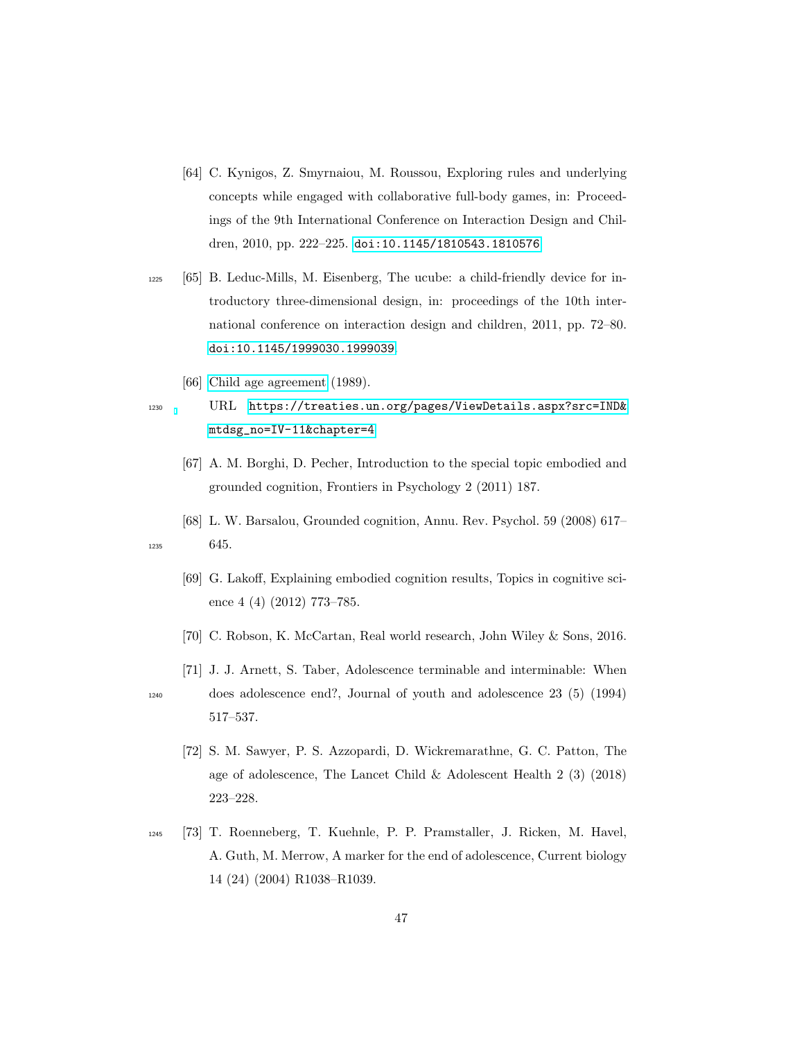[64] C. Kynigos, Z. Smyrnaiou, M. Roussou, Exploring rules and underlying concepts while engaged with collaborative full-body games, in: Proceedings of the 9th International Conference on Interaction Design and Children, 2010, pp. 222–225. doi:10.1145/1810543.1810576

[65] B. Leduc-Mills, M. Eisenberg, The ucube: a child-friendly device for introductory three-dimensional design, in: proceedings of the 10th international conference on interaction design and children, 2011, pp. 72–80. doi:10.1145/1999030.1999039

[66] Child age agreement (1989).
URL https://treaties.un.org/pages/ViewDetails.aspx?src=IND&mtdsg_no=IV-11&chapter=4

[67] A. M. Borghi, D. Pecher, Introduction to the special topic embodied and grounded cognition, Frontiers in Psychology 2 (2011) 187.

[68] L. W. Barsalou, Grounded cognition, Annu. Rev. Psychol. 59 (2008) 617–645.

[69] G. Lakoff, Explaining embodied cognition results, Topics in cognitive science 4 (4) (2012) 773–785.

[70] C. Robson, K. McCartan, Real world research, John Wiley & Sons, 2016.

[71] J. J. Arnett, S. Taber, Adolescence terminable and interminable: When does adolescence end?, Journal of youth and adolescence 23 (5) (1994) 517–537.

[72] S. M. Sawyer, P. S. Azzopardi, D. Wickremarathne, G. C. Patton, The age of adolescence, The Lancet Child & Adolescent Health 2 (3) (2018) 223–228.

[73] T. Roenneberg, T. Kuehnle, P. P. Pramstaller, J. Ricken, M. Havel, A. Guth, M. Merrow, A marker for the end of adolescence, Current biology 14 (24) (2004) R1038–R1039.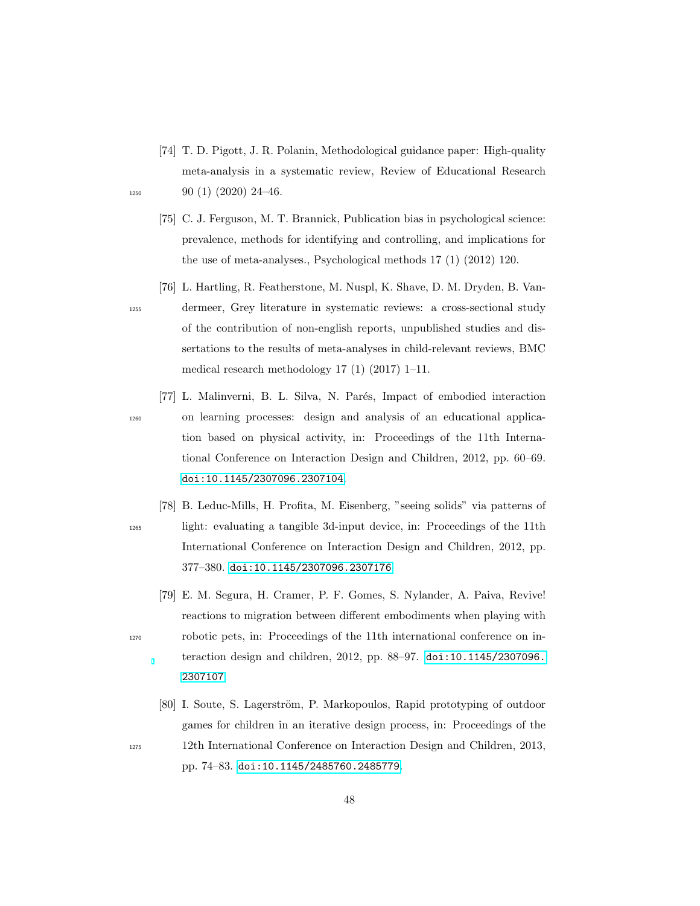[74] T. D. Pigott, J. R. Polanin, Methodological guidance paper: High-quality meta-analysis in a systematic review, Review of Educational Research 90 (1) (2020) 24–46.

[75] C. J. Ferguson, M. T. Brannick, Publication bias in psychological science: prevalence, methods for identifying and controlling, and implications for the use of meta-analyses., Psychological methods 17 (1) (2012) 120.

[76] L. Hartling, R. Featherstone, M. Nuspl, K. Shave, D. M. Dryden, B. Vandermeer, Grey literature in systematic reviews: a cross-sectional study of the contribution of non-english reports, unpublished studies and dissertations to the results of meta-analyses in child-relevant reviews, BMC medical research methodology 17 (1) (2017) 1–11.

[77] L. Malinverni, B. L. Silva, N. Parés, Impact of embodied interaction on learning processes: design and analysis of an educational application based on physical activity, in: Proceedings of the 11th International Conference on Interaction Design and Children, 2012, pp. 60–69. doi:10.1145/2307096.2307104.

[78] B. Leduc-Mills, H. Profita, M. Eisenberg, "seeing solids" via patterns of light: evaluating a tangible 3d-input device, in: Proceedings of the 11th International Conference on Interaction Design and Children, 2012, pp. 377–380. doi:10.1145/2307096.2307176.

[79] E. M. Segura, H. Cramer, P. F. Gomes, S. Nylander, A. Paiva, Revive! reactions to migration between different embodiments when playing with robotic pets, in: Proceedings of the 11th international conference on interaction design and children, 2012, pp. 88–97. doi:10.1145/2307096.2307107.

[80] I. Soute, S. Lagerström, P. Markopoulos, Rapid prototyping of outdoor games for children in an iterative design process, in: Proceedings of the 12th International Conference on Interaction Design and Children, 2013, pp. 74–83. doi:10.1145/2485760.2485779.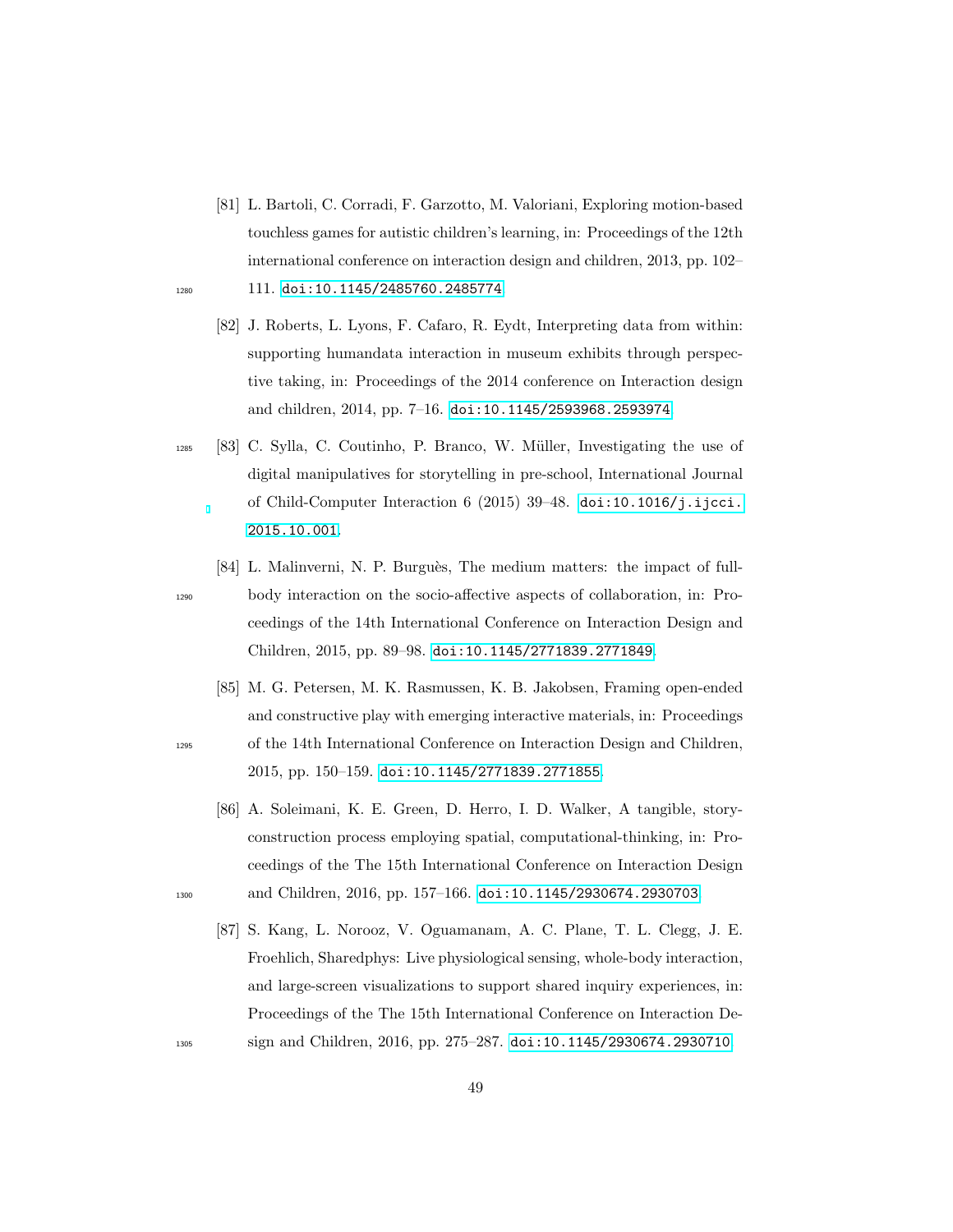[81] L. Bartoli, C. Corradi, F. Garzotto, M. Valoriani, Exploring motion-based touchless games for autistic children's learning, in: Proceedings of the 12th international conference on interaction design and children, 2013, pp. 102–111. doi:10.1145/2485760.2485774.

[82] J. Roberts, L. Lyons, F. Cafaro, R. Eydt, Interpreting data from within: supporting humandata interaction in museum exhibits through perspective taking, in: Proceedings of the 2014 conference on Interaction design and children, 2014, pp. 7–16. doi:10.1145/2593968.2593974.

[83] C. Sylla, C. Coutinho, P. Branco, W. Müller, Investigating the use of digital manipulatives for storytelling in pre-school, International Journal of Child-Computer Interaction 6 (2015) 39–48. doi:10.1016/j.ijcci.2015.10.001.

[84] L. Malinverni, N. P. Burguès, The medium matters: the impact of full-body interaction on the socio-affective aspects of collaboration, in: Proceedings of the 14th International Conference on Interaction Design and Children, 2015, pp. 89–98. doi:10.1145/2771839.2771849.

[85] M. G. Petersen, M. K. Rasmussen, K. B. Jakobsen, Framing open-ended and constructive play with emerging interactive materials, in: Proceedings of the 14th International Conference on Interaction Design and Children, 2015, pp. 150–159. doi:10.1145/2771839.2771855.

[86] A. Soleimani, K. E. Green, D. Herro, I. D. Walker, A tangible, story-construction process employing spatial, computational-thinking, in: Proceedings of the The 15th International Conference on Interaction Design and Children, 2016, pp. 157–166. doi:10.1145/2930674.2930703.

[87] S. Kang, L. Norooz, V. Oguamanam, A. C. Plane, T. L. Clegg, J. E. Froehlich, Sharedphys: Live physiological sensing, whole-body interaction, and large-screen visualizations to support shared inquiry experiences, in: Proceedings of the The 15th International Conference on Interaction Design and Children, 2016, pp. 275–287. doi:10.1145/2930674.2930710.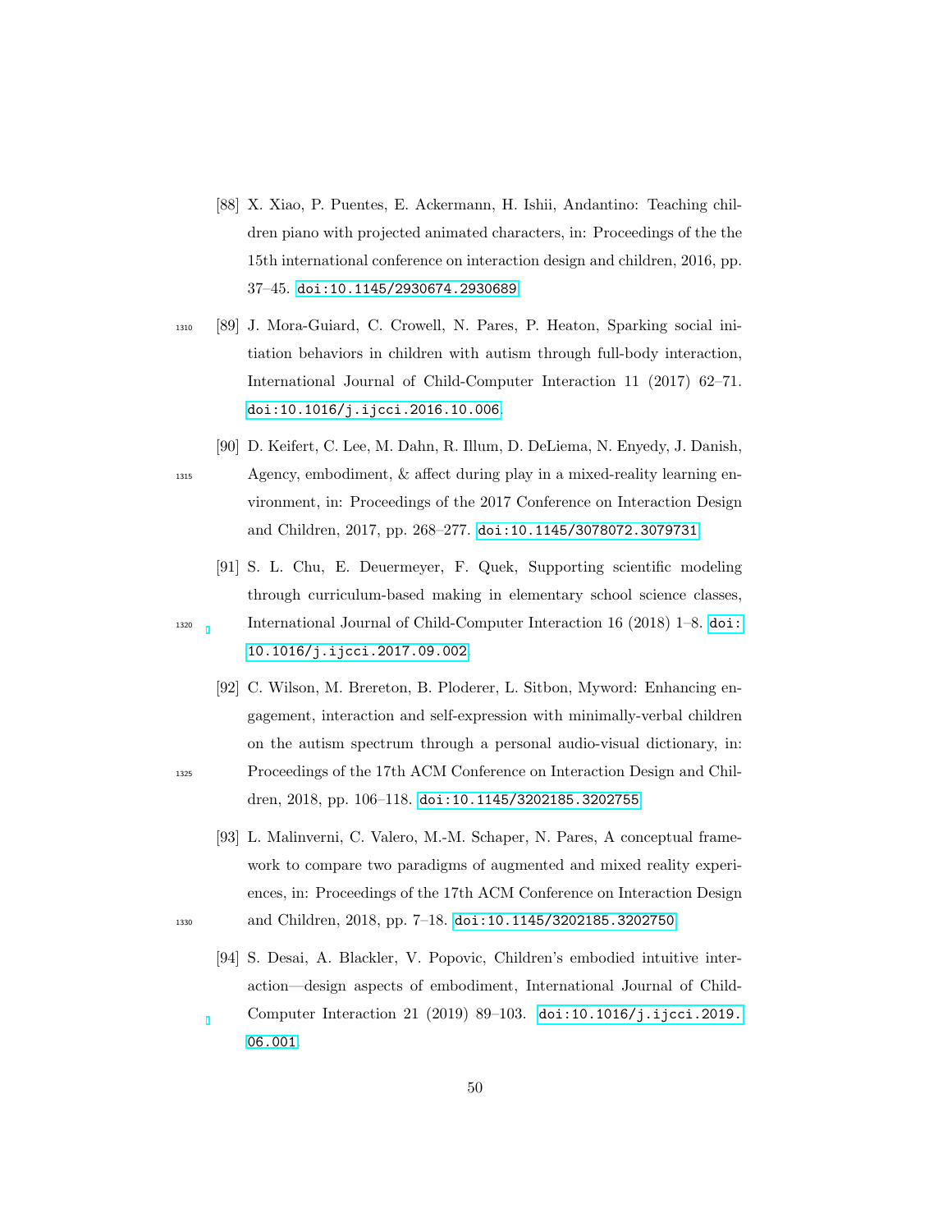[88] X. Xiao, P. Puentes, E. Ackermann, H. Ishii, Andantino: Teaching children piano with projected animated characters, in: Proceedings of the the 15th international conference on interaction design and children, 2016, pp. 37–45. doi:10.1145/2930674.2930689

[89] J. Mora-Guiard, C. Crowell, N. Pares, P. Heaton, Sparking social initiation behaviors in children with autism through full-body interaction, International Journal of Child-Computer Interaction 11 (2017) 62–71. doi:10.1016/j.ijcci.2016.10.006.

[90] D. Keifert, C. Lee, M. Dahn, R. Illum, D. DeLiema, N. Enyedy, J. Danish, Agency, embodiment, & affect during play in a mixed-reality learning environment, in: Proceedings of the 2017 Conference on Interaction Design and Children, 2017, pp. 268–277. doi:10.1145/3078072.3079731

[91] S. L. Chu, E. Deuermeyer, F. Quek, Supporting scientific modeling through curriculum-based making in elementary school science classes, International Journal of Child-Computer Interaction 16 (2018) 1–8. doi:10.1016/j.ijcci.2017.09.002.

[92] C. Wilson, M. Brereton, B. Ploderer, L. Sitbon, Myword: Enhancing engagement, interaction and self-expression with minimally-verbal children on the autism spectrum through a personal audio-visual dictionary, in: Proceedings of the 17th ACM Conference on Interaction Design and Children, 2018, pp. 106–118. doi:10.1145/3202185.3202755

[93] L. Malinverni, C. Valero, M.-M. Schaper, N. Pares, A conceptual framework to compare two paradigms of augmented and mixed reality experiences, in: Proceedings of the 17th ACM Conference on Interaction Design and Children, 2018, pp. 7–18. doi:10.1145/3202185.3202750

[94] S. Desai, A. Blackler, V. Popovic, Children's embodied intuitive interaction—design aspects of embodiment, International Journal of Child-Computer Interaction 21 (2019) 89–103. doi:10.1016/j.ijcci.2019.06.001.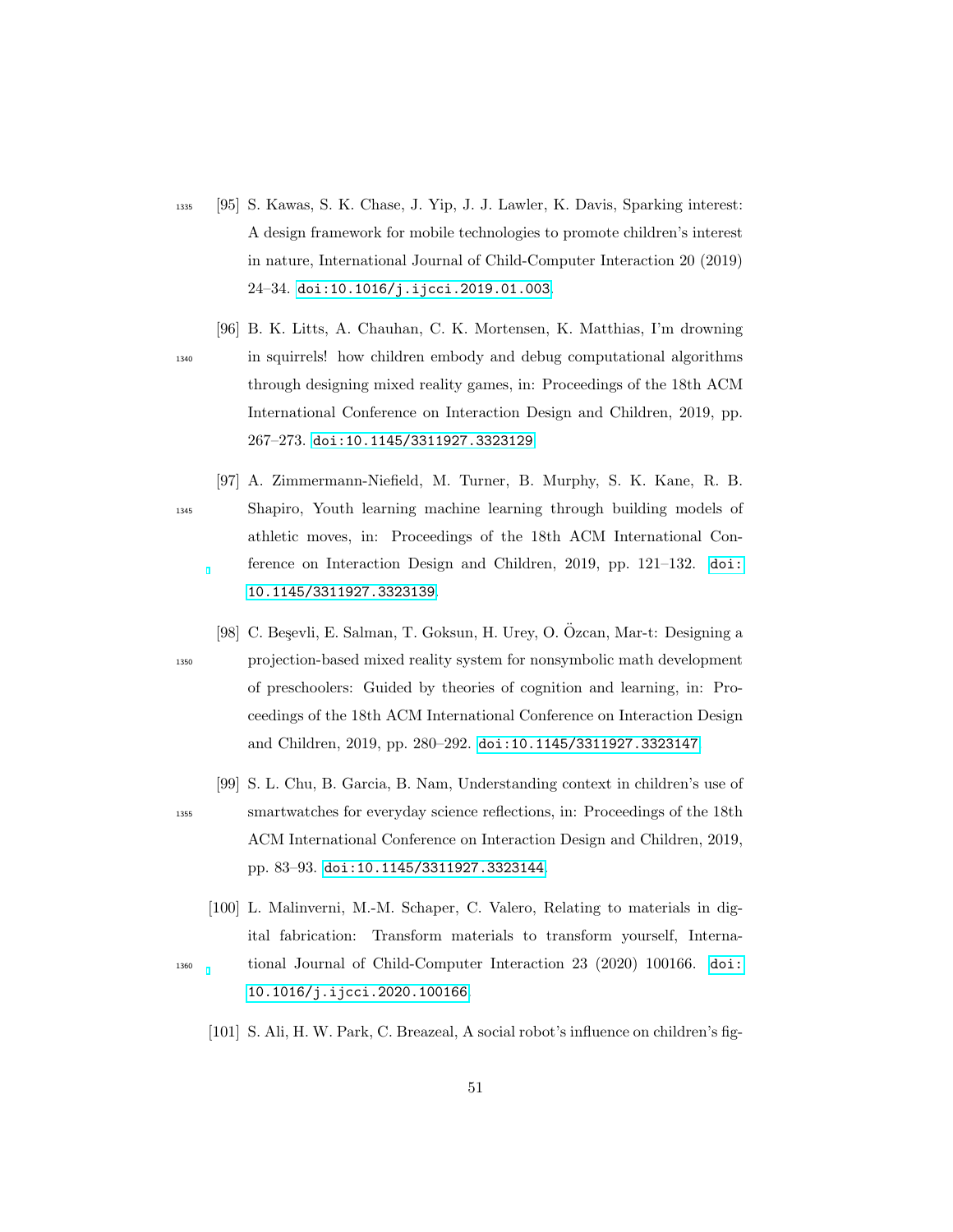[95] S. Kawas, S. K. Chase, J. Yip, J. J. Lawler, K. Davis, Sparking interest: A design framework for mobile technologies to promote children's interest in nature, International Journal of Child-Computer Interaction 20 (2019) 24–34. doi:10.1016/j.ijcci.2019.01.003.

[96] B. K. Litts, A. Chauhan, C. K. Mortensen, K. Matthias, I'm drowning in squirrels! how children embody and debug computational algorithms through designing mixed reality games, in: Proceedings of the 18th ACM International Conference on Interaction Design and Children, 2019, pp. 267–273. doi:10.1145/3311927.3323129.

[97] A. Zimmermann-Niefield, M. Turner, B. Murphy, S. K. Kane, R. B. Shapiro, Youth learning machine learning through building models of athletic moves, in: Proceedings of the 18th ACM International Conference on Interaction Design and Children, 2019, pp. 121–132. doi:10.1145/3311927.3323139.

[98] C. Beşevli, E. Salman, T. Goksun, H. Urey, O. Özcan, Mar-t: Designing a projection-based mixed reality system for nonsymbolic math development of preschoolers: Guided by theories of cognition and learning, in: Proceedings of the 18th ACM International Conference on Interaction Design and Children, 2019, pp. 280–292. doi:10.1145/3311927.3323147.

[99] S. L. Chu, B. Garcia, B. Nam, Understanding context in children's use of smartwatches for everyday science reflections, in: Proceedings of the 18th ACM International Conference on Interaction Design and Children, 2019, pp. 83–93. doi:10.1145/3311927.3323144.

[100] L. Malinverni, M.-M. Schaper, C. Valero, Relating to materials in digital fabrication: Transform materials to transform yourself, International Journal of Child-Computer Interaction 23 (2020) 100166. doi:10.1016/j.ijcci.2020.100166.

[101] S. Ali, H. W. Park, C. Breazeal, A social robot's influence on children's fig-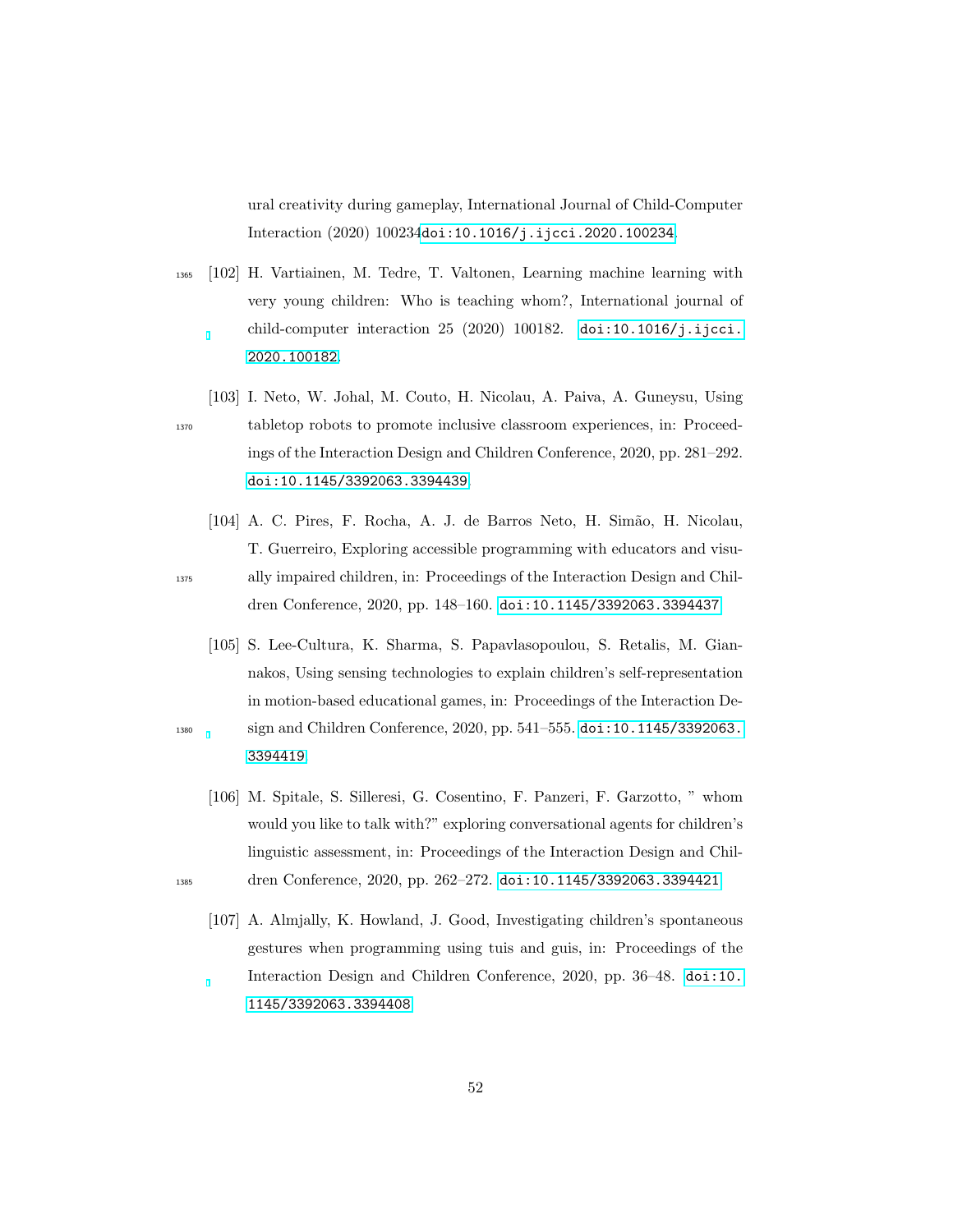ural creativity during gameplay, International Journal of Child-Computer Interaction (2020) 100234doi:10.1016/j.ijcci.2020.100234.

[102] H. Vartiainen, M. Tedre, T. Valtonen, Learning machine learning with very young children: Who is teaching whom?, International journal of child-computer interaction 25 (2020) 100182. doi:10.1016/j.ijcci.2020.100182.

[103] I. Neto, W. Johal, M. Couto, H. Nicolau, A. Paiva, A. Guneysu, Using tabletop robots to promote inclusive classroom experiences, in: Proceedings of the Interaction Design and Children Conference, 2020, pp. 281–292. doi:10.1145/3392063.3394439.

[104] A. C. Pires, F. Rocha, A. J. de Barros Neto, H. Simão, H. Nicolau, T. Guerreiro, Exploring accessible programming with educators and visually impaired children, in: Proceedings of the Interaction Design and Children Conference, 2020, pp. 148–160. doi:10.1145/3392063.3394437.

[105] S. Lee-Cultura, K. Sharma, S. Papavlasopoulou, S. Retalis, M. Giannakos, Using sensing technologies to explain children's self-representation in motion-based educational games, in: Proceedings of the Interaction Design and Children Conference, 2020, pp. 541–555. doi:10.1145/3392063.3394419.

[106] M. Spitale, S. Silleresi, G. Cosentino, F. Panzeri, F. Garzotto, " whom would you like to talk with?" exploring conversational agents for children's linguistic assessment, in: Proceedings of the Interaction Design and Children Conference, 2020, pp. 262–272. doi:10.1145/3392063.3394421.

[107] A. Almjally, K. Howland, J. Good, Investigating children's spontaneous gestures when programming using tuis and guis, in: Proceedings of the Interaction Design and Children Conference, 2020, pp. 36–48. doi:10.1145/3392063.3394408.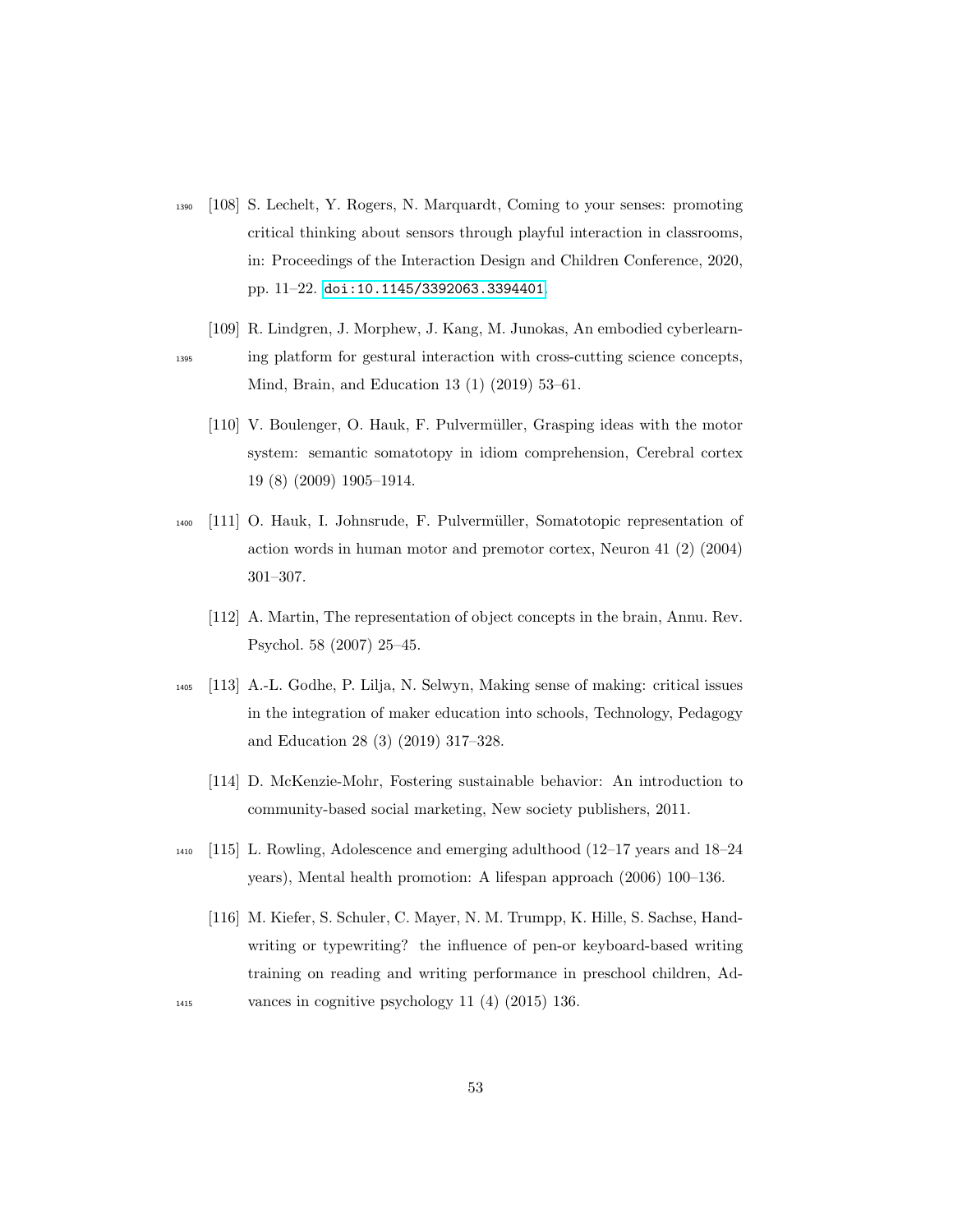[108] S. Lechelt, Y. Rogers, N. Marquardt, Coming to your senses: promoting critical thinking about sensors through playful interaction in classrooms, in: Proceedings of the Interaction Design and Children Conference, 2020, pp. 11–22. doi:10.1145/3392063.3394401.

[109] R. Lindgren, J. Morphew, J. Kang, M. Junokas, An embodied cyberlearning platform for gestural interaction with cross-cutting science concepts, Mind, Brain, and Education 13 (1) (2019) 53–61.

[110] V. Boulenger, O. Hauk, F. Pulvermüller, Grasping ideas with the motor system: semantic somatotopy in idiom comprehension, Cerebral cortex 19 (8) (2009) 1905–1914.

[111] O. Hauk, I. Johnsrude, F. Pulvermüller, Somatotopic representation of action words in human motor and premotor cortex, Neuron 41 (2) (2004) 301–307.

[112] A. Martin, The representation of object concepts in the brain, Annu. Rev. Psychol. 58 (2007) 25–45.

[113] A.-L. Godhe, P. Lilja, N. Selwyn, Making sense of making: critical issues in the integration of maker education into schools, Technology, Pedagogy and Education 28 (3) (2019) 317–328.

[114] D. McKenzie-Mohr, Fostering sustainable behavior: An introduction to community-based social marketing, New society publishers, 2011.

[115] L. Rowling, Adolescence and emerging adulthood (12–17 years and 18–24 years), Mental health promotion: A lifespan approach (2006) 100–136.

[116] M. Kiefer, S. Schuler, C. Mayer, N. M. Trumpp, K. Hille, S. Sachse, Handwriting or typewriting? the influence of pen-or keyboard-based writing training on reading and writing performance in preschool children, Advances in cognitive psychology 11 (4) (2015) 136.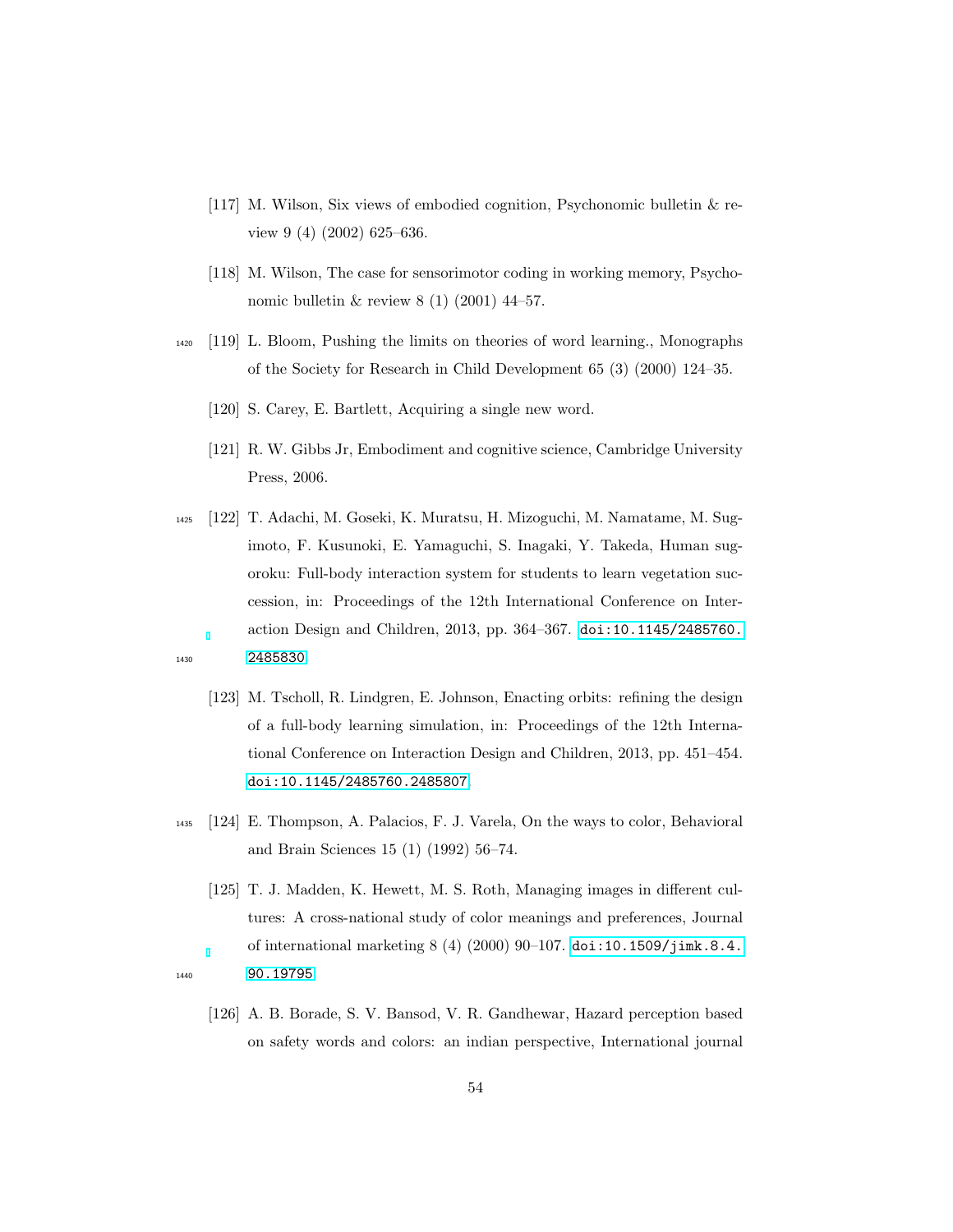[117] M. Wilson, Six views of embodied cognition, Psychonomic bulletin & review 9 (4) (2002) 625–636.

[118] M. Wilson, The case for sensorimotor coding in working memory, Psychonomic bulletin & review 8 (1) (2001) 44–57.

[119] L. Bloom, Pushing the limits on theories of word learning., Monographs of the Society for Research in Child Development 65 (3) (2000) 124–35.

[120] S. Carey, E. Bartlett, Acquiring a single new word.

[121] R. W. Gibbs Jr, Embodiment and cognitive science, Cambridge University Press, 2006.

[122] T. Adachi, M. Goseki, K. Muratsu, H. Mizoguchi, M. Namatame, M. Sugimoto, F. Kusunoki, E. Yamaguchi, S. Inagaki, Y. Takeda, Human sugoroku: Full-body interaction system for students to learn vegetation succession, in: Proceedings of the 12th International Conference on Interaction Design and Children, 2013, pp. 364–367. doi:10.1145/2485760.2485830

[123] M. Tscholl, R. Lindgren, E. Johnson, Enacting orbits: refining the design of a full-body learning simulation, in: Proceedings of the 12th International Conference on Interaction Design and Children, 2013, pp. 451–454. doi:10.1145/2485760.2485807

[124] E. Thompson, A. Palacios, F. J. Varela, On the ways to color, Behavioral and Brain Sciences 15 (1) (1992) 56–74.

[125] T. J. Madden, K. Hewett, M. S. Roth, Managing images in different cultures: A cross-national study of color meanings and preferences, Journal of international marketing 8 (4) (2000) 90–107. doi:10.1509/jimk.8.4.90.19795

[126] A. B. Borade, S. V. Bansod, V. R. Gandhewar, Hazard perception based on safety words and colors: an indian perspective, International journal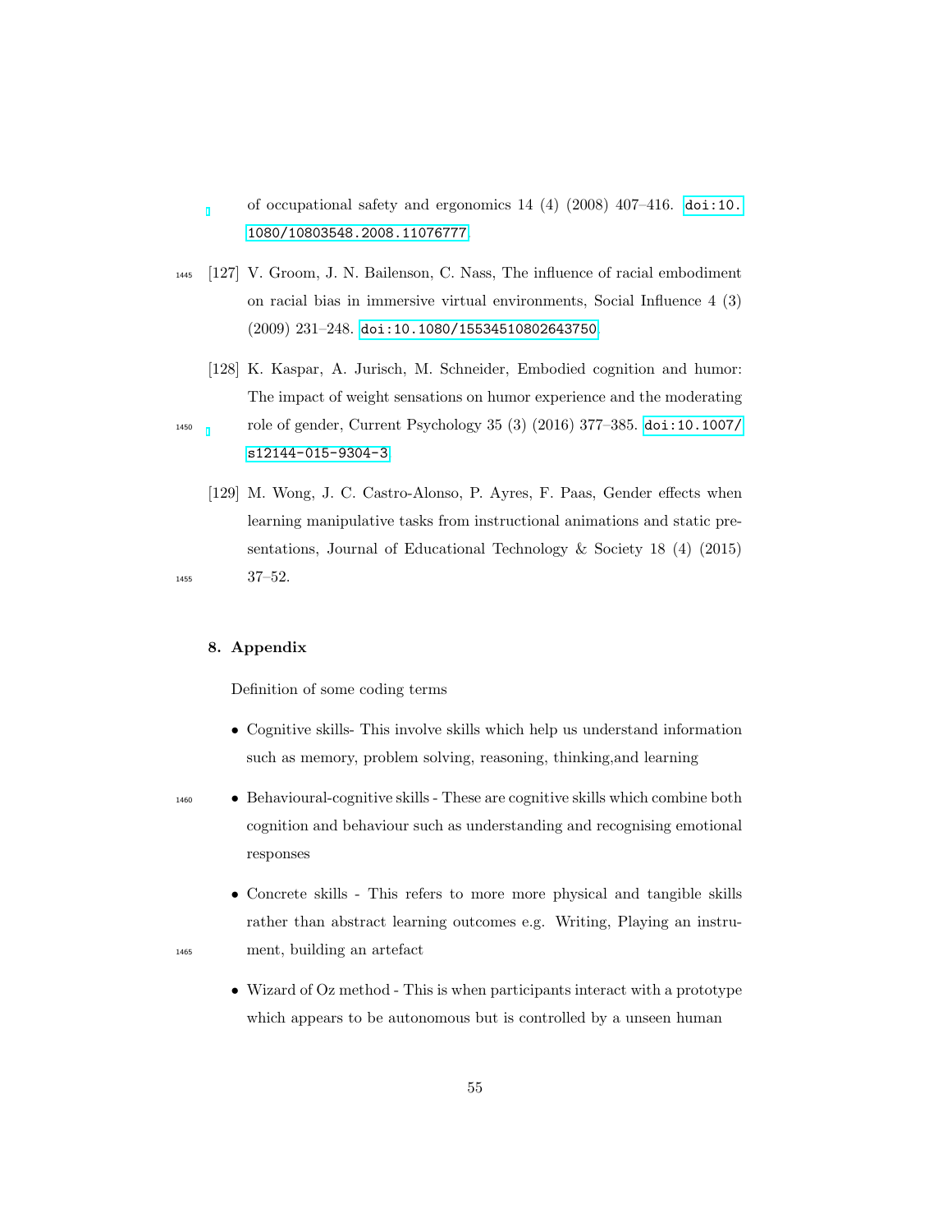of occupational safety and ergonomics 14 (4) (2008) 407–416. doi:10.1080/10803548.2008.11076777.

[127] V. Groom, J. N. Bailenson, C. Nass, The influence of racial embodiment on racial bias in immersive virtual environments, Social Influence 4 (3) (2009) 231–248. doi:10.1080/15534510802643750.

[128] K. Kaspar, A. Jurisch, M. Schneider, Embodied cognition and humor: The impact of weight sensations on humor experience and the moderating role of gender, Current Psychology 35 (3) (2016) 377–385. doi:10.1007/s12144-015-9304-3.

[129] M. Wong, J. C. Castro-Alonso, P. Ayres, F. Paas, Gender effects when learning manipulative tasks from instructional animations and static presentations, Journal of Educational Technology & Society 18 (4) (2015) 37–52.

## 8. Appendix

Definition of some coding terms

- Cognitive skills- This involve skills which help us understand information such as memory, problem solving, reasoning, thinking,and learning
- Behavioural-cognitive skills - These are cognitive skills which combine both cognition and behaviour such as understanding and recognising emotional responses
- Concrete skills - This refers to more more physical and tangible skills rather than abstract learning outcomes e.g. Writing, Playing an instrument, building an artefact
- Wizard of Oz method - This is when participants interact with a prototype which appears to be autonomous but is controlled by a unseen human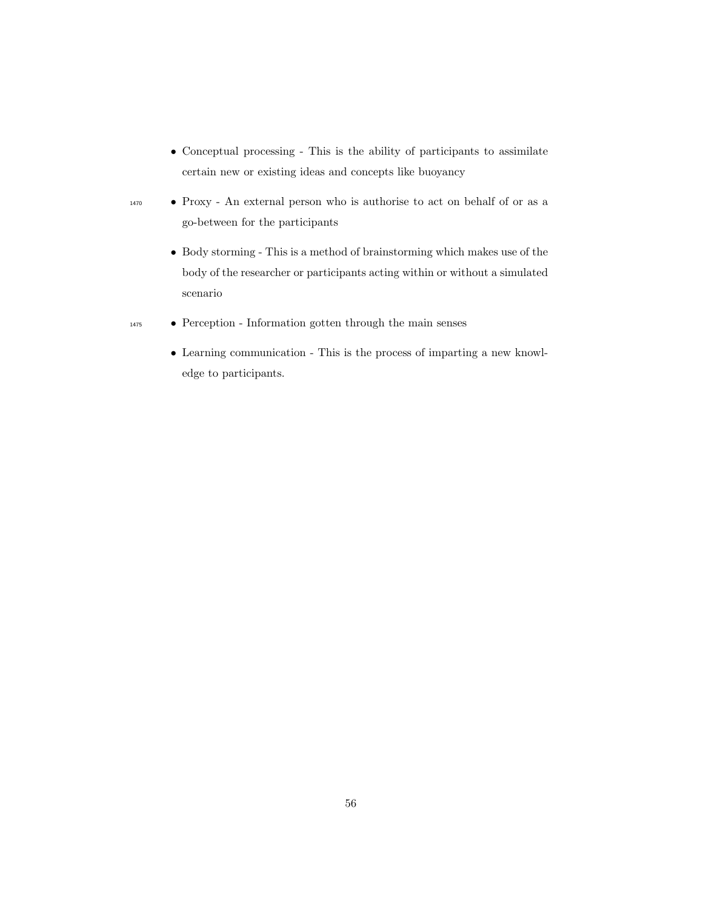- Conceptual processing - This is the ability of participants to assimilate certain new or existing ideas and concepts like buoyancy
- Proxy - An external person who is authorise to act on behalf of or as a go-between for the participants
- Body storming - This is a method of brainstorming which makes use of the body of the researcher or participants acting within or without a simulated scenario
- Perception - Information gotten through the main senses
- Learning communication - This is the process of imparting a new knowledge to participants.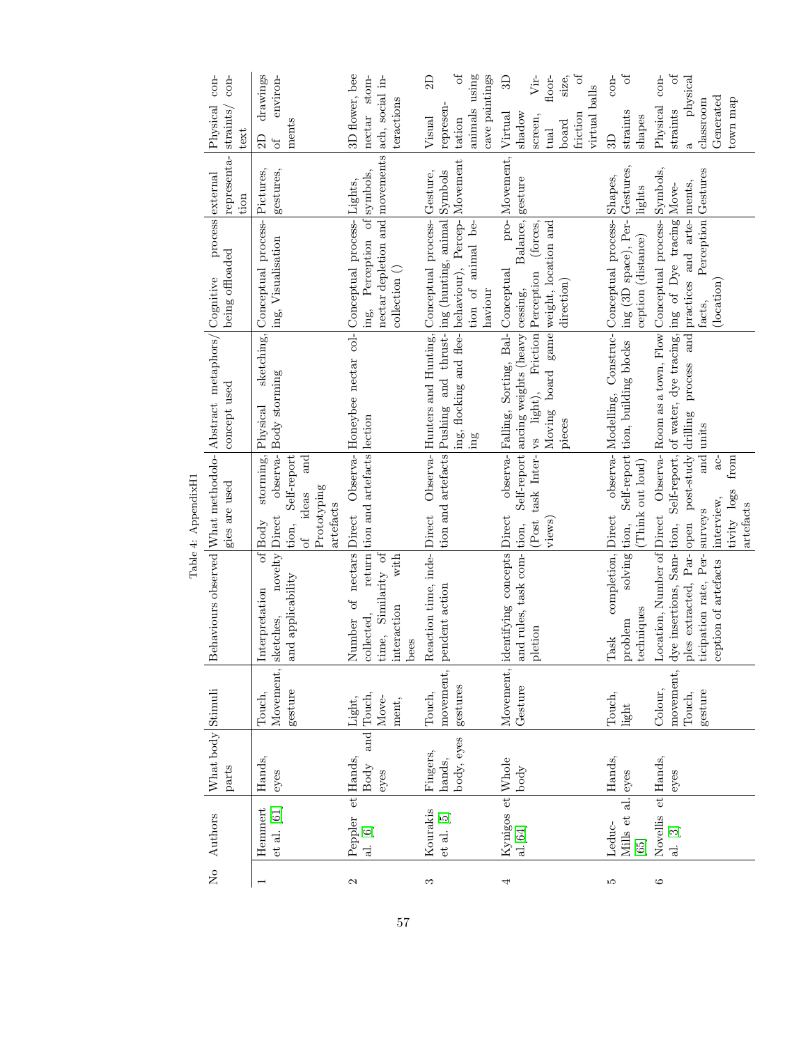Table 4: AppendixH1

| No | Authors | What body parts | Stimuli | Behaviours observed | What methodologies are used | Abstract metaphors/ concept used | Cognitive process being offloaded | external representation | Physical constraints/ context |
|---|---|---|---|---|---|---|---|---|---|
| 1 | Hemmert et al. [61] | Hands, eyes | Touch, Movement, gesture | Interpretation of sketches, novelty and applicability | Body storming, Direct observation, Self-report of ideas and Prototyping artefacts | Physical sketching, Body storming | Conceptual processing, Visualisation | Pictures, gestures, | 2D drawings of environments |
| 2 | Peppler et al. [6] | Hands, Body and eyes | Light, Touch, Movement, | Number of nectars collected, return time, Similarity of interaction with bees | Direct Observation and artefacts | Honeybee nectar collection | Conceptual processing, Perception of nectar depletion and collection () | Lights, symbols, movements | 3D flower, bee nectar stomach, social interactions |
| 3 | Kourakis et al. [5] | Fingers, hands, body, eyes | Touch, movement, gestures | Reaction time, independent action | Direct Observation and artefacts | Hunters and Hunting, Pushing and thrusting, flocking and fleeing | Conceptual processing (hunting, animal behaviour), Perception of animal behaviour | Gesture, Symbols Movement | Visual 2D representation of animals using cave paintings |
| 4 | Kynigos et al. [64] | Whole body | Movement, Gesture | identifying concepts and rules, task completion | Direct observation, Self-report (Post task Interviews) | Falling, Sorting, Balancing weights (heavy vs light), Friction Moving board game pieces | Conceptual processing, Balance, Perception (forces, weight, location and direction) | Movement, gesture | Virtual 3D shadow Virtual screen, floor-board size, friction of virtual balls |
| 5 | Leduc-Mills et al. [65] | Hands, eyes | Touch, light | Task completion, problem solving techniques | Direct observation, Self-report (Think out loud) | Modelling, Construction, building blocks | Conceptual processing (3D space), Perception (distance) | Shapes, Gestures, lights | 3D constraints of shapes |
| 6 | Novellis et al. [3] | Hands, eyes | Colour, movement, Touch, gesture | Location, Number of dye insertions, Samples extracted, Participation rate, Perception of artefacts | Direct Observation, Self-report, open post-study surveys and interview, activity logs from artefacts | Room as a town, Flow of water, dye tracing, drilling process and units | Conceptual processing of Dye tracing practices and artefacts, Perception (location) | Symbols, Movements, Gestures | Physical constraints of a physical classroom Generated town map |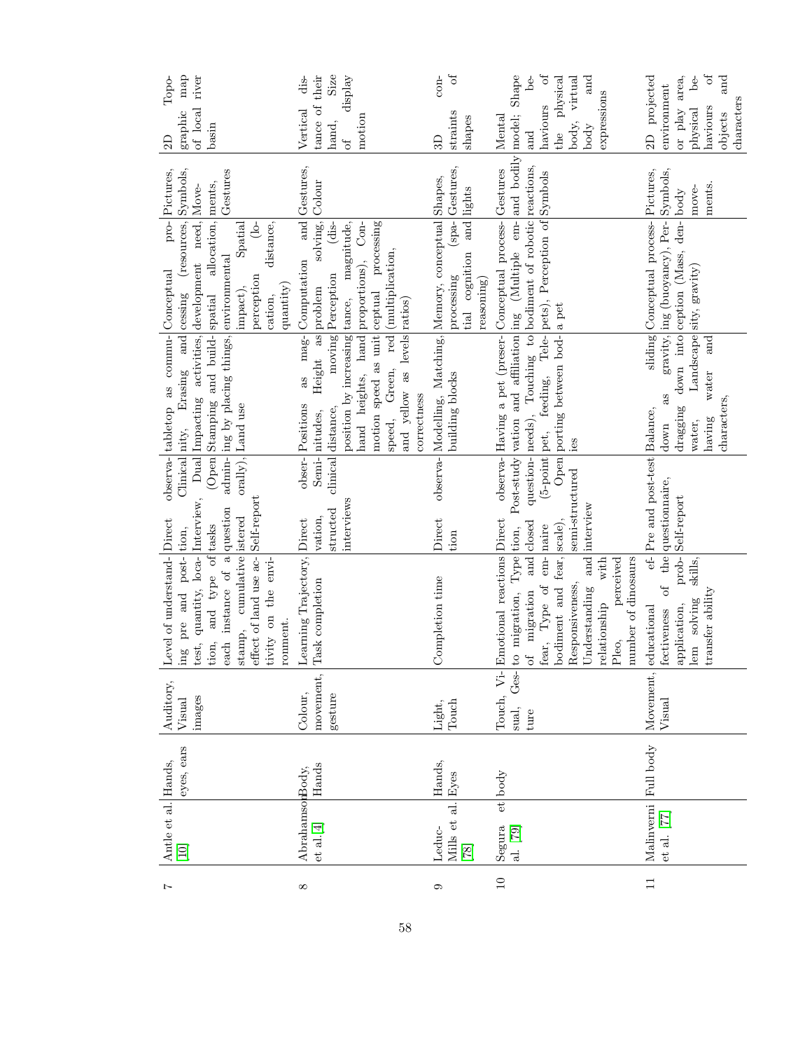| 7 | Antle et al. [10] | Hands, eyes, ears | Auditory, Visual images | Level of understanding pre and post-test, quantity, location, and type of each instance of a stamp, cumulative effect of land use activity on the environment. | Direct observation, Clinical Interview, Dual tasks (Open question administered orally), Self-report | tabletop as community, Erasing and Impacting activities, Stamping and building by placing things, Land use | Conceptual processing (resources, development need, spatial allocation, environmental impact), Spatial perception (location, distance, quantity) | Pictures, Symbols, Movements, Gestures | 2D Topographic map of local river basin |
|---|---|---|---|---|---|---|---|---|---|
| 8 | Abrahamson et al. [4] | Body, Hands | Colour, movement, gesture | Learning Trajectory, Task completion | Direct observation, Semi-structured clinical interviews | Positions as magnitudes, Height as distance, moving position by increasing hand heights, hand motion speed as unit speed, Green, red and yellow as levels correctness | Computation and problem solving, Perception (distance, magnitude, proportions), Conceptual processing (multiplication, ratios) | Gestures, Colour | Vertical distance of their hand, Size of display motion |
| 9 | Leduc-Mills et al. [78] | Hands, Eyes | Light, Touch | Completion time | Direct observation | Modelling, Matching, building blocks | Memory, conceptual processing (spatial cognition and reasoning) | Shapes, Gestures, lights | 3D constraints of shapes |
| 10 | Segura et al. [79] | body | Touch, Visual, Gesture | Emotional reactions to migration, Type of migration and fear, Type of embodiment and fear, Responsiveness, Understanding and relationship with Pleo, perceived number of dinosaurs | Direct observation, Post-study closed questionnaire (5-point scale), Open semi-structured interview | Having a pet (preservation and affiliation needs), Touching to pet, feeding, Teleporting between bodies | Conceptual processing (Multiple embodiment of robotic pets), Perception of a pet | Gestures and bodily reactions, Symbols | Mental model; Shape and behaviours of the physical body, virtual body and expressions |
| 11 | Malinverni et al. [77] | Full body | Movement, Visual | educational effectiveness of the application, problem solving skills, transfer ability | Pre and post-test questionnaire, Self-report | Balance, sliding down as gravity, dragging down into water, Landscape having water and characters, | Conceptual processing (buoyancy), Perception (Mass, density, gravity) | Pictures, Symbols, body movements. | 2D projected environment or play area, physical behaviours of objects and characters |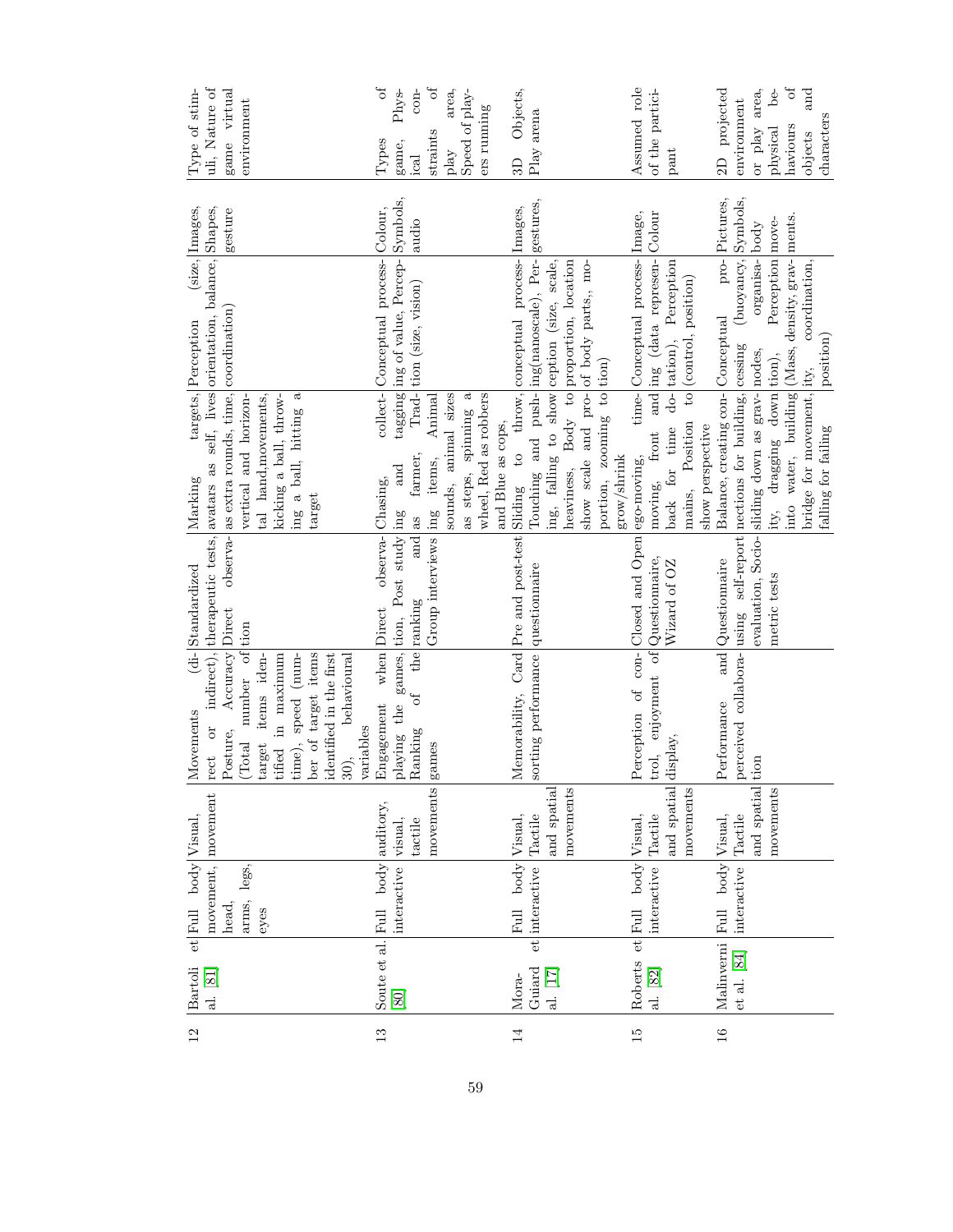| 12 | Bartoli et al. [81] | Full body movement, head, arms, legs, eyes | Visual, movement | Movements (direct or indirect), Posture, Accuracy (Total number of target items identified in maximum time), speed (number of target items identified in the first 30), behavioural variables | Standardized therapeutic tests, Direct observation | Marking targets, avatars as self, lives as extra rounds, time, vertical and horizontal hand movements, kicking a ball, throwing a ball, hitting a target | Perception (size, orientation, balance, coordination) | Images, Shapes, gesture | Type of stimuli, Nature of game virtual environment |
|---|---|---|---|---|---|---|---|---|---|
| 13 | Soute et al. [80] | Full body interactive | auditory, visual, tactile movements | Engagement when playing the games, Ranking of the games | Direct observation, Post study ranking and Group interviews | Chasing, collecting and tagging as farmer, Trading items, Animal sounds, animal sizes as steps, spinning a wheel, Red as robbers and Blue as cops, | Conceptual processing of value, Perception (size, vision) | Colour, Symbols, audio | Types of game, Physical constraints of play area, Speed of players running |
| 14 | Mora-Guiard et al. [17] | Full body interactive | Visual, Tactile and spatial movements | Memorability, Card sorting performance | Pre and post-test questionnaire | Sliding to throw, Touching and pushing, falling to show heaviness, Body to show scale and proportion, zooming to grow/shrink | conceptual processing(nanoscale), Perception (size, scale, proportion, location of body parts,, motion) | Images, gestures, | 3D Objects, Play arena |
| 15 | Roberts et al. [82] | Full body interactive | Visual, Tactile and spatial movements | Perception of control, enjoyment of display, | Closed and Open Questionnaire, Wizard of OZ | ego-moving, time-moving, front and back for time domains, Position to show perspective | Conceptual processing (data representation), Perception (control, position) | Image, Colour | Assumed role of the participant |
| 16 | Malinverni et al. [84] | Full body interactive | Visual, Tactile and spatial movements | Performance and perceived collaboration | Questionnaire using self-report evaluation, Sociometric tests | Balance, creating connections for building, sliding down as gravity, dragging down into water, building bridge for movement, falling for failing | Conceptual processing (buoyancy, nodes, organisation), Perception (Mass, density, gravity, coordination, position) | Pictures, Symbols, body movements. | 2D projected environment or play area, physical behaviours of objects and characters |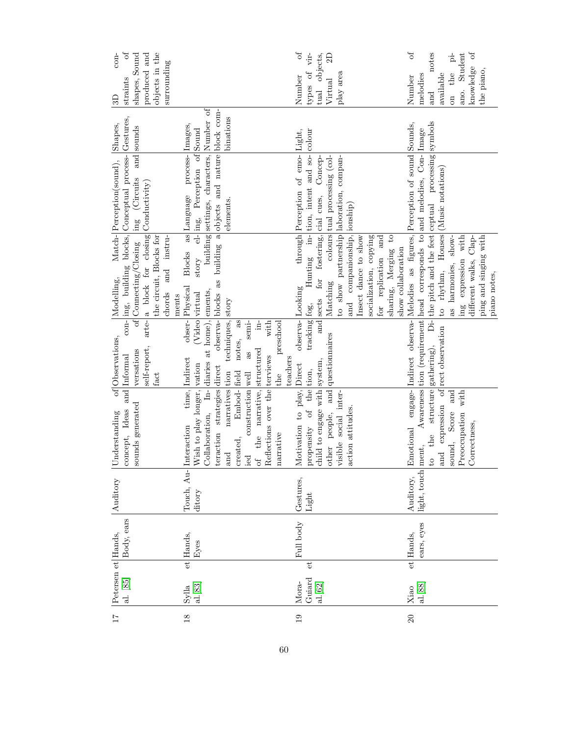| 17 | Petersen et al. [85] | Hands, Body, ears | Auditory | Understanding of concept, Ideas and sounds generated | Observations, Informal conversations self-report, artefact | Modelling, Matching, building blocks, Connecting/Closing a block for closing the circuit, Blocks for chords and instruments | Perception(sound), Conceptual processing (Circuits and Conductivity) | Shapes, Gestures, sounds | 3D constraints of shapes, Sound produced and objects in the surrounding |
|---|---|---|---|---|---|---|---|---|---|
| 18 | Sylla et al. [83] | Hands, Eyes | Touch, Auditory | Interaction time, Wish to play longer, Collaboration, Interaction strategies and narratives created, Embodied construction of the narrative, Reflections over the narrative | Indirect observation (Video diaries at home), direct observation techniques, field notes, as well as semi-structured interviews with the preschool teachers | Physical Blocks as virtual story elements, building blocks as building a story | Language processing, Perception of settings, characters, objects and nature elements. | Images, Sound | Number of block combinations |
| 19 | Mora-Guiard et al. [62] | Full body | Gestures, Light | Motivation to play, propensity of the child to engage with other people, and visible social interaction attitudes. | Direct observation, tracking system, and questionnaires | Looking through fog, Hunting insects for fostering, Matching colours to show partnership and companionship, Insect dance to show socialization, copying for replication and sharing, Merging to show collaboration | Perception of emotion, intent and social cues, Conceptual processing (collaboration, companionship) | Light, colour | Number of types of virtual objects, Virtual 2D play area |
| 20 | Xiao et al. [88] | Hands, ears, eyes | Auditory, light, touch | Emotional engagement, Awareness to the structure and expression of sound, Score and Preoccupation with Correctness, | Indirect observation (requirement gathering), Direct observation | Melodies as figures, head corresponds to the pitch and the feet to rhythm, Houses as harmonies, showing expression with different walks, Clapping and singing with piano notes, | Perception of sound and melodies, Conceptual processing (Music notations) | Sounds, Image symbols | Number of melodies and notes available on the piano. Student knowledge of the piano, |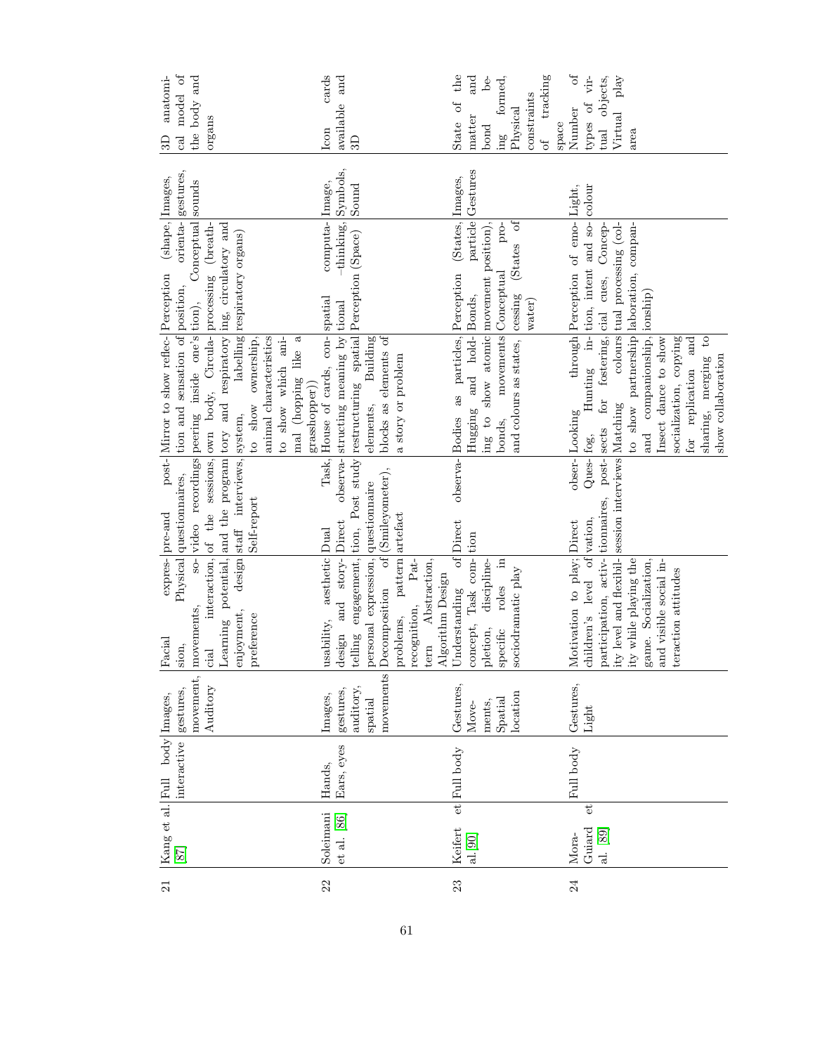| 21 | Kang et al. [87] | Full body interactive | Images, gestures, movement, Auditory | Facial expression, Physical movements, social interaction, Learning potential, enjoyment, design preference | pre-and post-questionnaires, video recordings of the sessions, and the program staff interviews, Self-report | Mirror to show reflection and sensation of peering inside one's own body, Circulatory and respiratory system, labelling to show ownership, animal characteristics to show which animal (hopping like a grasshopper)) | Perception (shape, position, orientation), Conceptual processing (breathing, circulatory and respiratory organs) | Images, gestures, sounds | 3D anatomical model of the body and organs |
|---|---|---|---|---|---|---|---|---|---|
| 22 | Soleimani et al. [86] | Hands, Ears, eyes | Images, gestures, auditory, spatial movements | usability, aesthetic design and storytelling engagement, personal expression, Decomposition of problems, Pattern recognition, Pattern Abstraction, Algorithm Design | Dual Task, Direct observation, Post study questionnaire (Smileyometer), artefact | House of cards, constructing meaning by restructuring spatial elements, Building blocks as elements of a story or problem | spatial computational -thinking, Perception (Space) | Image, Symbols, Sound | Icon cards available and 3D |
| 23 | Keifert et al. [90] | Full body | Gestures, Movements, Spatial location | Understanding of concept, Task completion, discipline-specific roles in sociodramatic play | Direct observation | Bodies as particles, Hugging and holding to show atomic bonds, movements and colours as states, | Perception (States, Bonds, particle movement position), Conceptual processing (States of water) | Images, Gestures | State of the matter and bond being formed, Physical constraints of tracking space |
| 24 | Mora-Guiard et al. [89] | Full body | Gestures, Light | Motivation to play; children's level of participation, activity level and flexibility while playing the game, Socialization, and visible social interaction attitudes | Direct observation, Questionnaires, post-session interviews | Looking through fog, Hunting insects for fostering, Matching colours to show partnership and companionship, Insect dance to show socialization, copying for replication and sharing, merging to show collaboration | Perception of emotion, intent and social cues, Conceptual processing (collaboration, companionship) | Light, colour | Number of types of virtual objects, Virtual play area |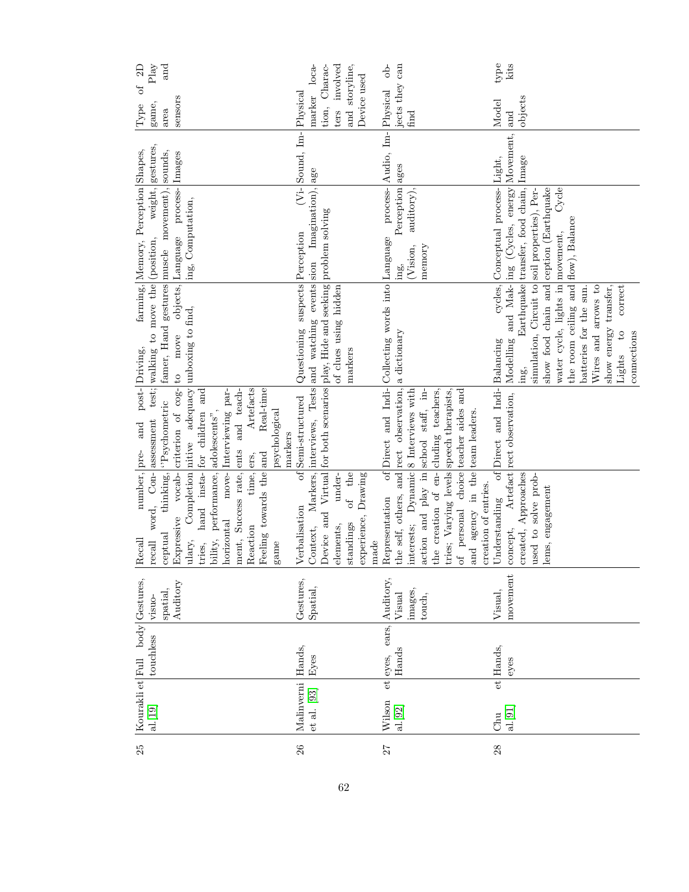| 25 | Kourakli et al. [19] | Full body touchless | Gestures, visuo-spatial, Auditory | Recall number, recall word, Conceptual thinking, Expressive vocabulary, Completion tries, hand instability, performance, horizontal movement, Success rate, Reaction time, Feeling towards the game | pre- and post-assessment test; "Psychometric criterion of cognitive adequacy for children and adolescents", Interviewing parents and teachers, Artefacts and Real-time psychological markers | Driving, farming, walking to move the famer, Hand gestures to move objects, unboxing to find, | Memory, Perception (position, weight, muscle movement), Language processing, Computation, | Shapes, gestures, sounds, Images | Type of 2D game, Play area and sensors |
|---|---|---|---|---|---|---|---|---|---|
| 26 | Malinverni et al. [93] | Hands, Eyes | Gestures, Spatial, | Verbalisation of Context, Markers, Device and Virtual elements, understandings of the experience, Drawing made | Semi-structured interviews, Tests for both scenarios | Questioning suspects and watching events play, Hide and seeking of clues using hidden markers | Perception (Vision Imagination), problem solving | Sound, Image | Physical marker location, Characters involved and storyline, Device used |
| 27 | Wilson et al. [92] | eyes, ears, Hands | Auditory, Visual images, touch, | Representation of the self, others, and interests; Dynamic action and play in the creation of entries; Varying levels of personal choice and agency in the creation of entries. | Direct and Indirect observation, 8 Interviews with school staff, including teachers, speech therapists, teacher aides and team leaders. | Collecting words into a dictionary | Language processing, Perception (Vision, auditory), memory | Audio, Images | Physical objects they can find |
| 28 | Chu et al. [91] | Hands, eyes | Visual, movement | Understanding of concept, Artefact created, Approaches used to solve problems, engagement | Direct and Indirect observation, | Balancing cycles, Modelling and Making, Earthquake simulation, Circuit to show food chain and water cycle, lights in the room ceiling and batteries for the sun. Wires and arrows to show energy transfer, Lights to correct connections | Conceptual processing (Cycles, energy transfer, food chain, soil properties), Perception (Earthquake movement, Cycle flow), Balance | Light, Movement, Image | Model type and kits objects |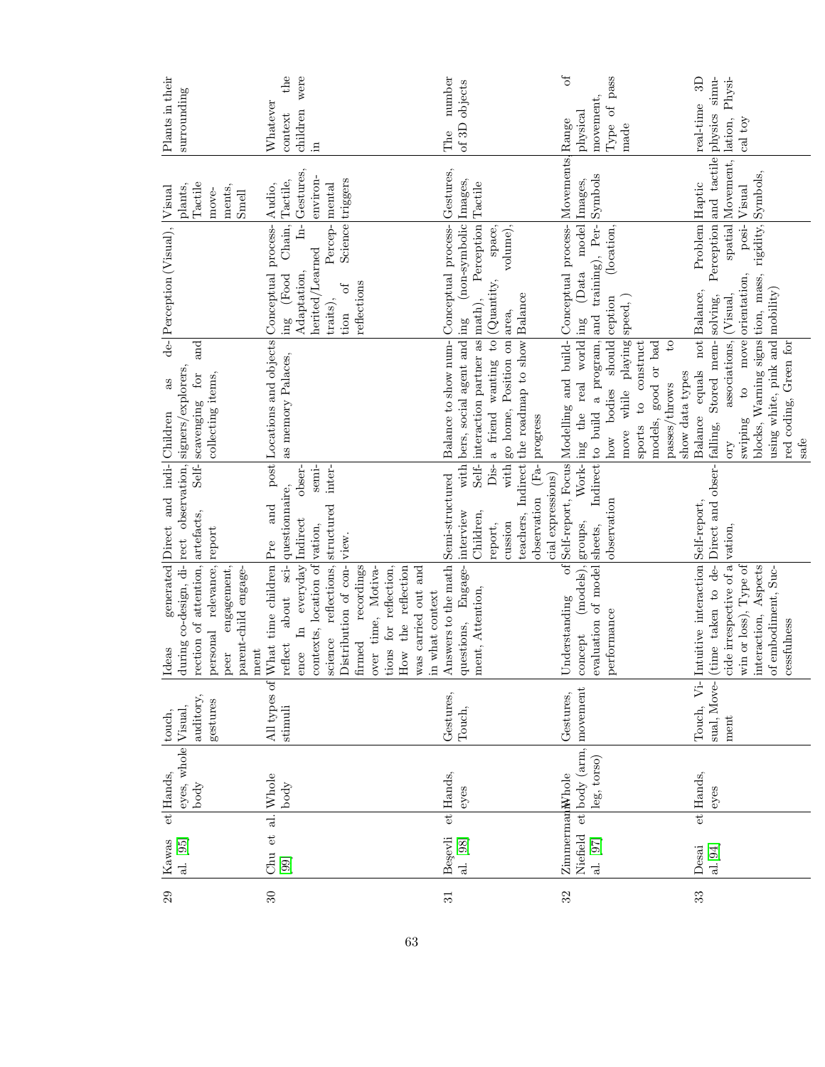| 29 | Kawas et al. [95] | Hands, eyes, whole body | touch, Visual, auditory, gestures | Ideas generated during co-design, direction of attention, personal relevance, peer engagement, parent-child engagement | Direct and indirect observation, artefacts, Self-report | Children as designers/explorers, scavenging for and collecting items, | Perception (Visual), | Visual plants, Tactile movements, Smell | Plants in their surrounding |
|---|---|---|---|---|---|---|---|---|---|
| 30 | Chu et al. [99] | Whole body | All types of stimuli | What time children reflect about science In everyday contexts, location of science reflections, Distribution of confirmed recordings over time, Motivations for reflection, How the reflection was carried out and in what context | Pre and post questionnaire, Indirect observation, semi-structured interview. | Locations and objects as memory Palaces, | Conceptual processing (Food Chain, Adaptation, Inherited/Learned traits), Perception of Science reflections | Audio, Tactile, Gestures, environmental triggers | Whatever the context the children were in |
| 31 | Beşevli et al. [98] | Hands, eyes | Gestures, Touch, | Answers to the math questions, Engagement, Attention, | Semi-structured interview with Children, Self-report, Discussion with teachers, Indirect observation (Facial expressions) | Balance to show numbers, social agent and interaction partner as a friend wanting to go home, Position on the roadmap to show progress | Conceptual processing (non-symbolic math), Perception (Quantity, space, area, volume), Balance | Gestures, Images, Tactile | The number of 3D objects |
| 32 | Zimmermann-Niefield et al. [97] | Whole body (arm, leg, torso) | Gestures, movement | Understanding of concept (models) evaluation of model performance | Self-report, Focus groups, Worksheets, Indirect observation | Modelling and building the real world to build a program, how bodies should move while playing sports to construct models, good or bad passes/throws to show data types | Conceptual processing (Data model and training), Perception (location, speed, ) | Movements, Images, Symbols | Range of physical movement, Type of pass made |
| 33 | Desai et al. [94] | Hands, eyes | Touch, Visual, Movement | Intuitive interaction (time taken to decide irrespective of a win or loss), Type of interaction, Aspects of embodiment, Successfulness | Self-report, Direct and observation, | Balance equals not falling, Stored memory associations, swiping to move blocks, Warning signs using white, pink and red coding, Green for safe | Balance, Problem solving, Perception (Visual, spatial orientation, position, mass, rigidity, mobility) | Haptic and tactile Movement, Visual Symbols, | real-time 3D physics simulation, Physical toy |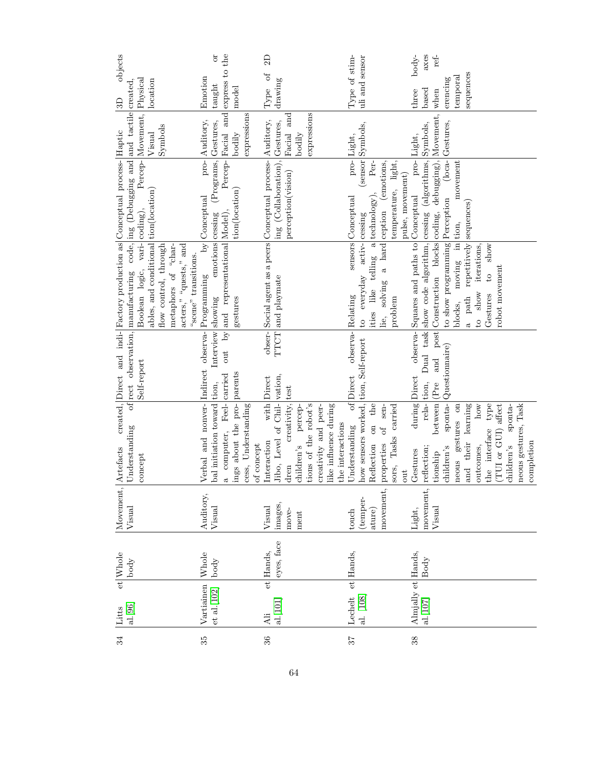| 34 | Litts et al. [96] | Whole body | Movement, Visual | Artefacts created, Understanding of concept | Direct and indirect observation, Self-report | Factory production as manufacturing code, Boolean logic, variables, and conditional flow control, through metaphors of "characters," "quests," and "scene" transitions. | Conceptual processing (Debugging and coding), Perception(location) | Haptic and tactile Movement, Visual Symbols | 3D objects created, Physical location |
|---|---|---|---|---|---|---|---|---|---|
| 35 | Vartiainen et al. [102] | Whole body | Auditory, Visual | Verbal and nonverbal initiation toward a computer, Feelings about the process, Understanding of concept | Indirect observation, Interview carried out by parents | Programming by showing emotions and representational gestures | Conceptual processing (Programs, Model), Perception(location) | Auditory, Gestures, Facial and bodily expressions | Emotion taught or express to the model |
| 36 | Ali et al. [101] | Hands, eyes, face | Visual images, movement | Interaction with Jibo, Level of Children creativity, children's perceptions of the robot's creativity and peer-like influence during the interactions | Direct observation, TTCT test | Social agent as a peers and playmate | Conceptual processing (Collaboration), perception(vision) | Auditory, Gestures, Facial and bodily expressions | Type of 2D drawing |
| 37 | Lechelt et al. [108] | Hands, | touch (temperature) movement, | Understanding of how sensors worked, Reflection on the properties of sensors, Tasks carried out | Direct observation, Self-report | Relating sensors to everyday activities like telling a lie, solving a hard problem | Conceptual processing (sensor technology), Perception (emotions, temperature, light, pulse, movement) | Light, Symbols, | Type of stimuli and sensor |
| 38 | Almjally et al. [107] | Hands, Body | Light, movement, Visual | Gestures during reflection; relationship between children's spontaneous gestures on and their learning outcomes, how the interface type (TUI or GUI) affect children's spontaneous gestures, Task completion | Direct observation, Dual task (Pre and post Questionnaire) | Squares and paths to show code algorithm, Construction blocks to show programming blocks, moving in a path repetitively to show iterations, Gestures to show robot movement | Conceptual processing (algorithms, coding, debugging), Perception (location, movement sequences) | Light, Symbols, Movement, Gestures, | three body-based axes when referencing temporal sequences |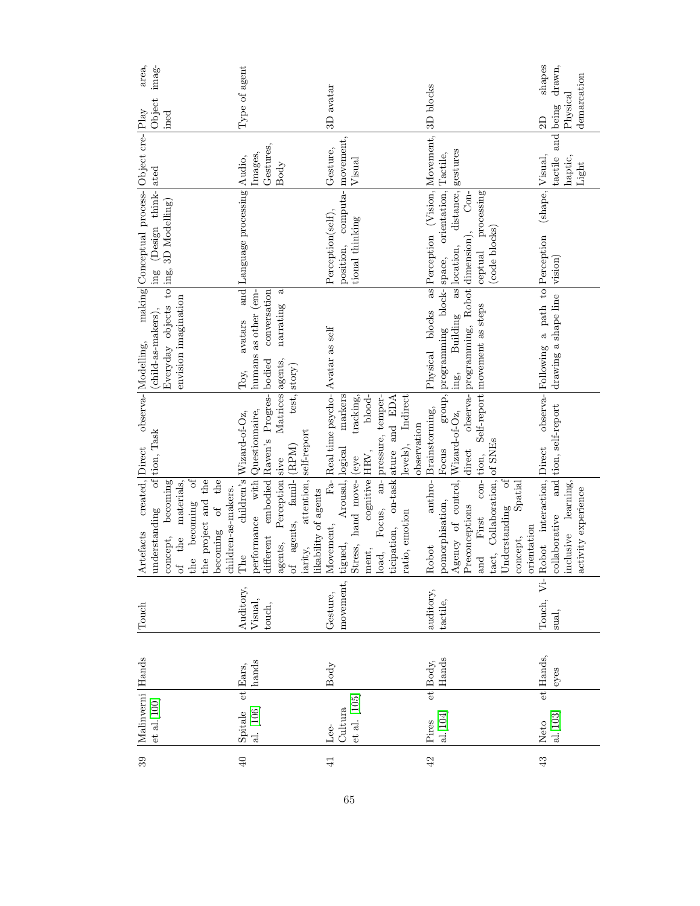| 39 | Malinverni et al. [100] | Hands | Touch | Artefacts created, understanding of concept, becoming of the materials, the becoming of the project and the becoming of the children-as-makers. | Direct observation, Task | Modelling, making (child-as-makers), Everyday objects to envision imagination | Conceptual processing (Design thinking, 3D Modelling) | Object created | Play area, Object imagined |
|---|---|---|---|---|---|---|---|---|---|
| 40 | Spitale et al. [106] | Ears, hands | Auditory, Visual, touch, | The children's performance with different embodied agents, Perception of agents, familiarity, attention, likability of agents | Wizard-of-Oz, Questionnaire, Raven's Progressive Matrices (RPM) test, self-report | Toy, avatars and humans as other (embodied conversation agents, narrating a story) | Language processing | Audio, Images, Gestures, Body | Type of agent |
| 41 | Lee-Cultura et al. [105] | Body | Gesture, movement, | Movement, Fatigued, Arousal, Stress, hand movement, cognitive load, Focus, anticipation, on-task ratio, emotion | Real time psychological markers (eye tracking, HRV, blood-pressure, temperature and EDA levels), Indirect observation | Avatar as self | Perception(self), position, computational thinking | Gesture, movement, Visual | 3D avatar |
| 42 | Pires et al. [104] | Body, Hands | auditory, tactile, | Robot anthropomorphisation, Agency of control, Preconceptions and First contact, Collaboration, Understanding of concept, Spatial orientation | Brainstorming, Focus group, Wizard-of-Oz, direct observation, Self-report of SNEs | Physical blocks as programming blocking, Building as programming, Robot movement as steps | Perception (Vision, space, orientation, location, distance, dimension), Conceptual processing (code blocks) | Movement, Tactile, gestures | 3D blocks |
| 43 | Neto et al. [103] | Hands, eyes | Touch, Visual, | Robot interaction, collaborative and inclusive learning, activity experience | Direct observation, self-report | Following a path to drawing a shape line | Perception (shape, vision) | Visual, tactile and haptic, Light | 2D shapes being drawn, Physical demarcation |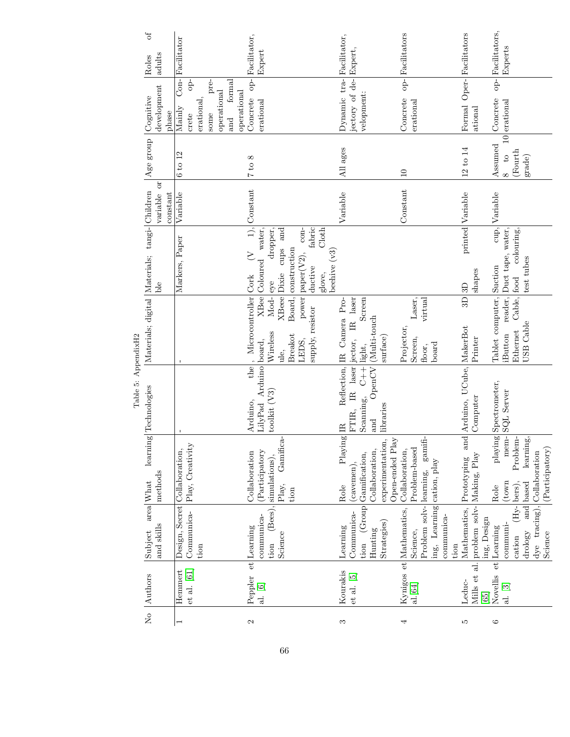Table 5: AppendixH2

| No | Authors | Subject area and skills | What learning methods | Technologies | Materials; digital | Materials; tangible | Children variable or constant | Age group | Cognitive development phase | Roles of adults |
|---|---|---|---|---|---|---|---|---|---|---|
| 1 | Hemmert et al. [61] | Design, Secret Communication | Collaboration, Play, Creativity | - | - | Markers, Paper | Variable | 6 to 12 | Mainly Concrete operational, some pre-operational and formal operational | Facilitator |
| 2 | Peppler et al. [6] | Learning communication (Bees), Science | Collaboration (Participatory simulations), Play, Gamification | Arduino, the LilyPad Arduino toolkit (V3) | , Microcontroller board, XBee Wireless Module, XBee Breakot Board, LEDS, power supply, resistor | Cork (V 1), Coloured water, eye dropper, Dixie cups and construction paper(V2), conductive fabric glove, Cloth beehive (v3) | Constant | 7 to 8 | Concrete operational | Facilitator, Expert |
| 3 | Kourakis et al. [5] | Learning Communication (Group Hunting Strategies) | Role Playing (cavemen), Gamification, Collaboration, experimentation, Open-ended Play | IR Reflection, FTIR, IR laser Scanning, C++ and OpenCV libraries | IR Camera Projector, IR laser light, Screen (Multi-touch surface) | | Variable | All ages | Dynamic trajectory of development: | Facilitator, Expert, |
| 4 | Kynigos et al. [64] | Mathematics, Science, Problem solving, Learning communication | Collaboration, Problem-based learning, gamification, play | | Projector, Laser, Screen, virtual floor, board | | Constant | 10 | Concrete operational | Facilitators |
| 5 | Leduc-Mills et al. [65] | Mathematics, problem solving, Design | Prototyping and Making, Play | Arduino, UCube, Computer | MakerBot 3D Printer | 3D printed shapes | Variable | 12 to 14 | Formal Operational | Facilitators |
| 6 | Novellis et al. [3] | Learning communication (Hydrology and dye tracing), Science | Role playing (town members), Problem-based learning, Collaboration (Participatory) | Spectrometer, SQL Server | Tablet computer, iButton reader, Ethernet Cable, USB Cable | Suction cup, Duct tape, water, food colouring, test tubes | Variable | Assumed 8 to 10 (Fourth grade) | Concrete operational | Facilitators, Experts |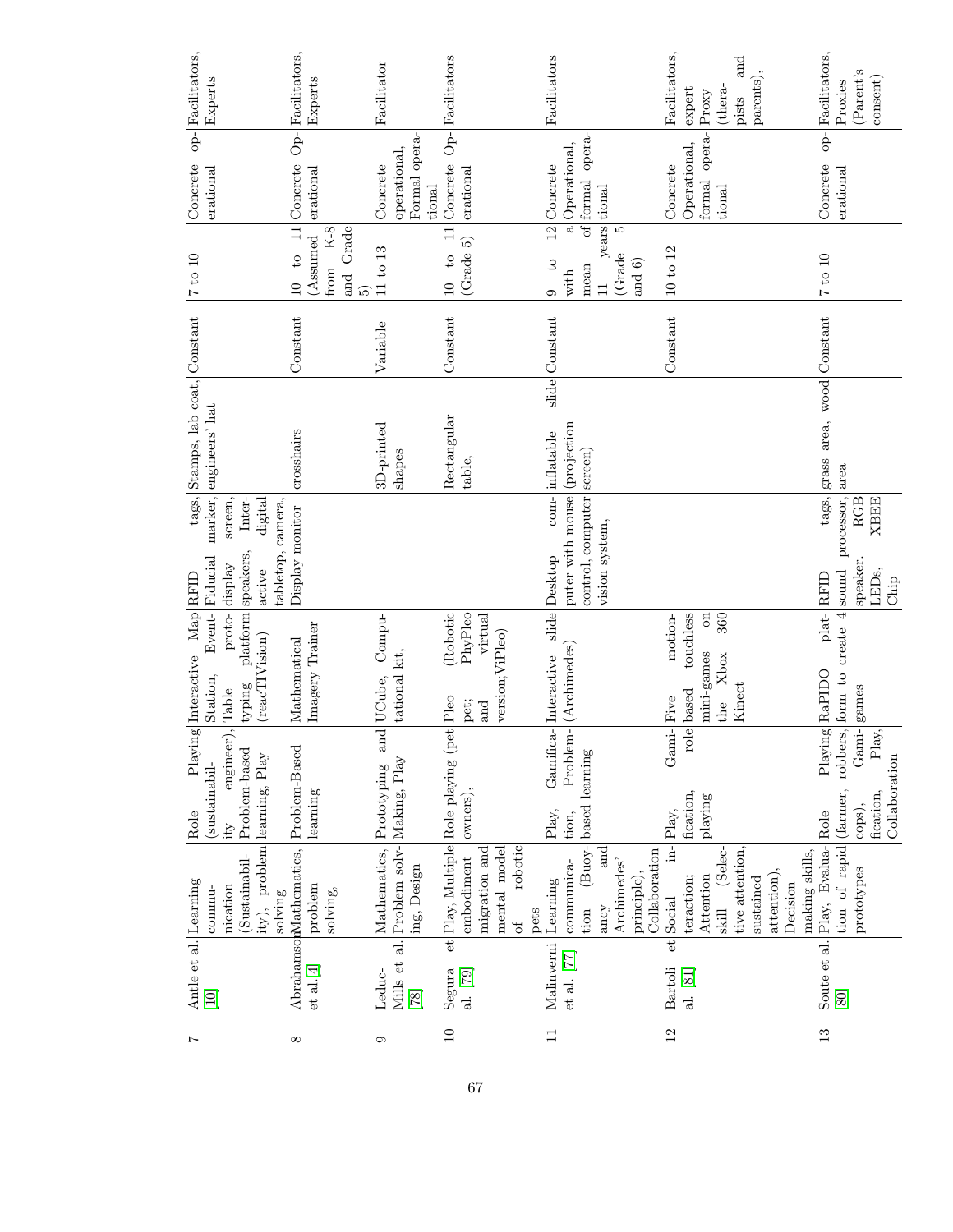| | | | | | | | | | | |
|---|---|---|---|---|---|---|---|---|---|---|
| 7 | Antle et al. [10] | Learning communication (Sustainability), problem solving | Role Playing (sustainability engineer), Problem-based learning, Play | Interactive Map Station, Event-Table prototyping platform (reacTIVision) | RFID tags, Fiducial marker, display screen, speakers, Interactive digital tabletop, camera, | Stamps, lab coat, engineers' hat | Constant | 7 to 10 | Concrete operational | Facilitators, Experts |
| 8 | Abrahamson et al. [4] | Mathematics, problem solving, | Problem-Based learning | Mathematical Imagery Trainer | Display monitor | crosshairs | Constant | 10 to 11 (Assumed from K-8 and Grade 5) | Concrete Operational | Facilitators, Experts |
| 9 | Leduc-Mills et al. [78] | Mathematics, Problem solving, Design | Prototyping and Making, Play | UCube, Computational kit, | | 3D-printed shapes | Variable | 11 to 13 | Concrete operational, Formal operational | Facilitator |
| 10 | Segura et al. [79] | Play, Multiple embodiment migration and mental model of robotic pets | Role playing (pet owners), | Pleo (Robotic pet; PhyPleo and virtual version;ViPleo) | | Rectangular table, | Constant | 10 to 11 (Grade 5) | Concrete Operational | Facilitators |
| 11 | Malinverni et al. [77] | Learning communication (Buoyancy and Archimedes' principle), Collaboration | Play, Gamification, Problem-based learning | Interactive slide (Archimedes) | Desktop computer with mouse control, computer vision system, | inflatable slide (projection screen) | Constant | 9 to 12 with a mean of 11 years 5 (Grade 5 and 6) | Concrete Operational, formal operational | Facilitators |
| 12 | Bartoli et al. [81] | Social interaction; Attention skill (Selective attention, sustained attention), Decision making skills, | Play, Gamification, role playing | Five motion-based touchless mini-games on the Xbox 360 Kinect | | | Constant | 10 to 12 | Concrete Operational, formal operational | Facilitators, expert Proxy (therapists and parents), |
| 13 | Soute et al. [80] | Play, Evaluation of rapid prototypes | Role Playing (farmer, robbers, cops), Gamification, Play, Collaboration | RaPIDO platform to create 4 games | RFID tags, sound processor, speaker. RGB LEDs, XBEE Chip | grass area, wood area | Constant | 7 to 10 | Concrete operational | Facilitators, Proxies (Parent's consent) |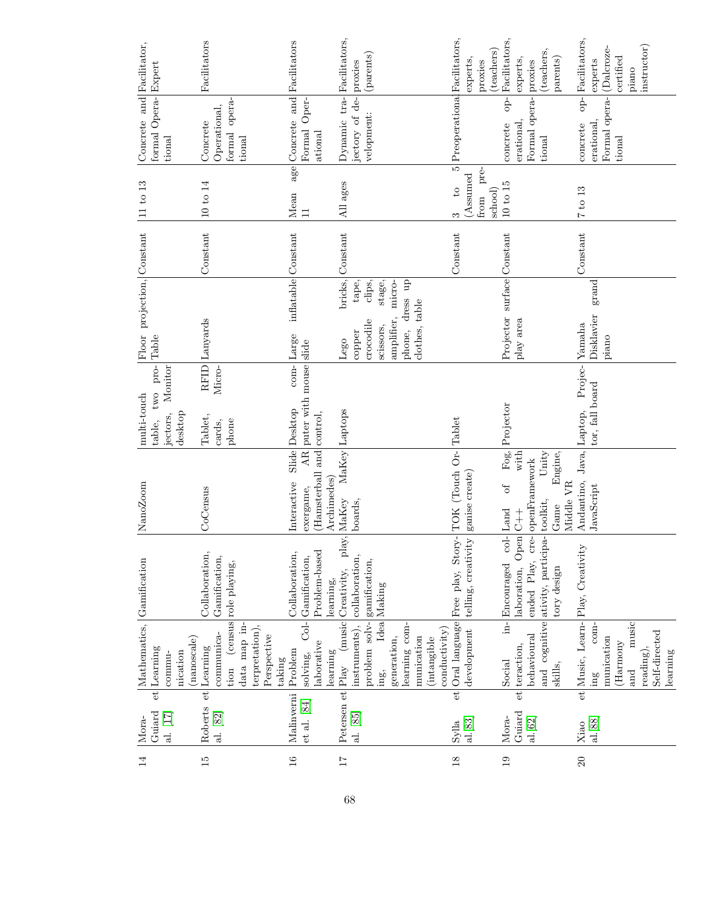| 14 | Mora-Guiard et al. [17] | Mathematics, Learning communication (nanoscale) | Gamification | NanoZoom | multi-touch table, two projectors, Monitor desktop | Floor projection, Table | Constant | 11 to 13 | Concrete and formal Operational | Facilitator, Expert |
|---|---|---|---|---|---|---|---|---|---|---|
| 15 | Roberts et al. [82] | Learning communication (census data map interpretation), Perspective taking | Collaboration, Gamification, role playing, | CoCensus | Tablet, RFID cards, Micro-phone | Lanyards | Constant | 10 to 14 | Concrete Operational, formal operational | Facilitators |
| 16 | Malinverni et al. [84] | Problem solving, Collaborative learning | Collaboration, Gamification, Problem-based learning, | Interactive Slide AR exergame, (Hamsterball and Archimedes) | Desktop computer with mouse control, | Large inflatable slide | Constant | Mean age 11 | Concrete and Formal Operational | Facilitators |
| 17 | Petersen et al. [85] | Play (music instruments), problem solving, Idea generation, learning communication (intangible conductivity) | Creativity, play, collaboration, gamification, Making | MaKey MaKey boards, | Laptops | Lego bricks, copper tape, crocodile clips, scissors, stage, amplifier, microphone, dress up clothes, table | Constant | All ages | Dynamic trajectory of development: | Facilitators, proxies (parents) |
| 18 | Sylla et al. [83] | Oral language development | Free play, Storytelling, creativity | TOK (Touch Organise create) | Tablet | | Constant | 3 to 5 (Assumed from pre-school) | Preoperational | Facilitators, experts, proxies (teachers) |
| 19 | Mora-Guiard et al. [62] | Social interaction, behavioural and cognitive skills, | Encouraged collaboration, Open ended Play, creativity, participatory design | Land of Fog, C++ with openFramework toolkit, Unity Game Engine, Middle VR | Projector | Projector surface play area | Constant | 10 to 15 | concrete operational, Formal operational | Facilitators, experts, proxies (teachers, parents) |
| 20 | Xiao et al. [88] | Music, Learning communication (Harmony and music reading), Self-directed learning | Play, Creativity | Andantino, Java, JavaScript | Laptop, Projector, fall board | Yamaha Disklavier grand piano | Constant | 7 to 13 | concrete operational, Formal operational | Facilitators, experts (Dalcroze-certified piano instructor) |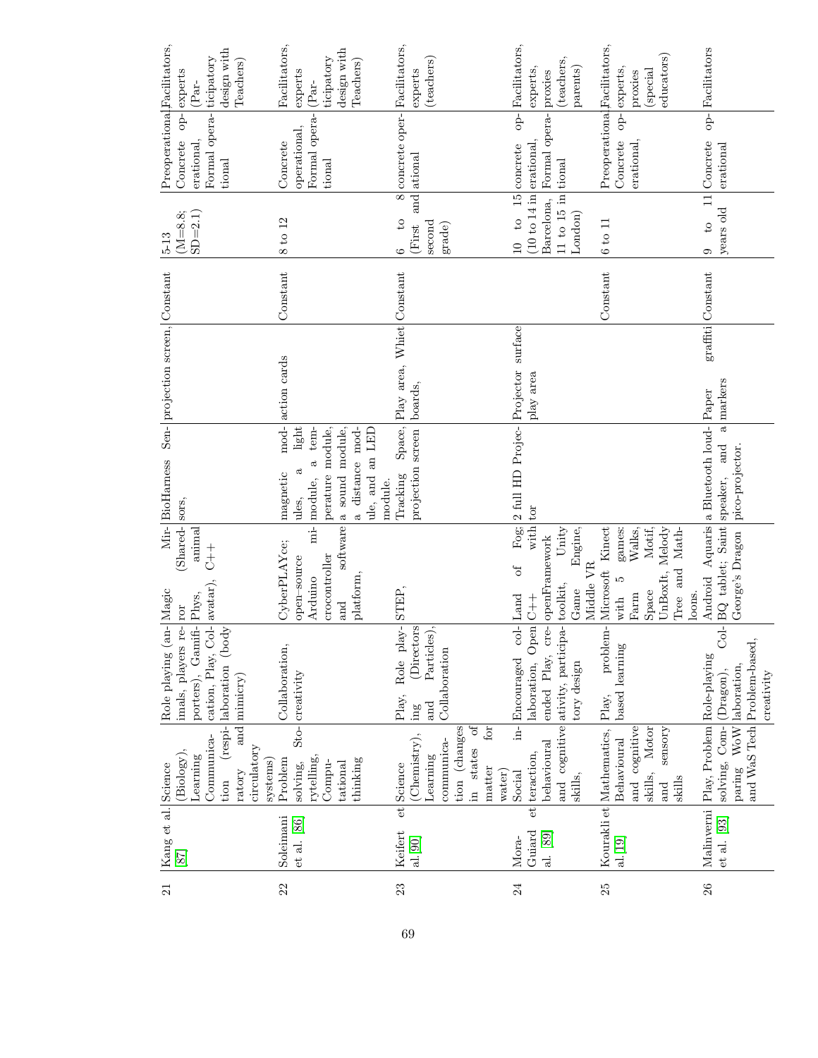| 21 | Kang et al. [87] | Science (Biology), Learning Communication (respiratory and circulatory systems) | Role playing (animals, players reporters), Gamification, Play, Collaboration (body mimicry) | Magic Mirror (Shared-Phys, animal avatar), C++ | BioHarness Sensors, | projection screen, | Constant | 5-13 (M=8.8; SD=2.1) | Preoperational, Concrete operational, Formal operational | Facilitators, experts (Participatory design with Teachers) |
|---|---|---|---|---|---|---|---|---|---|---|
| 22 | Soleimani et al. [86] | Problem solving, Storytelling, Computational thinking | Collaboration, creativity | CyberPLAYce; open-source Arduino microcontroller and software platform, | magnetic modules, a light module, a temperature module, a sound module, a distance module, and an LED module. | action cards | Constant | 8 to 12 | Concrete operational, Formal operational | Facilitators, experts (Participatory design with Teachers) |
| 23 | Keifert et al. [90] | Science (Chemistry), Learning communication (changes in states of matter for water) | Play, Role playing (Directors and Particles), Collaboration | STEP, | Tracking Space, projection screen | Play area, Whiet boards, | Constant | 6 to 8 (First and second grade) | concrete operational | Facilitators, experts (teachers) |
| 24 | Mora-Guiard et al. [89] | Social interaction, behavioural and cognitive skills, | Encouraged collaboration, Open ended Play, creativity, participatory design | Land of Fog; C++ with openFramework toolkit, Unity Game Engine, Middle VR | 2 full HD Projector | Projector surface play area | | 10 to 15 (10 to 14 in Barcelona, 11 to 15 in London) | concrete operational, Formal operational | Facilitators, experts, proxies (teachers, parents) |
| 25 | Kourakli et al. [19] | Mathematics, Behavioural and cognitive skills, Motor and sensory skills | Play, problem-based learning | Microsoft Kinect with 5 games: Farm Walks, Space Motif, UnBoxIt, Melody Tree and Math-loons. | | | Constant | 6 to 11 | Preoperational, Concrete operational, | Facilitators, experts, proxies (special educators) |
| 26 | Malinverni et al. [93] | Play, Problem solving, Comparing WoW and WaS Tech | Role-playing (Dragon), Collaboration, Problem-based, creativity | Android Aquaris BQ tablet; Saint George's Dragon | a Bluetooth loudspeaker, and a pico-projector. | Paper graffiti markers | Constant | 9 to 11 years old | Concrete operational | Facilitators |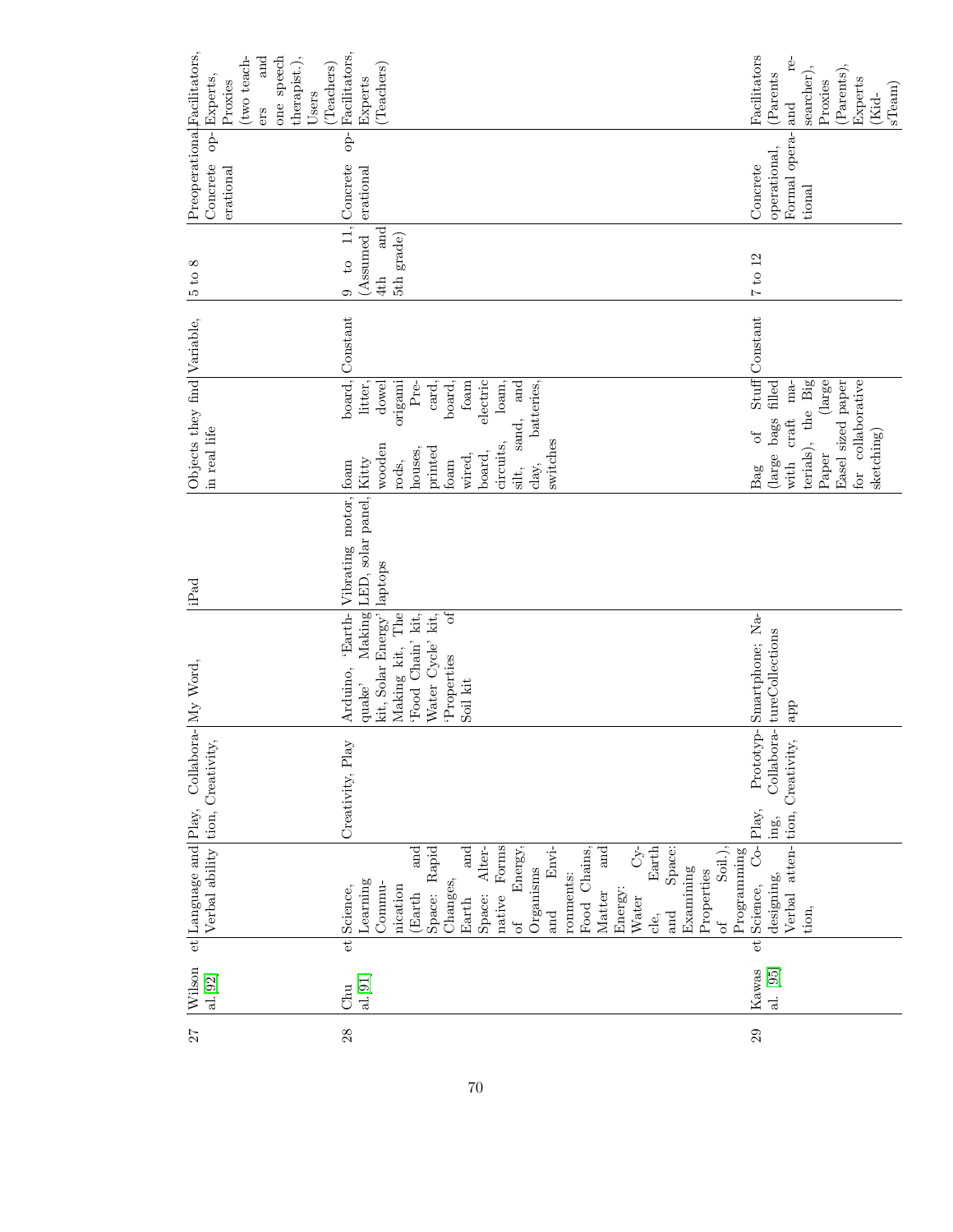| 27 | Wilson et al. [92] | Language and Verbal ability | Play, Collaboration, Creativity, | My Word, | iPad | Objects they find in real life | Variable, | 5 to 8 | Preoperational, Concrete operational | Facilitators, Experts, Proxies (two teachers and one speech therapist.), Users (Teachers) |
|---|---|---|---|---|---|---|---|---|---|---|
| 28 | Chu et al. [91] | Science, Learning Communication (Earth and Space: Rapid Changes, Earth and Space: Alternative Forms of Energy, Organisms and Environments: Food Chains, Matter and Energy: Water Cycle, Earth and Space: Examining Properties of Soil.), Programming | Creativity, Play | Arduino, 'Earthquake' Making kit, Solar Energy' Making kit, The 'Food Chain' kit, Water Cycle' kit, 'Properties of Soil kit | Vibrating motor, LED, solar panel, laptops | foam board, Kitty litter, wooden dowel rods, origami houses, Pre-printed card, foam board, wired, foam board, electric circuits, loam, silt, sand, and clay, batteries, switches | Constant | 9 to 11, (Assumed 4th and 5th grade) | Concrete operational | Facilitators, Experts (Teachers) |
| 29 | Kawas et al. [95] | Science, Codesigning, Verbal attention, | Play, Prototyping, Collaboration, Creativity, | Smartphone; NatureCollections app | | Bag of Stuff (large bags filled with craft materials), the Big Paper (large Easel sized paper for collaborative sketching) | Constant | 7 to 12 | Concrete operational, Formal operational | Facilitators (Parents and researcher), Proxies (Parents), Experts (KidsTeam) |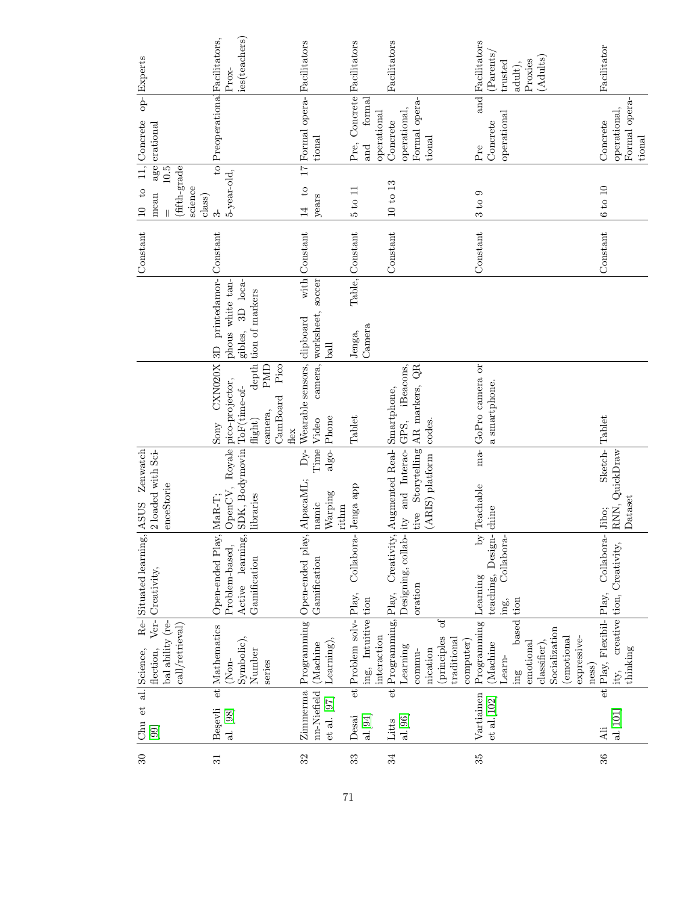| 30 | Chu et al. [99] | Science, Reflection, Verbal ability (recall/retrieval) | Situated learning, Creativity, | ASUS Zenwatch 2 loaded with ScienceStorie | | | Constant | 10 to 11, mean age = 10.5 (fifth-grade science class) | Concrete operational | Experts |
|---|---|---|---|---|---|---|---|---|---|---|
| 31 | Beşevli et al. [98] | Mathematics (Non-Symbolic), Number series | Open-ended Play, Problem-based, Active learning, Gamification | MaR-T; OpenCV, Royale SDK, Bodymovin libraries | Sony CXN020X pico-projector, ToF(time-of-flight) depth camera, PMD CamBoard Pico flex | 3D printedamorphous white tangibles, 3D location of markers | Constant | 3- to 5-year-old, | Preoperational | Facilitators, Proxies(teachers) |
| 32 | Zimmermann-Niefield et al. [97] | Programming (Machine Learning), | Open-ended play, Gamification | AlpacaML; Dynamic Time Warping algorithm | Wearable sensors, Video camera, Phone | clipboard with worksheet, soccer ball | Constant | 14 to 17 years | Formal operational | Facilitators |
| 33 | Desai et al. [94] | Problem solving, Intuitive interaction | Play, Collaboration | Jenga app | Tablet | Jenga, Table, Camera | Constant | 5 to 11 | Pre, Concrete and formal operational | Facilitators |
| 34 | Litts et al. [96] | Programming, Learning communication (principles of traditional computer) | Play, Creativity, Designing, collaboration | Augmented Reality and Interactive Storytelling (ARIS) platform | Smartphone, GPS, iBeacons, AR markers, QR codes. | | Constant | 10 to 13 | Concrete operational, Formal operational | Facilitators |
| 35 | Vartiainen et al. [102] | Programming (Machine Learning based emotional classifier), Socialization (emotional expressiveness) | Learning by teaching, Designing, Collaboration | Teachable machine | GoPro camera or a smartphone. | | Constant | 3 to 9 | Pre and Concrete operational | Facilitators (Parents/ trusted adult), Proxies (Adults) |
| 36 | Ali et al. [101] | Play, Flexibility, creative thinking | Play, Collaboration, Creativity, | Jibo; Sketch-RNN, QuickDraw Dataset | Tablet | | Constant | 6 to 10 | Concrete operational, Formal operational | Facilitator |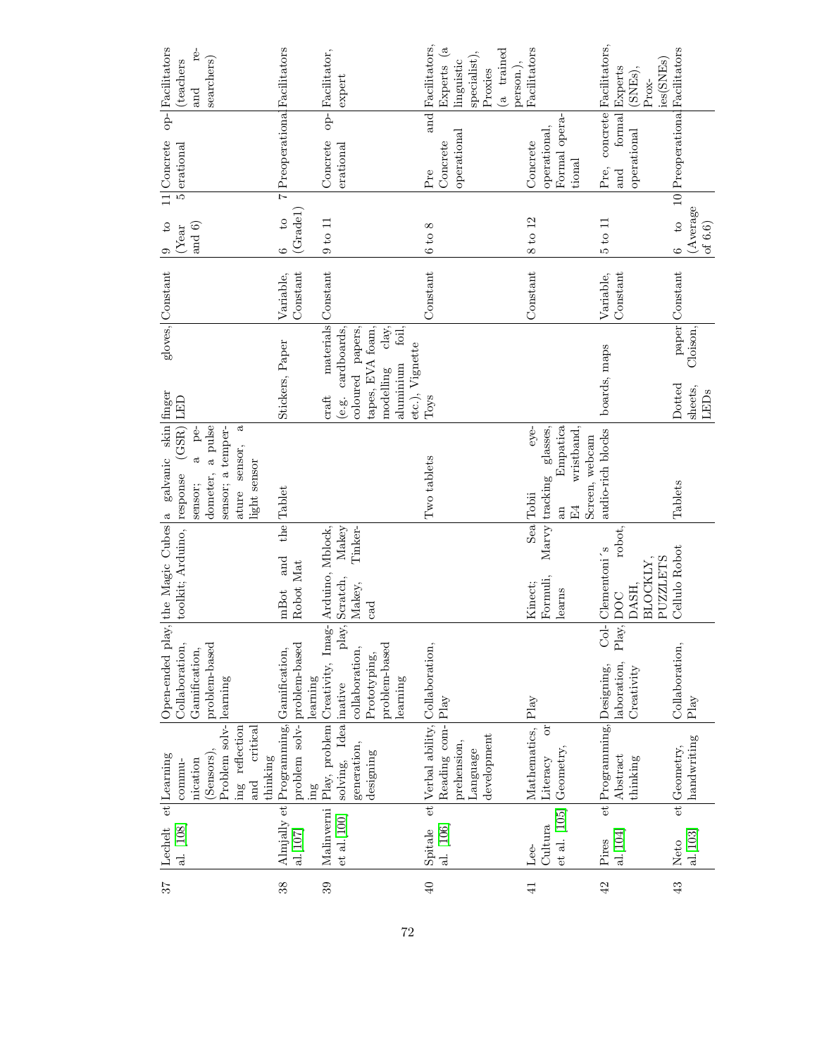| | | | | | | | | | | |
|---|---|---|---|---|---|---|---|---|---|---|
| 37 | Lechelt et al. [108] | Learning communication (Sensors), Problem solving reflection and critical thinking | Open-ended play, Collaboration, Gamification, problem-based learning | the Magic Cubes toolkit; Arduino, | a galvanic skin response (GSR) sensor; a pedometer, a pulse sensor; a temperature sensor, a light sensor | finger gloves, LED | Constant | 9 to 11 (Year 5 and 6) | Concrete operational | Facilitators (teachers and researchers) |
| 38 | Almjally et al. [107] | Programming, problem solving | Gamification, problem-based learning | mBot and the Robot Mat | Tablet | Stickers, Paper | Variable, Constant | 6 to 7 (Grade1) | Preoperational | Facilitators |
| 39 | Malinverni et al. [100] | Play, problem solving, Idea generation, designing | Creativity, Imaginative play, collaboration, Prototyping, problem-based learning | Arduino, Mblock, Scratch, Makey Makey, Tinkercad | | craft materials (e.g, cardboards, coloured papers, tapes, EVA foam, modelling clay, aluminium foil, etc.), Vignette | Constant | 9 to 11 | Concrete operational | Facilitator, expert |
| 40 | Spitale et al. [106] | Verbal ability, Reading comprehension, Language development | Collaboration, Play | | Two tablets | Toys | Constant | 6 to 8 | Pre and Concrete operational | Facilitators, Experts (a linguistic specialist), Proxies (a trained person). |
| 41 | Lee-Cultura et al. [105] | Mathematics, Literacy or Geometry, | Play | Kinect; Sea Formuli, Marvy learns | Tobii eye-tracking glasses, an Empatica E4 wristband, Screen, webcam | | Constant | 8 to 12 | Concrete operational, Formal operational | Facilitators |
| 42 | Pires et al. [104] | Programming, Abstract thinking | Designing, Collaboration, Play, Creativity | Clementoni´s DOC robot, DASH, BLOCKLY, PUZZLETS | audio-rich blocks | boards, maps | Variable, Constant | 5 to 11 | Pre, concrete and formal operational | Facilitators, Experts (SNEs), Proxies(SNEs) |
| 43 | Neto et al. [103] | Geometry, handwriting | Collaboration, Play | Cellulo Robot | Tablets | Dotted paper sheets, Cloison, LEDs | Constant | 6 to 10 (Average of 6.6) | Preoperational | Facilitators |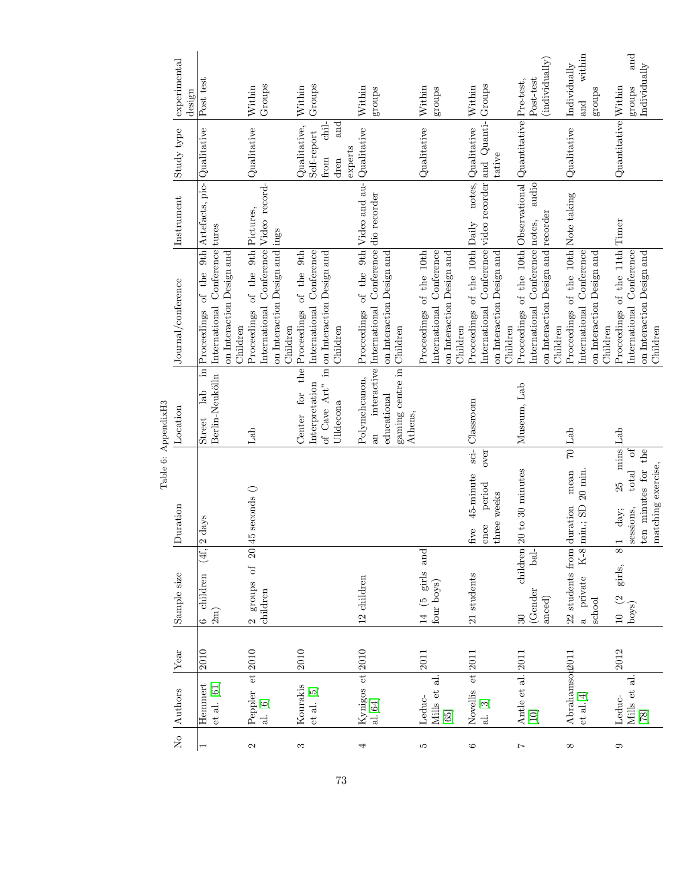Table 6: AppendixH3

| No | Authors | Year | Sample size | Duration | Location | Journal/conference | Instrument | Study type | experimental design |
|---|---|---|---|---|---|---|---|---|---|
| 1 | Hemmert et al. [61] | 2010 | 6 children (4f, 2m) | 2 days | Street lab in Berlin-Neukölln | Proceedings of the 9th International Conference on Interaction Design and Children | Artefacts, pictures | Qualitative | Post test |
| 2 | Peppler et al. [6] | 2010 | 2 groups of 20 children | 45 seconds () | Lab | Proceedings of the 9th International Conference on Interaction Design and Children | Pictures, Video recordings | Qualitative | Within Groups |
| 3 | Kourakis et al. [5] | 2010 | | | Center for the Interpretation of Cave Art" in Ulldecona | Proceedings of the 9th International Conference on Interaction Design and Children | | Qualitative, Self-report from children and experts | Within Groups |
| 4 | Kynigos et al. [64] | 2010 | 12 children | | Polymehcanon, an interactive educational gaming centre in Athens, | Proceedings of the 9th International Conference on Interaction Design and Children | Video and audio recorder | Qualitative | Within groups |
| 5 | Leduc-Mills et al. [65] | 2011 | 14 (5 girls and four boys) | | | Proceedings of the 10th International Conference on Interaction Design and Children | | Qualitative | Within groups |
| 6 | Novellis et al. [3] | 2011 | 21 students | five 45-minute science period over three weeks | Classroom | Proceedings of the 10th International Conference on Interaction Design and Children | Daily notes, video recorder | Qualitative and Quantitative | Within Groups |
| 7 | Antle et al. [10] | 2011 | 30 children (Gender balanced) | 20 to 30 minutes | Museum, Lab | Proceedings of the 10th International Conference on Interaction Design and Children | Observational notes, audio recorder | Quantitative | Pre-test, Post-test (individually) |
| 8 | Abrahamson et al. [4] | 2011 | 22 students from a private K-8 school | duration mean 70 min.; SD 20 min. | Lab | Proceedings of the 10th International Conference on Interaction Design and Children | Note taking | Qualitative | Individually and within groups |
| 9 | Leduc-Mills et al. [78] | 2012 | 10 (2 girls, 8 boys) | 1 day; 25 mins sessions, total of ten minutes for the matching exercise, | Lab | Proceedings of the 11th International Conference on Interaction Design and Children | Timer | Quantitative | Within groups and Individually |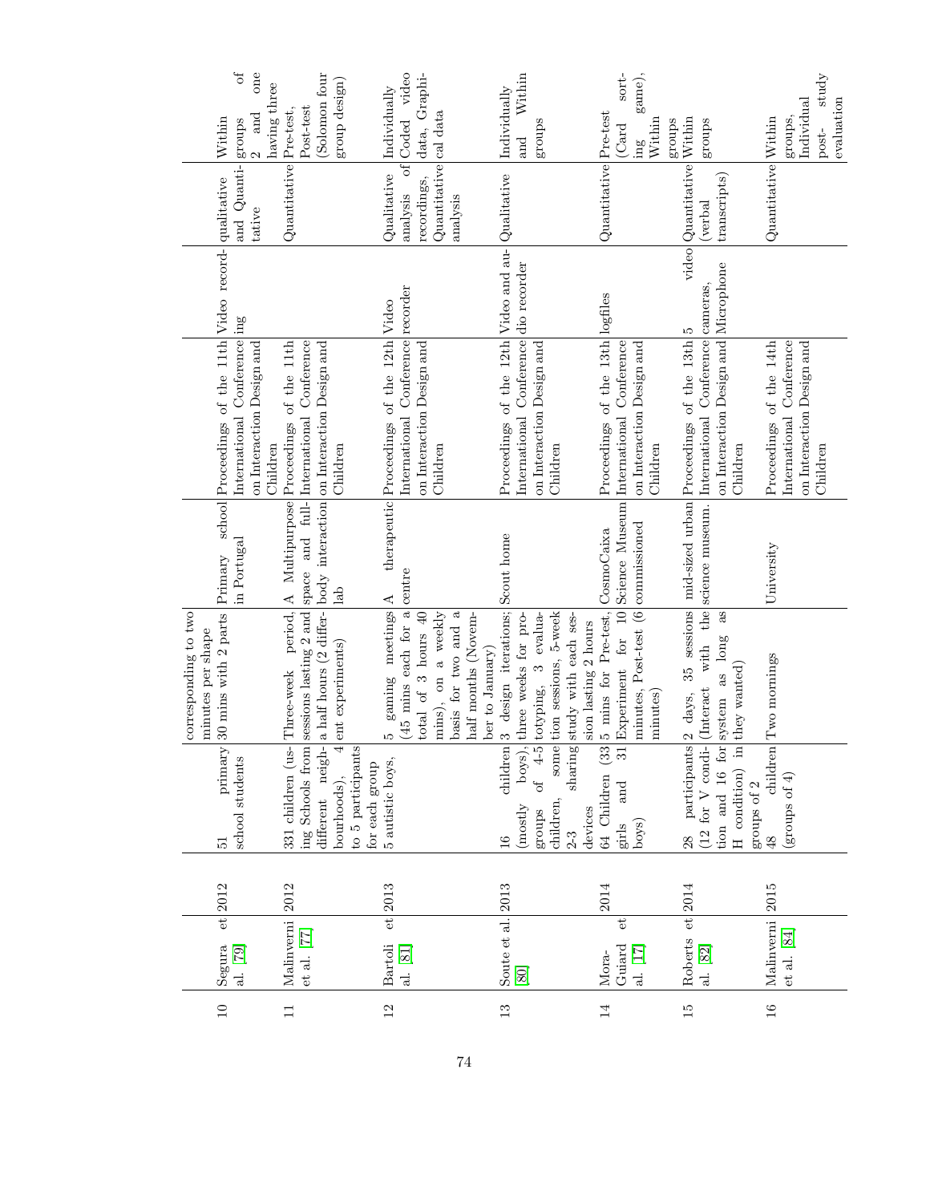| | | | | | | | | | |
|---|---|---|---|---|---|---|---|---|---|
| | | | | corresponding to two minutes per shape | | | | | |
| 10 | Segura et al. [79] | 2012 | 51 primary school students | 30 mins with 2 parts | Primary school in Portugal | Proceedings of the 11th International Conference on Interaction Design and Children | Video recording | qualitative and Quantitative | Within groups of 2 and one having three |
| 11 | Malinverni et al. [77] | 2012 | 331 children (using Schools from different neighbourhoods), 4 to 5 participants for each group | Three-week period, sessions lasting 2 and a half hours (2 different experiments) | A Multipurpose space and full-body interaction lab | Proceedings of the 11th International Conference on Interaction Design and Children | | Quantitative | Pre-test, Post-test (Solomon four group design) |
| 12 | Bartoli et al. [81] | 2013 | 5 autistic boys, | 5 gaming meetings (45 mins each for a total of 3 hours 40 mins), on a weekly basis for two and a half months (November to January) | A therapeutic centre | Proceedings of the 12th International Conference on Interaction Design and Children | Video recorder | Qualitative analysis of recordings, Quantitative analysis | Individually Coded video data, Graphical data |
| 13 | Soute et al. [80] | 2013 | 16 children (mostly boys), groups of 4-5 children, some sharing 2-3 devices | 3 design iterations; three weeks for prototyping, 3 evaluation sessions, 5-week study with each session lasting 2 hours | Scout home | Proceedings of the 12th International Conference on Interaction Design and Children | Video and audio recorder | Qualitative | Individually and Within groups |
| 14 | Mora-Guiard et al. [17] | 2014 | 64 Children (33 girls and 31 boys) | 5 mins for Pre-test, Experiment for 10 minutes, Post-test (6 minutes) | CosmoCaixa Science Museum commissioned | Proceedings of the 13th International Conference on Interaction Design and Children | logfiles | Quantitative | Pretest (Card sorting game), Within groups |
| 15 | Roberts et al. [82] | 2014 | 28 participants (12 for V condition and 16 for H condition) in groups of 2 | 2 days, 35 sessions (Interact with the system as long as they wanted) | mid-sized urban science museum. | Proceedings of the 13th International Conference on Interaction Design and Children | 5 video cameras, Microphone | Quantitative (verbal transcripts) | Within groups |
| 16 | Malinverni et al. [84] | 2015 | 48 children (groups of 4) | Two mornings | University | Proceedings of the 14th International Conference on Interaction Design and Children | | Quantitative | Within groups, Individual post-study evaluation |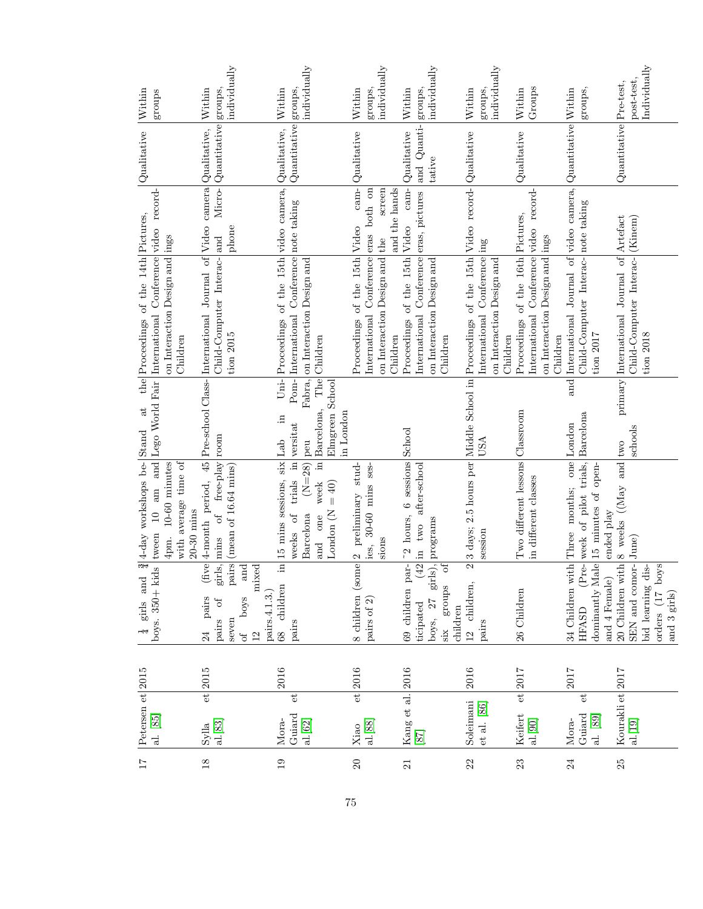| 17 | Petersen et al. [85] | 2015 | $\frac{1}{4}$ girls and $\frac{3}{4}$ boys. 350+ kids | 4-day workshops between 10 am and 4pm. 10-60 minutes with average time of 20-30 mins | Stand at the Lego World Fair | Proceedings of the 14th International Conference on Interaction Design and Children | Pictures, video recordings | Qualitative | Within groups |
|---|---|---|---|---|---|---|---|---|---|
| 18 | Sylla et al. [83] | 2015 | 24 pairs (five pairs of girls, seven pairs of boys and 12 mixed pairs.4.1.3.) | 4-month period, 45 mins of free-play (mean of 16.64 mins) | Pre-school Classroom | International Journal of Child-Computer Interaction 2015 | Video camera and Microphone | Qualitative, Quantitative | Within groups, individually |
| 19 | Mora-Guiard et al. [62] | 2016 | 68 children in pairs | 15 mins sessions, six weeks of trials in Barcelona (N=28) and one week in London (N = 40) | Lab in Universitat Pompeu Fabra, Barcelona, The Elmgreen School in London | Proceedings of the 15th International Conference on Interaction Design and Children | video camera, note taking | Qualitative, Quantitative | Within groups, individually |
| 20 | Xiao et al. [88] | 2016 | 8 children (some pairs of 2) | 2 preliminary studies, 30-60 mins sessions | | Proceedings of the 15th International Conference on Interaction Design and Children | Video cameras both on the screen and the hands | Qualitative | Within groups, individually |
| 21 | Kang et al. [87] | 2016 | 69 children participated (42 boys, 27 girls), six groups of children | ~2 hours, 6 sessions in two after-school programs | School | Proceedings of the 15th International Conference on Interaction Design and Children | Video cameras, pictures | Qualitative and Quantitative | Within groups, individually |
| 22 | Soleimani et al. [86] | 2016 | 12 children, 2 pairs | 3 days; 2.5 hours per session | Middle School in USA | Proceedings of the 15th International Conference on Interaction Design and Children | Video recording | Qualitative | Within groups, individually |
| 23 | Keifert et al. [90] | 2017 | 26 Children | Two different lessons in different classes | Classroom | Proceedings of the 16th International Conference on Interaction Design and Children | Pictures, video recordings | Qualitative | Within Groups |
| 24 | Mora-Guiard et al. [89] | 2017 | 34 Children with HFASD (Predominantly Male and 4 Female) | Three months; one week of pilot trials, 15 minutes of open-ended play | London and Barcelona | International Journal of Child-Computer Interaction 2017 | video camera, note taking | Quantitative | Within groups, |
| 25 | Kourakli et al. [19] | 2017 | 20 Children with SEN and comorbid learning disorders (17 boys and 3 girls) | 8 weeks ((May and June) | two primary schools | International Journal of Child-Computer Interaction 2018 | Artefact (Kinem) | Quantitative | Pre-test, post-test, Individually |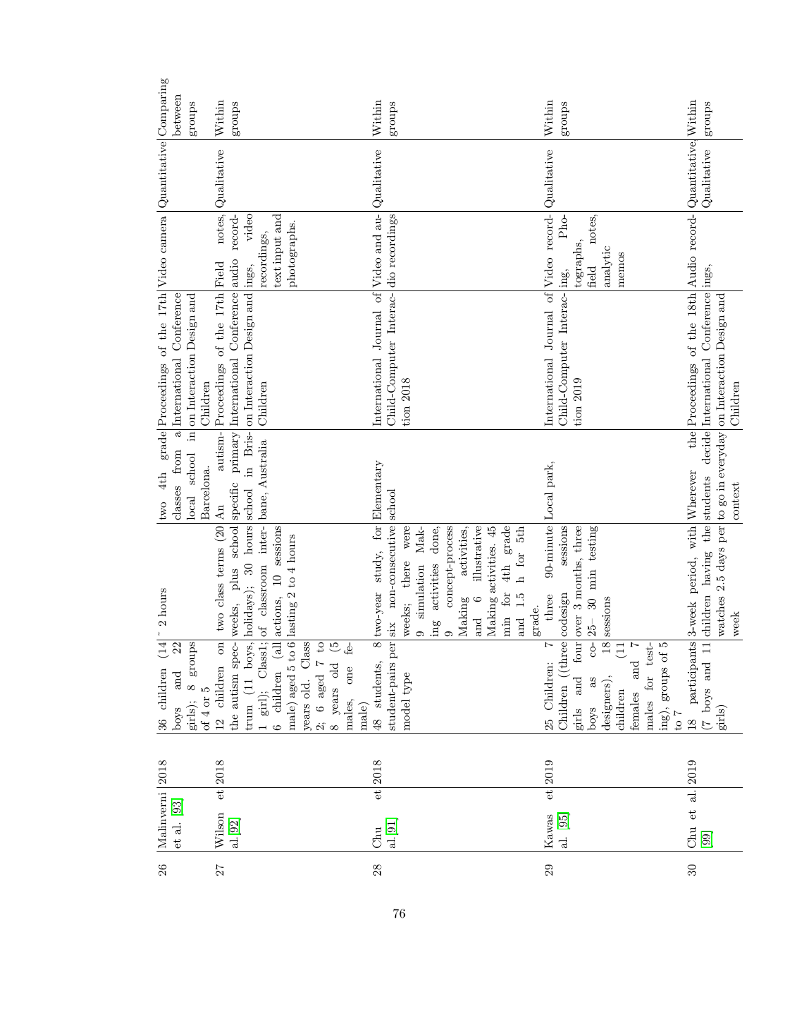| 26 | Malinverni et al. [93] | 2018 | 36 children (14 boys and 22 girls); 8 groups of 4 or 5 | ~ 2 hours | two 4th grade classes from a local school in Barcelona. | Proceedings of the 17th International Conference on Interaction Design and Children | Video camera | Quantitative | Comparing between groups |
|---|---|---|---|---|---|---|---|---|---|
| 27 | Wilson et al. [92] | 2018 | 12 children on the autism spectrum (11 boys, 1 girl); Class1; 6 children (all male) aged 5 to 6 years old. Class 2; 6 aged 7 to 8 years old (5 males, one female) | two class terms (20 weeks, plus school holidays); 30 hours of classroom interactions, 10 sessions lasting 2 to 4 hours | An autism-specific primary school in Brisbane, Australia | Proceedings of the 17th International Conference on Interaction Design and Children | Field notes, audio recordings, video recordings, text input and photographs. | Qualitative | Within groups |
| 28 | Chu et al. [91] | 2018 | 48 students, 8 student-pairs per model type | two-year study, for six non-consecutive weeks; there were 9 simulation Making activities done, 9 concept-process Making activities, and 6 illustrative Making activities. 45 min for 4th grade and 1.5 h for 5th grade. | Elementary school | International Journal of Child-Computer Interaction 2018 | Video and audio recordings | Qualitative | Within groups |
| 29 | Kawas et al. [95] | 2019 | 25 Children: 7 Children ((three girls and four boys as co-designers), 18 children (11 females and 7 males for testing), groups of 5 to 7 | three 90-minute codesign sessions over 3 months, three 25– 30 min testing sessions | Local park, | International Journal of Child-Computer Interaction 2019 | Video recording, Photographs, field notes, analytic memos | Qualitative | Within groups |
| 30 | Chu et al. [99] | 2019 | 18 participants (7 boys and 11 girls) | 3-week period, with children having the watches 2.5 days per week | Wherever the students decide to go in everyday context | Proceedings of the 18th International Conference on Interaction Design and Children | Audio recordings, | Quantitative, Qualitative | Within groups |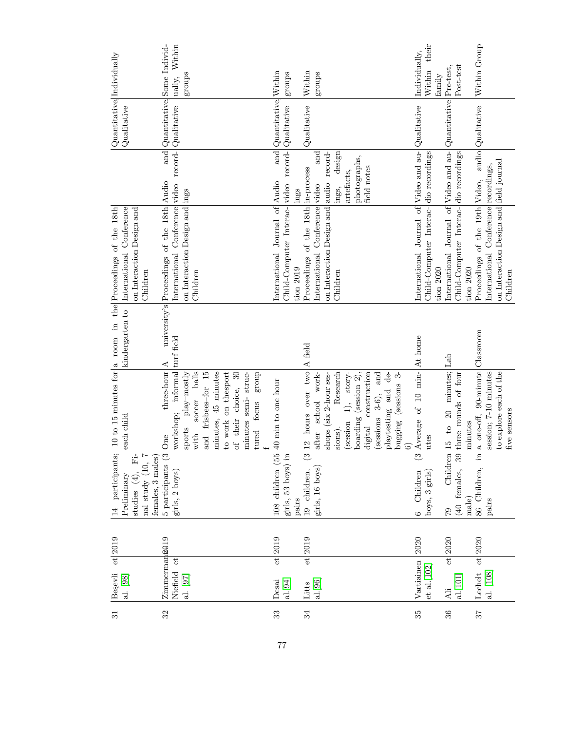| 31 | Beşevli et al. [98] | 2019 | 14 participants; Preliminary studies (4), Final study (10, 7 females, 3 males) | 10 to 15 minutes for each child | a room in the kindergarten to | Proceedings of the 18th International Conference on Interaction Design and Children | | Quantitative, Qualitative | Individually |
|---|---|---|---|---|---|---|---|---|---|
| 32 | Zimmermann-Niefield et al. [97] | 2019 | 5 participants (3 girls, 2 boys) | One three-hour workshop; informal sports play–mostly with soccer balls and frisbees–for 15 minutes, 45 minutes to work on thesport of their choice, 30 minutes semi- structured focus group f | A university's turf field | Proceedings of the 18th International Conference on Interaction Design and Children | Audio and video recordings | Quantitative, Qualitative | Some Individually, Within groups |
| 33 | Desai et al. [94] | 2019 | 108 children (55 girls, 53 boys) in pairs | 40 min to one hour | | International Journal of Child-Computer Interaction 2019 | Audio and video recordings | Quantitative, Qualitative | Within groups |
| 34 | Litts et al. [96] | 2019 | 19 children, (3 girls, 16 boys) | 12 hours over two after school workshops (six 2-hour sessions). Research (session 1), storyboarding (session 2), digital construction (sessions 3-6), and playtesting and debugging (sessions 3-6) | A field | Proceedings of the 18th International Conference on Interaction Design and Children | in-process video and audio recordings, design artefacts, photographs, field notes | Qualitative | Within groups |
| 35 | Vartiainen et al. [102] | 2020 | 6 Children (3 boys, 3 girls) | Average of 10 minutes | At home | International Journal of Child-Computer Interaction 2020 | Video and audio recordings | Qualitative | Individually, Within their family |
| 36 | Ali et al. [101] | 2020 | 79 Children (40 females, 39 male) | 15 to 20 minutes; three rounds of four minutes | Lab | International Journal of Child-Computer Interaction 2020 | Video and audio recordings | Quantitative | Pre-test, Post-test |
| 37 | Lechelt et al. [108] | 2020 | 86 Children, in pairs | a one-off, 90-minute session; 7-10 minutes to explore each of the five sensors | Classroom | Proceedings of the 19th International Conference on Interaction Design and Children | Video, audio recordings, field journal | Qualitative | Within Group |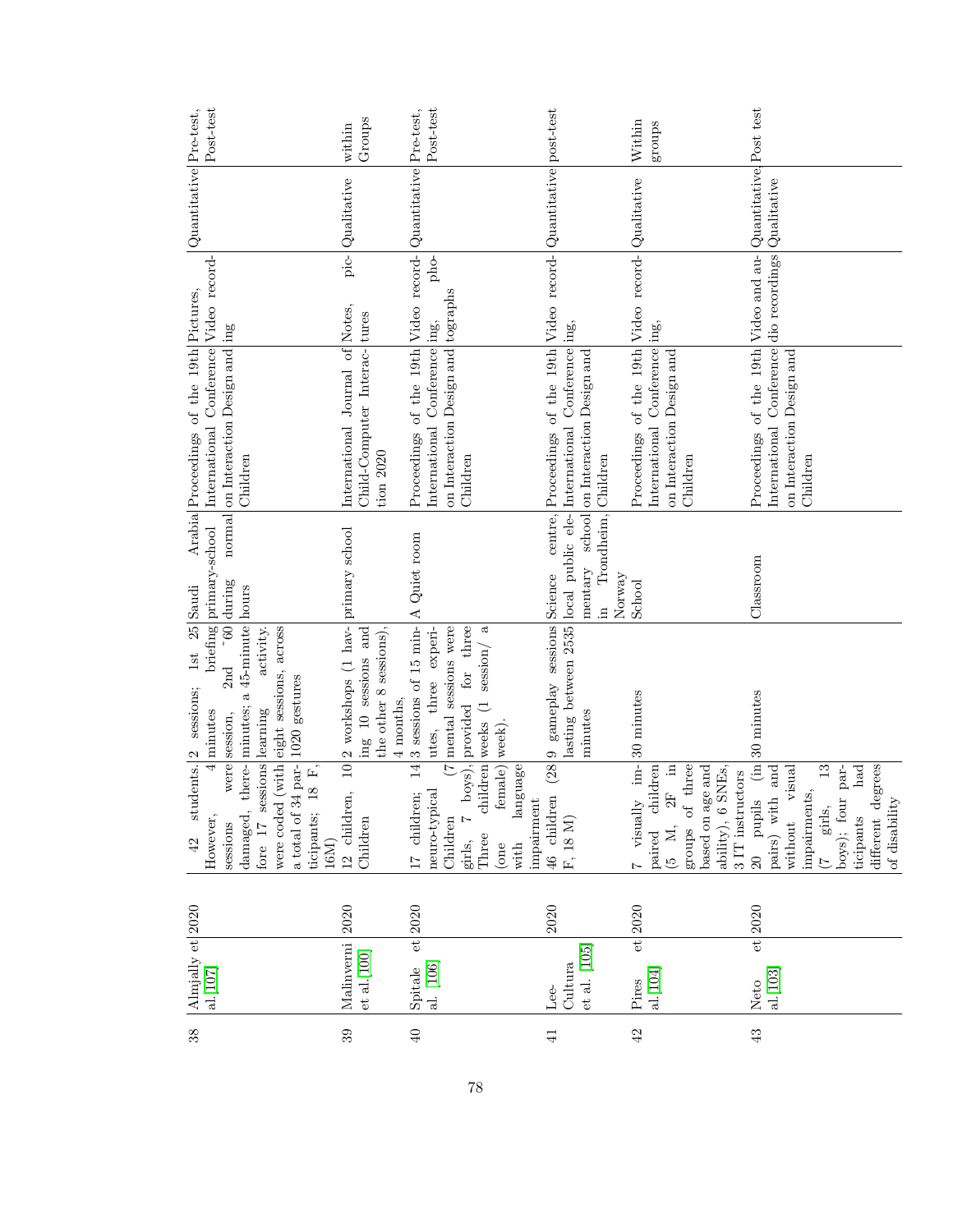| | | | | | | | | | |
|---|---|---|---|---|---|---|---|---|---|
| 38 | Almjally et al. [107] | 2020 | 42 students. However, sessions were damaged, therefore 17 sessions were coded (with a total of 34 participants; 18 F, 16M) | 2 sessions; 1st 25 minutes briefing session, 2nd ~60 minutes; a 45-minute learning activity. eight sessions, across 1020 gestures | Saudi Arabia primary-school during normal hours | Proceedings of the 19th International Conference on Interaction Design and Children | Pictures, Video recording | Quantitative | Pre-test, Post-test |
| 39 | Malinverni et al. [100] | 2020 | 12 children, 10 Children | 2 workshops (1 having 10 sessions and the other 8 sessions), 4 months, | primary school | International Journal of Child-Computer Interaction 2020 | Notes, pictures | Qualitative | within Groups |
| 40 | Spitale et al. [106] | 2020 | 17 children; 14 neuro-typical Children (7 girls, 7 boys), Three children (one female) with language impairment | 3 sessions of 15 minutes, three experimental sessions were provided for three weeks (1 session/ a week). | A Quiet room | Proceedings of the 19th International Conference on Interaction Design and Children | Video recording, photographs | Quantitative | Pre-test, Post-test |
| 41 | Lee-Cultura et al. [105] | 2020 | 46 children (28 F, 18 M) | 9 gameplay sessions lasting between 2535 minutes | Science centre, local public elementary school in Trondheim, Norway | Proceedings of the 19th International Conference on Interaction Design and Children | Video recording, | Quantitative | post-test |
| 42 | Pires et al. [104] | 2020 | 7 visually impaired children (5 M, 2F in groups of three based on age and ability), 6 SNEs, 3 IT instructors | 30 minutes | School | Proceedings of the 19th International Conference on Interaction Design and Children | Video recording, | Qualitative | Within groups |
| 43 | Neto et al. [103] | 2020 | 20 pupils (in pairs) with and without visual impairments, (7 girls, 13 boys); four participants had different degrees of disability | 30 minutes | Classroom | Proceedings of the 19th International Conference on Interaction Design and Children | Video and audio recordings | Quantitative, Qualitative | Post test |